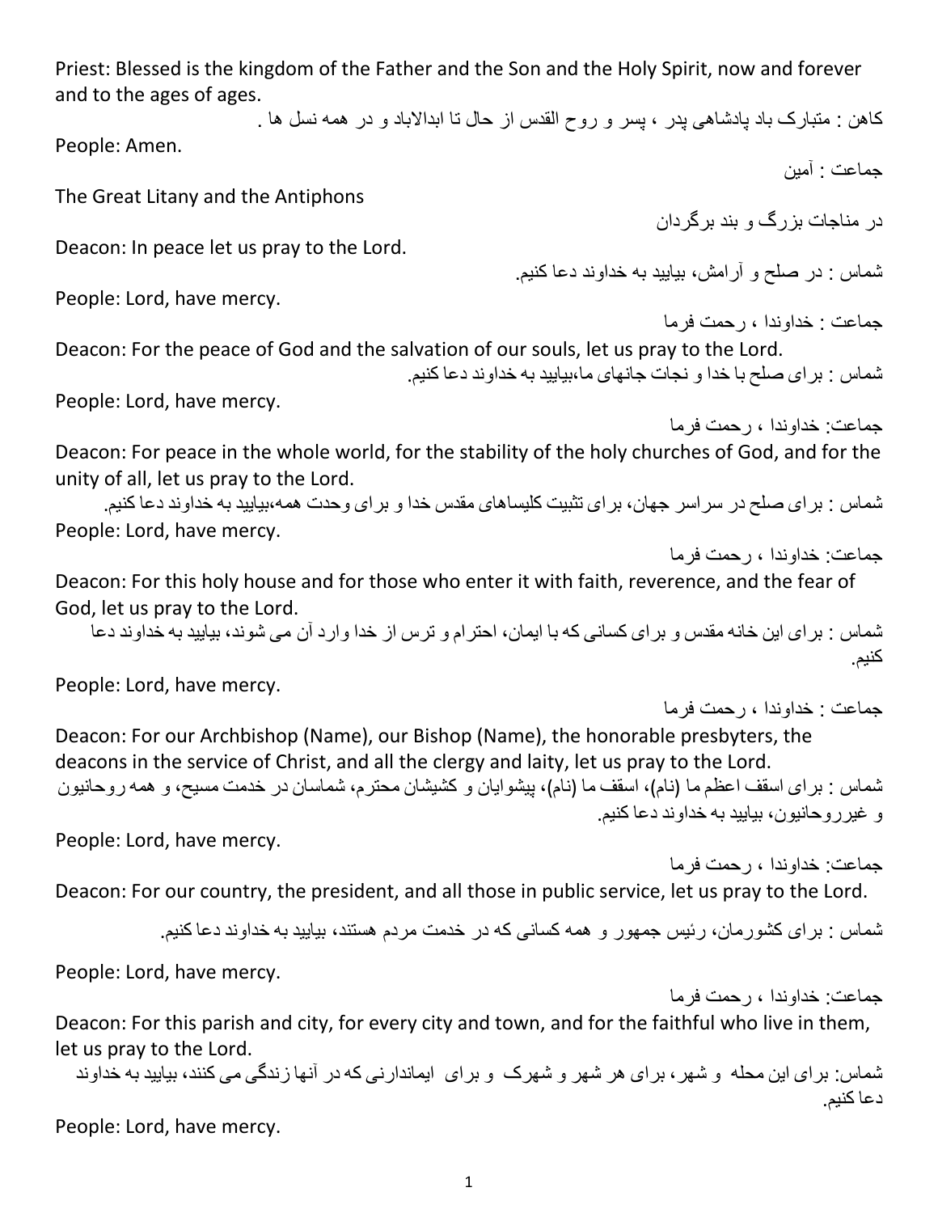Priest: Blessed is the kingdom of the Father and the Son and the Holy Spirit, now and forever and to the ages of ages.

کاهن : متبارک باد پادشاهی پدر ، پسر و روح القدس از حال تا ابدالاباد و در همه نسل ها .

People: Amen.

جماعت : آمین

The Great Litany and the Antiphons

در مناجات بزرگ و بند برگردان

Deacon: In peace let us pray to the Lord.

شماس : در صلح و آرامش، بیایید به خداوند دعا کنیم.

People: Lord, have mercy.

جماعت : خداوندا ، رحمت فرما

Deacon: For the peace of God and the salvation of our souls, let us pray to the Lord.

شماس : برای صلح با خدا و نجات جانهای ما،بیایید به خداوند دعا کنیم.

People: Lord, have mercy.

جماعت: خداوندا ، رحمت فرما

Deacon: For peace in the whole world, for the stability of the holy churches of God, and for the unity of all, let us pray to the Lord.

شماس : برای صلح در سراسر جهان، برای تثبیت کلیساهای مقدس خدا و برای وحدت همه،بیایید به خداوند دعا کنیم.

People: Lord, have mercy.

جماعت: خداوندا ، رحمت فرما

Deacon: For this holy house and for those who enter it with faith, reverence, and the fear of God, let us pray to the Lord.

شماس : برای این خانه مقدس و برای کسانی که با ایمان، احترام و ترس از خدا وارد آن می شوند، بیایید به خداوند دعا کنیم.

People: Lord, have mercy.

جماعت : خداوندا ، رحمت فرما

Deacon: For our Archbishop (Name), our Bishop (Name), the honorable presbyters, the deacons in the service of Christ, and all the clergy and laity, let us pray to the Lord.

شماس : برای اسقف اعظم ما (نام)، اسقف ما (نام)، پیشوایان و کشیشان محترم، شماسان در خدمت مسیح، و همه روحانیون و غیرروحانیون، بیایید به خداوند دعا کنیم.

People: Lord, have mercy.

جماعت: خداوندا ، رحمت فرما

Deacon: For our country, the president, and all those in public service, let us pray to the Lord.

شماس : برای کشورمان، رئیس جمهور و همه کسانی که در خدمت مردم هستند، بیایید به خداوند دعا کنیم.

People: Lord, have mercy.

جماعت: خداوندا ، رحمت فرما

Deacon: For this parish and city, for every city and town, and for the faithful who live in them, let us pray to the Lord.

شماس: برای این محله و شهر، برای هر شهر و شهرک و برای ایماندارنی که در آنها زندگی می کنند، بیایید به خداوند دعا کنیم.

People: Lord, have mercy.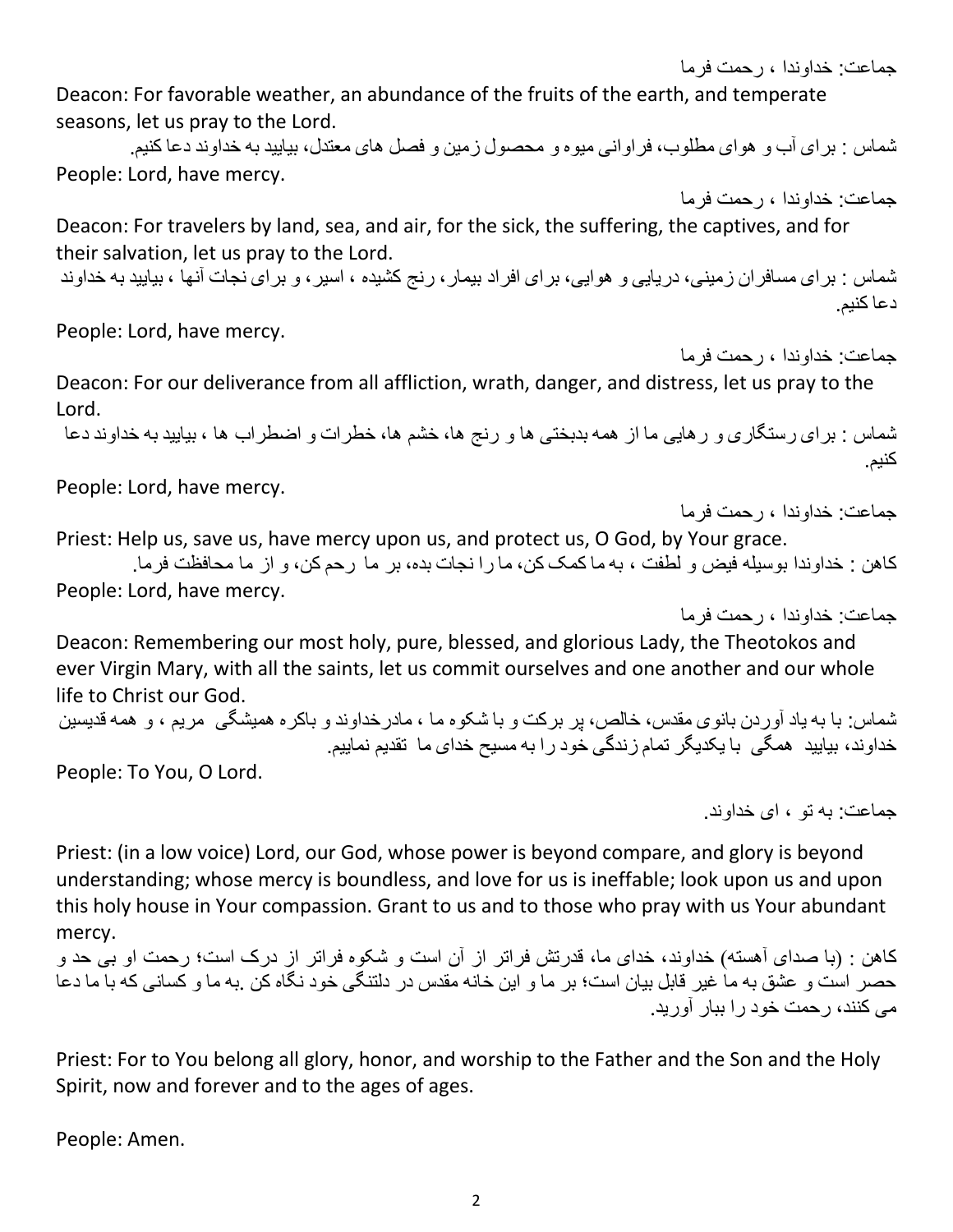جماعت: خداوندا ، رحمت فرما

Deacon: For favorable weather, an abundance of the fruits of the earth, and temperate seasons, let us pray to the Lord.

شماس : برای آب و هوای مطلوب، فراوانی میوه و محصول زمین و فصل های معتدل، بیایید به خداوند دعا کنیم.

People: Lord, have mercy.

جماعت: خداوندا ، رحمت فرما

Deacon: For travelers by land, sea, and air, for the sick, the suffering, the captives, and for their salvation, let us pray to the Lord.

شماس : برای مسافران زمینی، دریایی و هوایی، برای افراد بیمار، رنج کشیده ، اسیر، و برای نجات آنها ، بیایید به خداوند دعا کنیم.

People: Lord, have mercy.

جماعت: خداوندا ، رحمت فرما

Deacon: For our deliverance from all affliction, wrath, danger, and distress, let us pray to the Lord.

شماس : برای رستگاری و رهایی ما از همه بدبختی ها و رنج ها، خشم ها، خطرات و اضطراب ها ، بیایید به خداوند دعا کنیم.

People: Lord, have mercy.

جماعت: خداوندا ، رحمت فرما

Priest: Help us, save us, have mercy upon us, and protect us, O God, by Your grace.

کاهن : خداوندا بوسیله فیض و لطفت ، به ما کمک کن، ما را نجات بده، بر ما رحم کن، و از ما محافظت فرما.

People: Lord, have mercy.

جماعت: خداوندا ، رحمت فرما

Deacon: Remembering our most holy, pure, blessed, and glorious Lady, the Theotokos and ever Virgin Mary, with all the saints, let us commit ourselves and one another and our whole life to Christ our God.

شماس: با به یاد آوردن بانوی مقدس، خالص، پر برکت و با شکوه ما ، مادرخداوند و باکره همیشگی مریم ، و همه قدیسین خداوند، بیایید همگی با یکدیگر تمام زندگی خود را به مسیح خدای ما تقدیم نماییم.

People: To You, O Lord.

جماعت: به تو ، ای خداوند.

Priest: (in a low voice) Lord, our God, whose power is beyond compare, and glory is beyond understanding; whose mercy is boundless, and love for us is ineffable; look upon us and upon this holy house in Your compassion. Grant to us and to those who pray with us Your abundant mercy.

کاهن : (با صدای آهسته) خداوند، خدای ما، قدرتش فراتر از آن است و شکوه فراتر از درک است؛ رحمت او بی حد و حصر است و عشق به ما غیر قابل بیان است؛ بر ما و این خانه مقدس در دلتنگی خود نگاه کن .به ما و کسانی که با ما دعا می کنند، رحمت خود را ببار آورید.

Priest: For to You belong all glory, honor, and worship to the Father and the Son and the Holy Spirit, now and forever and to the ages of ages.

People: Amen.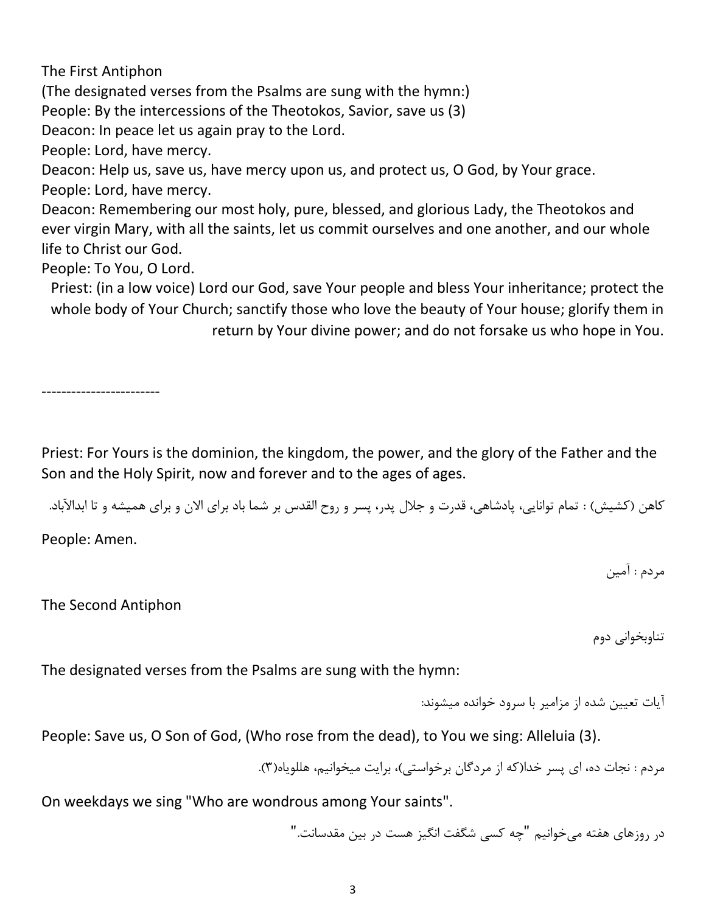The First Antiphon

(The designated verses from the Psalms are sung with the hymn:)

People: By the intercessions of the Theotokos, Savior, save us (3)

Deacon: In peace let us again pray to the Lord.

People: Lord, have mercy.

Deacon: Help us, save us, have mercy upon us, and protect us, O God, by Your grace.

People: Lord, have mercy.

Deacon: Remembering our most holy, pure, blessed, and glorious Lady, the Theotokos and ever virgin Mary, with all the saints, let us commit ourselves and one another, and our whole life to Christ our God.

People: To You, O Lord.

Priest: (in a low voice) Lord our God, save Your people and bless Your inheritance; protect the whole body of Your Church; sanctify those who love the beauty of Your house; glorify them in return by Your divine power; and do not forsake us who hope in You.

------------------------

Priest: For Yours is the dominion, the kingdom, the power, and the glory of the Father and the Son and the Holy Spirit, now and forever and to the ages of ages.

کاهن (کشیش) : تمام توانایی، پادشاهی، قدرت و جلال پدر، پسر و روح القدس بر شما باد برای الان و برای همیشه و تا ابدالآباد.

People: Amen.

مردم : آمین

The Second Antiphon

تناوبخوانی دوم

The designated verses from the Psalms are sung with the hymn:

آیات تعیین شده از مزامیر با سرود خوانده میشوند:

People: Save us, O Son of God, (Who rose from the dead), to You we sing: Alleluia (3).

مردم : نجات ده، ای پسر خدا(که از مردگان برخواستی)، برایت میخوانیم، هللویاه(۳).

On weekdays we sing "Who are wondrous among Your saints".

در روزهای هفته می‌خوانیم "چه کسی شگفت انگیز هست در بین مقدسانت."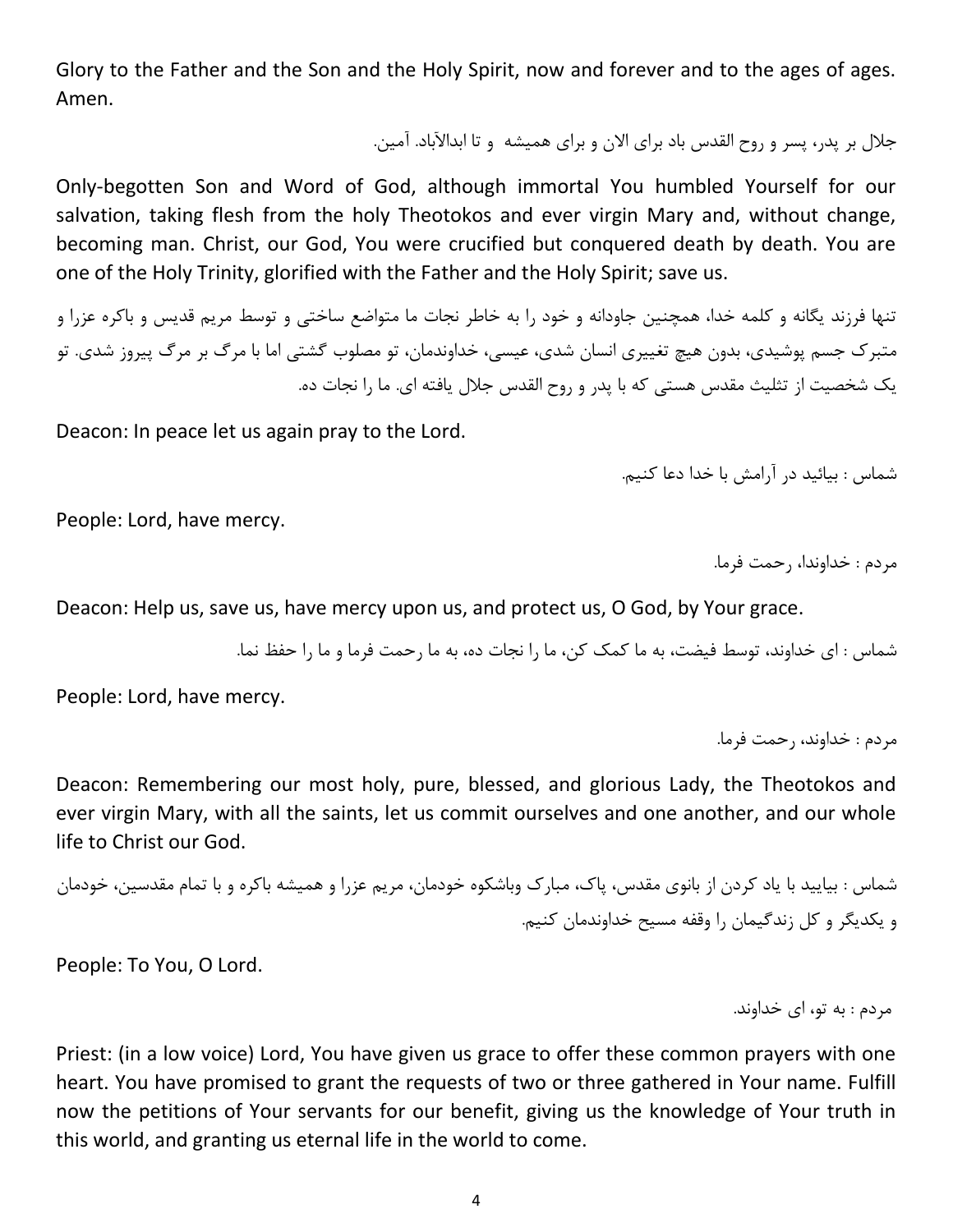Glory to the Father and the Son and the Holy Spirit, now and forever and to the ages of ages. Amen.

جلال بر پدر، پسر و روح القدس باد برای الان و برای همیشه  و تا ابدالآباد. آمین.

Only-begotten Son and Word of God, although immortal You humbled Yourself for our salvation, taking flesh from the holy Theotokos and ever virgin Mary and, without change, becoming man. Christ, our God, You were crucified but conquered death by death. You are one of the Holy Trinity, glorified with the Father and the Holy Spirit; save us.

تنها فرزند یگانه و کلمه خدا، همچنین جاودانه و خود را به خاطر نجات ما متواضع ساختی و توسط مریم قدیس و باکره عزرا و متبرک جسم پوشیدی، بدون هیچ تغییری انسان شدی، عیسی، خداوندمان، تو مصلوب گشتی اما با مرگ بر مرگ پیروز شدی. تو یک شخصیت از تثلیث مقدس هستی که با پدر و روح القدس جلال یافته ای. ما را نجات ده.

Deacon: In peace let us again pray to the Lord.

شماس : بیائید در آرامش با خدا دعا کنیم.

People: Lord, have mercy.

مردم : خداوندا، رحمت فرما.

Deacon: Help us, save us, have mercy upon us, and protect us, O God, by Your grace.

شماس : ای خداوند، توسط فیضت، به ما کمک کن، ما را نجات ده، به ما رحمت فرما و ما را حفظ نما.

People: Lord, have mercy.

مردم : خداوند، رحمت فرما.

Deacon: Remembering our most holy, pure, blessed, and glorious Lady, the Theotokos and ever virgin Mary, with all the saints, let us commit ourselves and one another, and our whole life to Christ our God.

شماس : بیایید با یاد کردن از بانوی مقدس، پاک، مبارک وباشکوه خودمان، مریم عزرا و همیشه باکره و با تمام مقدسین، خودمان و یکدیگر و کل زندگیمان را وقفه مسیح خداوندمان کنیم.

People: To You, O Lord.

مردم : به تو، ای خداوند.

Priest: (in a low voice) Lord, You have given us grace to offer these common prayers with one heart. You have promised to grant the requests of two or three gathered in Your name. Fulfill now the petitions of Your servants for our benefit, giving us the knowledge of Your truth in this world, and granting us eternal life in the world to come.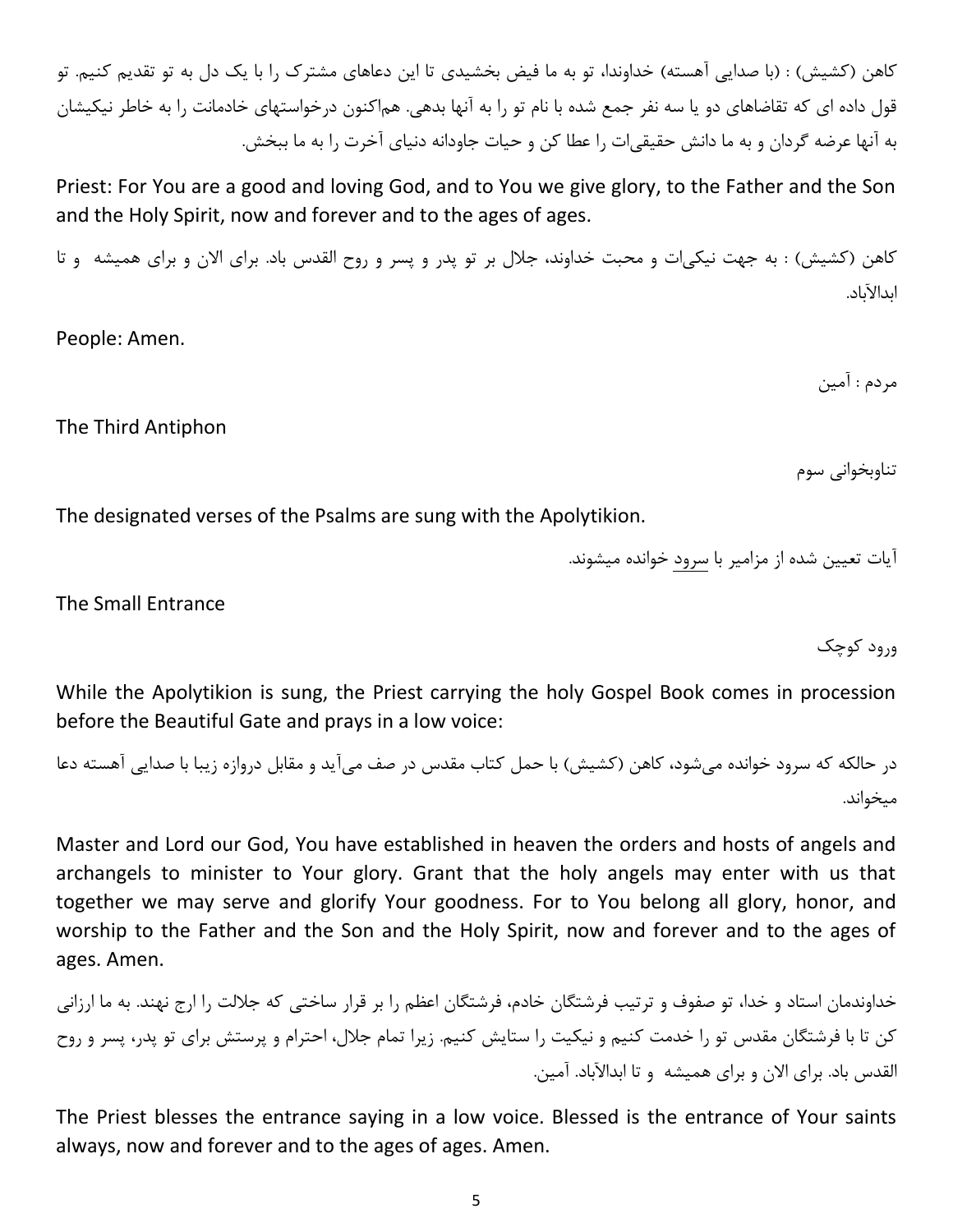کاهن (کشیش) : (با صدایی آهسته) خداوندا، تو به ما فیض بخشیدی تا این دعاهای مشترک را با یک دل به تو تقدیم کنیم. تو قول داده ای که تقاضاهای دو یا سه نفر جمع شده با نام تو را به آنها بدهی. هم‌اکنون درخواستهای خادمانت را به خاطر نیکیشان به آنها عرضه گردان و به ما دانش حقیقی‌ات را عطا کن و حیات جاودانه دنیای آخرت را به ما ببخش.

Priest: For You are a good and loving God, and to You we give glory, to the Father and the Son and the Holy Spirit, now and forever and to the ages of ages.

کاهن (کشیش) : به جهت نیکی‌ات و محبت خداوند، جلال بر تو پدر و پسر و روح القدس باد. برای الان و برای همیشه و تا ابدالآباد.

People: Amen.

مردم : آمین

The Third Antiphon

تناوبخوانی سوم

The designated verses of the Psalms are sung with the Apolytikion.

آیات تعیین شده از مزامیر با سرود خوانده میشوند.

The Small Entrance

ورود کوچک

While the Apolytikion is sung, the Priest carrying the holy Gospel Book comes in procession before the Beautiful Gate and prays in a low voice:

در حالکه که سرود خوانده می‌شود، کاهن (کشیش) با حمل کتاب مقدس در صف می‌آید و مقابل دروازه زیبا با صدایی آهسته دعا میخواند.

Master and Lord our God, You have established in heaven the orders and hosts of angels and archangels to minister to Your glory. Grant that the holy angels may enter with us that together we may serve and glorify Your goodness. For to You belong all glory, honor, and worship to the Father and the Son and the Holy Spirit, now and forever and to the ages of ages. Amen.

خداوندمان استاد و خدا، تو صفوف و ترتیب فرشتگان خادم، فرشتگان اعظم را بر قرار ساختی که جلالت را ارج نهند. به ما ارزانی کن تا با فرشتگان مقدس تو را خدمت کنیم و نیکیت را ستایش کنیم. زیرا تمام جلال، احترام و پرستش برای تو پدر، پسر و روح القدس باد. برای الان و برای همیشه و تا ابدالآباد. آمین.

The Priest blesses the entrance saying in a low voice. Blessed is the entrance of Your saints always, now and forever and to the ages of ages. Amen.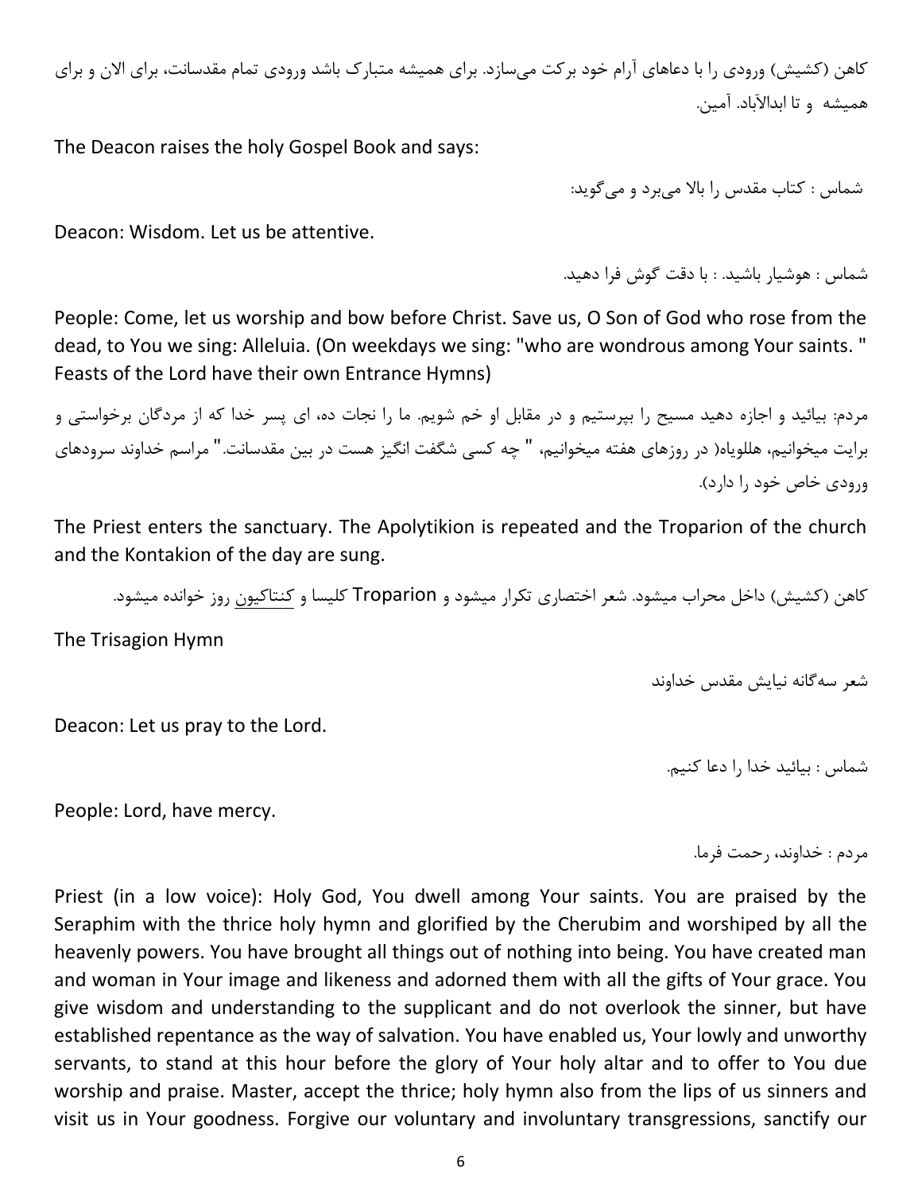کاهن (کشیش) ورودی را با دعاهای آرام خود برکت می‌سازد. برای همیشه متبارک باشد ورودی تمام مقدسانت، برای الان و برای همیشه  و تا ابدالآباد. آمین.

The Deacon raises the holy Gospel Book and says:

شماس : کتاب مقدس را بالا می‌برد و می‌گوید:

Deacon: Wisdom. Let us be attentive.

شماس : هوشیار باشید. : با دقت گوش فرا دهید.

People: Come, let us worship and bow before Christ. Save us, O Son of God who rose from the dead, to You we sing: Alleluia. (On weekdays we sing: "who are wondrous among Your saints. " Feasts of the Lord have their own Entrance Hymns)

مردم: بیائید و اجازه دهید مسیح را بپرستیم و در مقابل او خم شویم. ما را نجات ده، ای پسر خدا که از مردگان برخواستی و برایت میخوانیم، هللویاه( در روزهای هفته میخوانیم، " چه کسی شگفت انگیز هست در بین مقدسانت." مراسم خداوند سرودهای ورودی خاص خود را دارد).

The Priest enters the sanctuary. The Apolytikion is repeated and the Troparion of the church and the Kontakion of the day are sung.

کاهن (کشیش) داخل محراب میشود. شعر اختصاری تکرار میشود و Troparion کلیسا و کنتاکیون روز خوانده میشود.

The Trisagion Hymn

شعر سه‌گانه نیایش مقدس خداوند

Deacon: Let us pray to the Lord.

شماس : بیائید خدا را دعا کنیم.

People: Lord, have mercy.

مردم : خداوند، رحمت فرما.

Priest (in a low voice): Holy God, You dwell among Your saints. You are praised by the Seraphim with the thrice holy hymn and glorified by the Cherubim and worshiped by all the heavenly powers. You have brought all things out of nothing into being. You have created man and woman in Your image and likeness and adorned them with all the gifts of Your grace. You give wisdom and understanding to the supplicant and do not overlook the sinner, but have established repentance as the way of salvation. You have enabled us, Your lowly and unworthy servants, to stand at this hour before the glory of Your holy altar and to offer to You due worship and praise. Master, accept the thrice; holy hymn also from the lips of us sinners and visit us in Your goodness. Forgive our voluntary and involuntary transgressions, sanctify our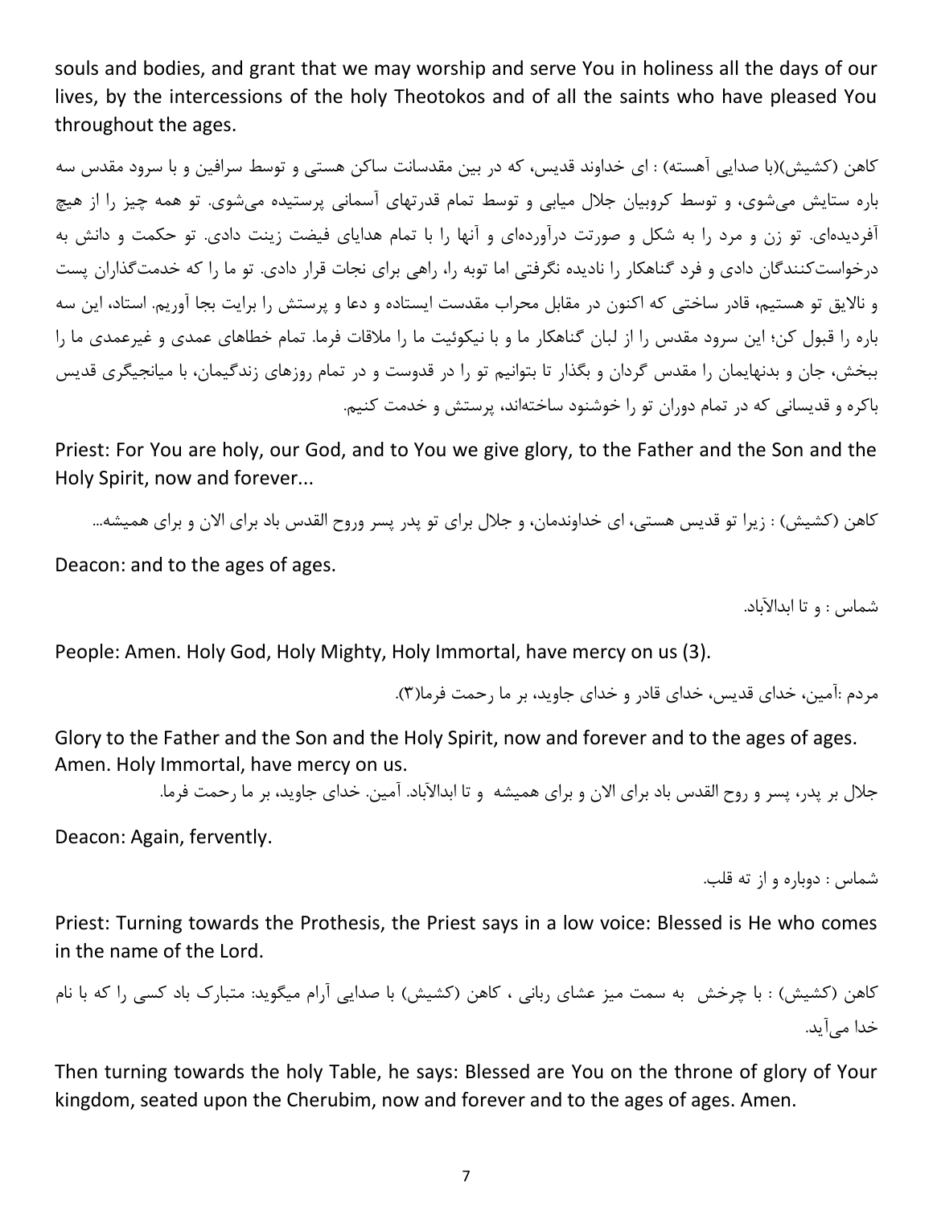souls and bodies, and grant that we may worship and serve You in holiness all the days of our lives, by the intercessions of the holy Theotokos and of all the saints who have pleased You throughout the ages.

کاهن (کشیش)(با صدایی آهسته) : ای خداوند قدیس، که در بین مقدسانت ساکن هستی و توسط سرافین و با سرود مقدس سه باره ستایش می‌شوی، و توسط کروبیان جلال میابی و توسط تمام قدرتهای آسمانی پرستیده می‌شوی. تو همه چیز را از هیچ آفریده‌ای. تو زن و مرد را به شکل و صورتت درآورده‌ای و آنها را با تمام هدایای فیضت زینت دادی. تو حکمت و دانش به درخواست‌کنندگان دادی و فرد گناهکار را نادیده نگرفتی اما توبه را، راهی برای نجات قرار دادی. تو ما را که خدمت‌گذاران پست و نالایق تو هستیم، قادر ساختی که اکنون در مقابل محراب مقدست ایستاده و دعا و پرستش را برایت بجا آوریم. استاد، این سه باره را قبول کن؛ این سرود مقدس را از لبان گناهکار ما و با نیکوئیت ما را ملاقات فرما. تمام خطاهای عمدی و غیرعمدی ما را ببخش، جان و بدنهایمان را مقدس گردان و بگذار تا بتوانیم تو را در قدوست و در تمام روزهای زندگیمان، با میانجیگری قدیس باکره و قدیسانی که در تمام دوران تو را خوشنود ساخته‌اند، پرستش و خدمت کنیم.

Priest: For You are holy, our God, and to You we give glory, to the Father and the Son and the Holy Spirit, now and forever...

کاهن (کشیش) : زیرا تو قدیس هستی، ای خداوندمان، و جلال برای تو پدر پسر وروح القدس باد برای الان و برای همیشه...

Deacon: and to the ages of ages.

شماس : و تا ابدالآباد.

People: Amen. Holy God, Holy Mighty, Holy Immortal, have mercy on us (3).

مردم :آمین، خدای قدیس، خدای قادر و خدای جاوید، بر ما رحمت فرما(۳).

Glory to the Father and the Son and the Holy Spirit, now and forever and to the ages of ages. Amen. Holy Immortal, have mercy on us.

جلال بر پدر، پسر و روح القدس باد برای الان و برای همیشه و تا ابدالآباد. آمین. خدای جاوید، بر ما رحمت فرما.

Deacon: Again, fervently.

شماس : دوباره و از ته قلب.

Priest: Turning towards the Prothesis, the Priest says in a low voice: Blessed is He who comes in the name of the Lord.

کاهن (کشیش) : با چرخش به سمت میز عشای ربانی ، کاهن (کشیش) با صدایی آرام میگوید: متبارک باد کسی را که با نام خدا می‌آید.

Then turning towards the holy Table, he says: Blessed are You on the throne of glory of Your kingdom, seated upon the Cherubim, now and forever and to the ages of ages. Amen.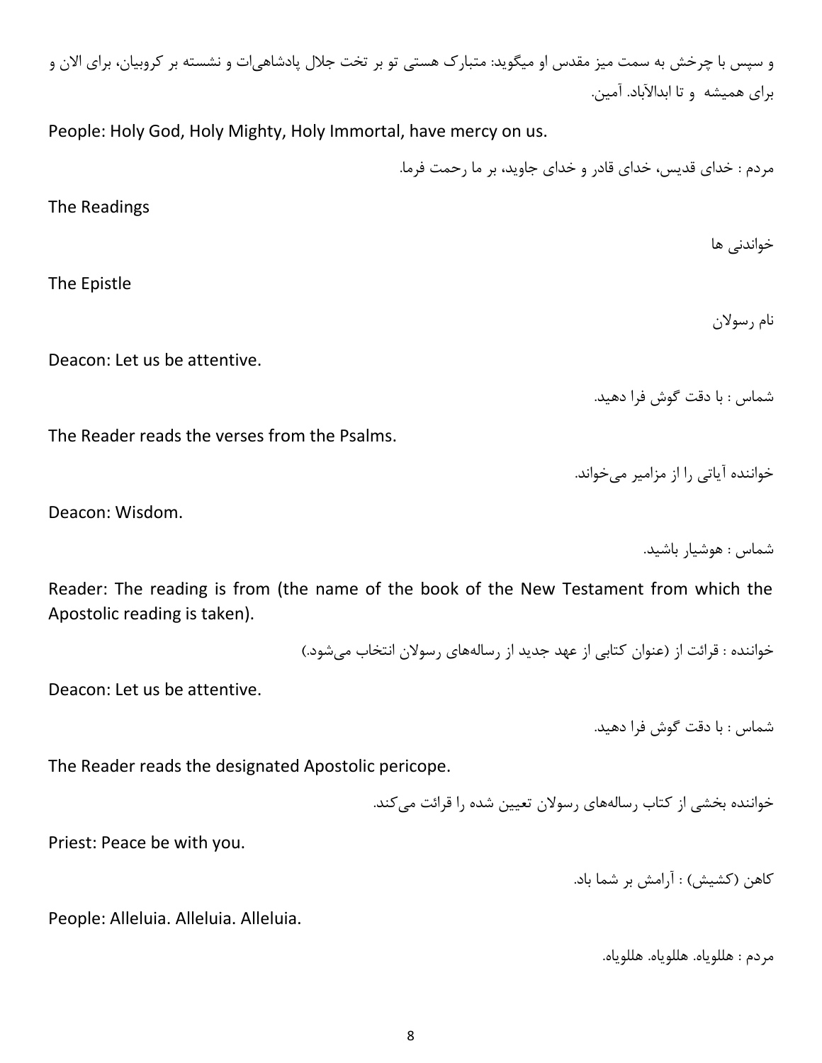و سپس با چرخش به سمت میز مقدس او میگوید: متبارک هستی تو بر تخت جلال پادشاهی‌ات و نشسته بر کروبیان، برای الان و برای همیشه  و تا ابدالآباد. آمین.

People: Holy God, Holy Mighty, Holy Immortal, have mercy on us.

مردم : خدای قدیس، خدای قادر و خدای جاوید، بر ما رحمت فرما.

The Readings

خواندنی ها

The Epistle

نام رسولان

Deacon: Let us be attentive.

شماس : با دقت گوش فرا دهید.

The Reader reads the verses from the Psalms.

خواننده آیاتی را از مزامیر می‌خواند.

Deacon: Wisdom.

شماس : هوشیار باشید.

Reader: The reading is from (the name of the book of the New Testament from which the Apostolic reading is taken).

خواننده : قرائت از (عنوان کتابی از عهد جدید از رساله‌های رسولان انتخاب می‌شود.)

Deacon: Let us be attentive.

شماس : با دقت گوش فرا دهید.

The Reader reads the designated Apostolic pericope.

خواننده بخشی از کتاب رساله‌های رسولان تعیین شده را قرائت می‌کند.

Priest: Peace be with you.

کاهن (کشیش) : آرامش بر شما باد.

People: Alleluia. Alleluia. Alleluia.

مردم : هللویاه. هللویاه. هللویاه.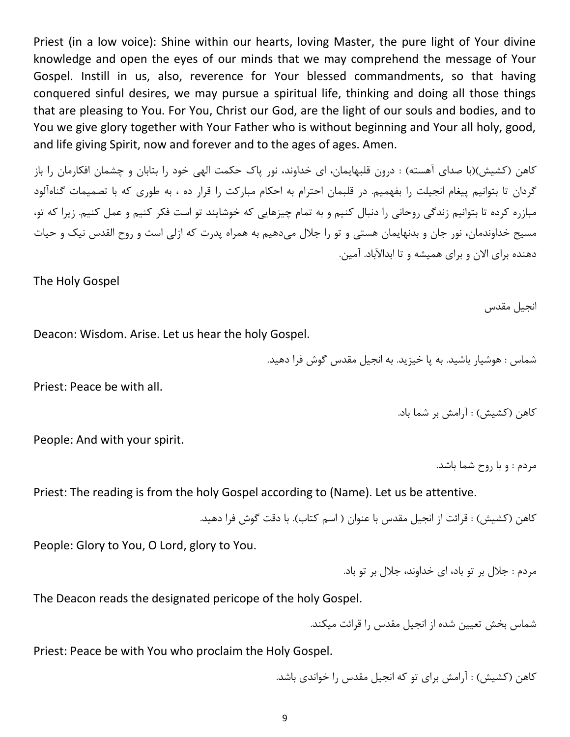Priest (in a low voice): Shine within our hearts, loving Master, the pure light of Your divine knowledge and open the eyes of our minds that we may comprehend the message of Your Gospel. Instill in us, also, reverence for Your blessed commandments, so that having conquered sinful desires, we may pursue a spiritual life, thinking and doing all those things that are pleasing to You. For You, Christ our God, are the light of our souls and bodies, and to You we give glory together with Your Father who is without beginning and Your all holy, good, and life giving Spirit, now and forever and to the ages of ages. Amen.

کاهن (کشیش)(با صدای آهسته) : درون قلبهایمان، ای خداوند، نور پاک حکمت الهی خود را بتابان و چشمان افکارمان را باز گردان تا بتوانیم پیغام انجیلت را بفهمیم. در قلبمان احترام به احکام مبارکت را قرار ده ، به طوری که با تصمیمات گناه‌آلود مبارزه کرده تا بتوانیم زندگی روحانی را دنبال کنیم و به تمام چیزهایی که خوشایند تو است فکر کنیم و عمل کنیم. زیرا که تو، مسیح خداوندمان، نور جان و بدنهایمان هستی و تو را جلال می‌دهیم به همراه پدرت که ازلی است و روح القدس نیک و حیات دهنده برای الان و برای همیشه و تا ابدالآباد. آمین.

## The Holy Gospel

## انجیل مقدس

Deacon: Wisdom. Arise. Let us hear the holy Gospel.

شماس : هوشیار باشید. به پا خیزید. به انجیل مقدس گوش فرا دهید.

Priest: Peace be with all.

کاهن (کشیش) : آرامش بر شما باد.

People: And with your spirit.

مردم : و با روح شما باشد.

Priest: The reading is from the holy Gospel according to (Name). Let us be attentive.

کاهن (کشیش) : قرائت از انجیل مقدس با عنوان ( اسم کتاب). با دقت گوش فرا دهید.

People: Glory to You, O Lord, glory to You.

مردم : جلال بر تو باد، ای خداوند، جلال بر تو باد.

The Deacon reads the designated pericope of the holy Gospel.

شماس بخش تعیین شده از انجیل مقدس را قرائت میکند.

Priest: Peace be with You who proclaim the Holy Gospel.

کاهن (کشیش) : آرامش برای تو که انجیل مقدس را خواندی باشد.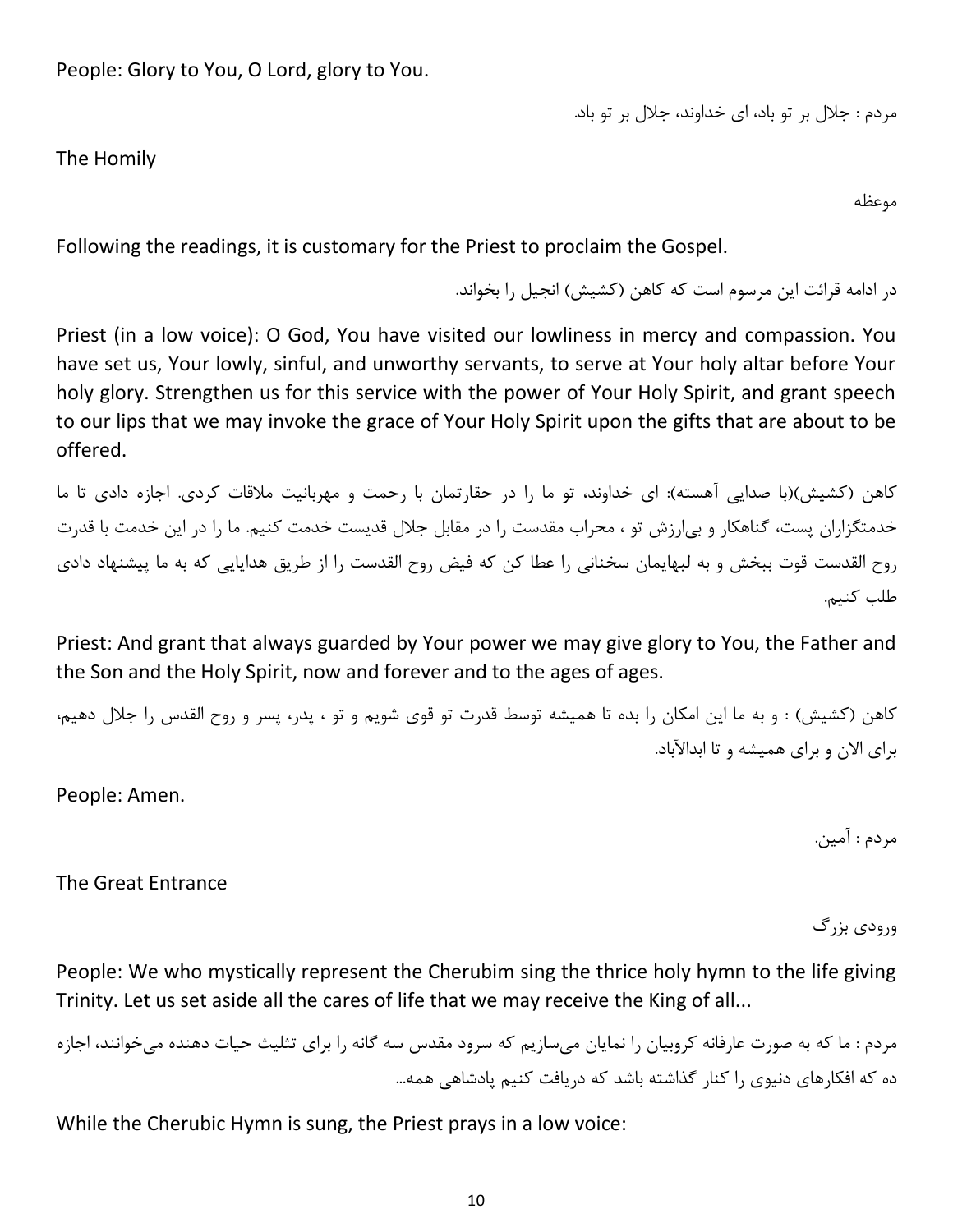People: Glory to You, O Lord, glory to You.

مردم : جلال بر تو باد، ای خداوند، جلال بر تو باد.

## The Homily

## موعظه

Following the readings, it is customary for the Priest to proclaim the Gospel.

در ادامه قرائت این مرسوم است که کاهن (کشیش) انجیل را بخواند.

Priest (in a low voice): O God, You have visited our lowliness in mercy and compassion. You have set us, Your lowly, sinful, and unworthy servants, to serve at Your holy altar before Your holy glory. Strengthen us for this service with the power of Your Holy Spirit, and grant speech to our lips that we may invoke the grace of Your Holy Spirit upon the gifts that are about to be offered.

کاهن (کشیش)(با صدایی آهسته): ای خداوند، تو ما را در حقارتمان با رحمت و مهربانیت ملاقات کردی. اجازه دادی تا ما خدمتگزاران پست، گناهکار و بی‌ارزش تو ، محراب مقدست را در مقابل جلال قدیست خدمت کنیم. ما را در این خدمت با قدرت روح القدست قوت ببخش و به لبهایمان سخنانی را عطا کن که فیض روح القدست را از طریق هدایایی که به ما پیشنهاد دادی طلب کنیم.

Priest: And grant that always guarded by Your power we may give glory to You, the Father and the Son and the Holy Spirit, now and forever and to the ages of ages.

کاهن (کشیش) : و به ما این امکان را بده تا همیشه توسط قدرت تو قوی شویم و تو ، پدر، پسر و روح القدس را جلال دهیم، برای الان و برای همیشه و تا ابدالآباد.

People: Amen.

مردم : آمین.

## The Great Entrance

## ورودی بزرگ

People: We who mystically represent the Cherubim sing the thrice holy hymn to the life giving Trinity. Let us set aside all the cares of life that we may receive the King of all...

مردم : ما که به صورت عارفانه کروبیان را نمایان می‌سازیم که سرود مقدس سه گانه را برای تثلیث حیات دهنده می‌خوانند، اجازه ده که افکارهای دنیوی را کنار گذاشته باشد که دریافت کنیم پادشاهی همه...

While the Cherubic Hymn is sung, the Priest prays in a low voice: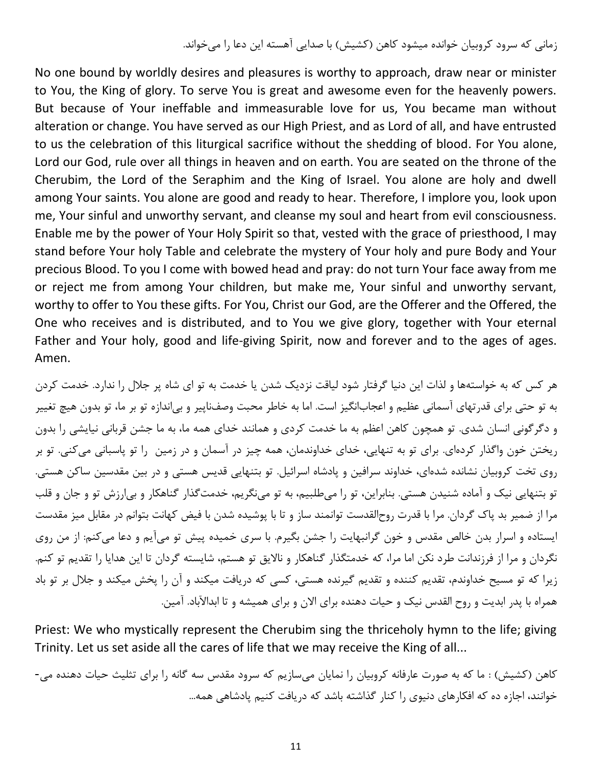زمانی که سرود کروبیان خوانده میشود کاهن (کشیش) با صدایی آهسته این دعا را می‌خواند.

No one bound by worldly desires and pleasures is worthy to approach, draw near or minister to You, the King of glory. To serve You is great and awesome even for the heavenly powers. But because of Your ineffable and immeasurable love for us, You became man without alteration or change. You have served as our High Priest, and as Lord of all, and have entrusted to us the celebration of this liturgical sacrifice without the shedding of blood. For You alone, Lord our God, rule over all things in heaven and on earth. You are seated on the throne of the Cherubim, the Lord of the Seraphim and the King of Israel. You alone are holy and dwell among Your saints. You alone are good and ready to hear. Therefore, I implore you, look upon me, Your sinful and unworthy servant, and cleanse my soul and heart from evil consciousness. Enable me by the power of Your Holy Spirit so that, vested with the grace of priesthood, I may stand before Your holy Table and celebrate the mystery of Your holy and pure Body and Your precious Blood. To you I come with bowed head and pray: do not turn Your face away from me or reject me from among Your children, but make me, Your sinful and unworthy servant, worthy to offer to You these gifts. For You, Christ our God, are the Offerer and the Offered, the One who receives and is distributed, and to You we give glory, together with Your eternal Father and Your holy, good and life-giving Spirit, now and forever and to the ages of ages. Amen.

هر کس که به خواسته‌ها و لذات این دنیا گرفتار شود لیاقت نزدیک شدن یا خدمت به تو ای شاه پر جلال را ندارد. خدمت کردن به تو حتی برای قدرتهای آسمانی عظیم و اعجاب‌انگیز است. اما به خاطر محبت وصف‌ناپیر و بی‌اندازه تو بر ما، تو بدون هیچ تغییر و دگرگونی انسان شدی. تو همچون کاهن اعظم به ما خدمت کردی و همانند خدای همه ما، به ما جشن قربانی نیایشی را بدون ریختن خون واگذار کرده‌ای. برای تو به تنهایی، خدای خداوندمان، همه چیز در آسمان و در زمین را تو پاسبانی می‌کنی. تو بر روی تخت کروبیان نشانده شده‌ای، خداوند سرافین و پادشاه اسرائیل. تو بتنهایی قدیس هستی و در بین مقدسین ساکن هستی. تو بتنهایی نیک و آماده شنیدن هستی. بنابراین، تو را می‌طلبیم، به تو می‌نگریم، خدمت‌گذار گناهکار و بی‌ارزش تو و جان و قلب مرا از ضمیر بد پاک گردان. مرا با قدرت روح‌القدست توانمند ساز و تا با پوشیده شدن با فیض کهانت بتوانم در مقابل میز مقدست ایستاده و اسرار بدن خالص مقدس و خون گرانبهایت را جشن بگیرم. با سری خمیده پیش تو می‌آیم و دعا می‌کنم: از من روی نگردان و مرا از فرزندانت طرد نکن اما مرا، که خدمتگذار گناهکار و نالایق تو هستم، شایسته گردان تا این هدایا را تقدیم تو کنم. زیرا که تو مسیح خداوندم، تقدیم کننده و تقدیم گیرنده هستی، کسی که دریافت میکند و آن را پخش میکند و جلال بر تو باد همراه با پدر ابدیت و روح القدس نیک و حیات دهنده برای الان و برای همیشه و تا ابدالآباد. آمین.

Priest: We who mystically represent the Cherubim sing the thriceholy hymn to the life; giving Trinity. Let us set aside all the cares of life that we may receive the King of all...

کاهن (کشیش) : ما که به صورت عارفانه کروبیان را نمایان می‌سازیم که سرود مقدس سه گانه را برای تثلیث حیات دهنده می‌خوانند، اجازه ده که افکارهای دنیوی را کنار گذاشته باشد که دریافت کنیم پادشاهی همه...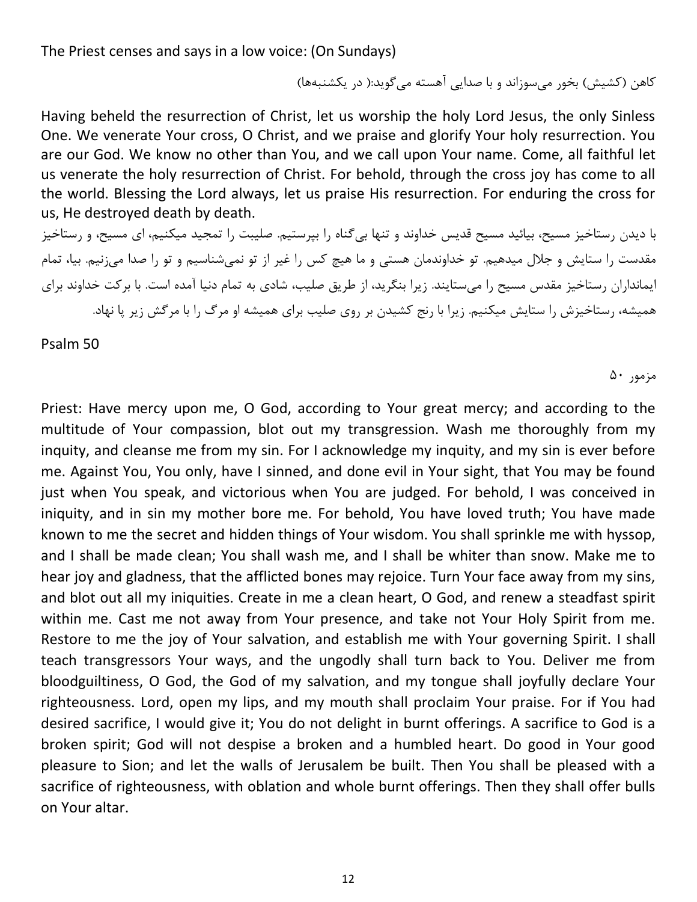The Priest censes and says in a low voice: (On Sundays)

کاهن (کشیش) بخور می‌سوزاند و با صدایی آهسته می‌گوید:( در یکشنبه‌ها)

Having beheld the resurrection of Christ, let us worship the holy Lord Jesus, the only Sinless One. We venerate Your cross, O Christ, and we praise and glorify Your holy resurrection. You are our God. We know no other than You, and we call upon Your name. Come, all faithful let us venerate the holy resurrection of Christ. For behold, through the cross joy has come to all the world. Blessing the Lord always, let us praise His resurrection. For enduring the cross for us, He destroyed death by death.

با دیدن رستاخیز مسیح، بیائید مسیح قدیس خداوند و تنها بی‌گناه را بپرستیم. صلیبت را تمجید میکنیم، ای مسیح، و رستاخیز مقدست را ستایش و جلال میدهیم. تو خداوندمان هستی و ما هیچ کس را غیر از تو نمی‌شناسیم و تو را صدا می‌زنیم. بیا، تمام ایمانداران رستاخیز مقدس مسیح را می‌ستایند. زیرا بنگرید، از طریق صلیب، شادی به تمام دنیا آمده است. با برکت خداوند برای همیشه، رستاخیزش را ستایش میکنیم. زیرا با رنج کشیدن بر روی صلیب برای همیشه او مرگ را با مرگش زیر پا نهاد.

Psalm 50

مزمور ۵۰

Priest: Have mercy upon me, O God, according to Your great mercy; and according to the multitude of Your compassion, blot out my transgression. Wash me thoroughly from my inquity, and cleanse me from my sin. For I acknowledge my inquity, and my sin is ever before me. Against You, You only, have I sinned, and done evil in Your sight, that You may be found just when You speak, and victorious when You are judged. For behold, I was conceived in iniquity, and in sin my mother bore me. For behold, You have loved truth; You have made known to me the secret and hidden things of Your wisdom. You shall sprinkle me with hyssop, and I shall be made clean; You shall wash me, and I shall be whiter than snow. Make me to hear joy and gladness, that the afflicted bones may rejoice. Turn Your face away from my sins, and blot out all my iniquities. Create in me a clean heart, O God, and renew a steadfast spirit within me. Cast me not away from Your presence, and take not Your Holy Spirit from me. Restore to me the joy of Your salvation, and establish me with Your governing Spirit. I shall teach transgressors Your ways, and the ungodly shall turn back to You. Deliver me from bloodguiltiness, O God, the God of my salvation, and my tongue shall joyfully declare Your righteousness. Lord, open my lips, and my mouth shall proclaim Your praise. For if You had desired sacrifice, I would give it; You do not delight in burnt offerings. A sacrifice to God is a broken spirit; God will not despise a broken and a humbled heart. Do good in Your good pleasure to Sion; and let the walls of Jerusalem be built. Then You shall be pleased with a sacrifice of righteousness, with oblation and whole burnt offerings. Then they shall offer bulls on Your altar.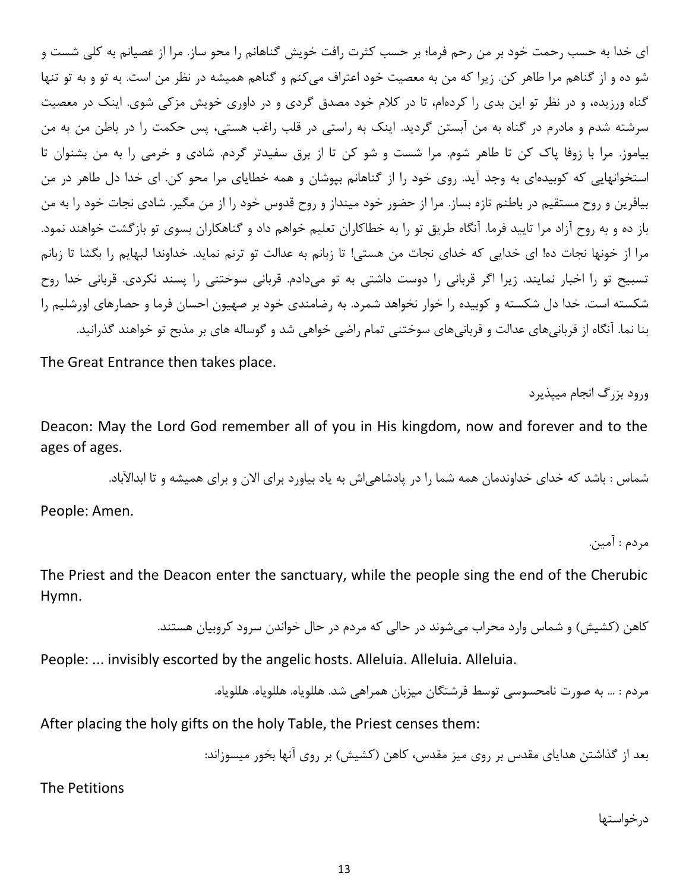ای خدا به حسب رحمت خود بر من رحم فرما؛ بر حسب کثرت رافت خویش گناهانم را محو ساز. مرا از عصیانم به کلی شست و شو ده و از گناهم مرا طاهر کن. زیرا که من به معصیت خود اعتراف می‌کنم و گناهم همیشه در نظر من است. به تو و به تو تنها گناه ورزیده، و در نظر تو این بدی را کرده‌ام، تا در کلام خود مصدق گردی و در داوری خویش مزکی شوی. اینک در معصیت سرشته شدم و مادرم در گناه به من آبستن گردید. اینک به راستی در قلب راغب هستی، پس حکمت را در باطن من به من بیاموز. مرا با زوفا پاک کن تا طاهر شوم. مرا شست و شو کن تا از برق سفیدتر گردم. شادی و خرمی را به من بشنوان تا استخوانهایی که کوبیده‌ای به وجد آید. روی خود را از گناهانم بپوشان و همه خطایای مرا محو کن. ای خدا دل طاهر در من بیافرین و روح مستقیم در باطنم تازه بساز. مرا از حضور خود میانداز و روح قدوس خود را از من مگیر. شادی نجات خود را به من باز ده و به روح آزاد مرا تایید فرما. آنگاه طریق تو را به خطاکاران تعلیم خواهم داد و گناهکاران بسوی تو بازگشت خواهند نمود. مرا از خونها نجات ده! ای خدایی که خدای نجات من هستی! تا زبانم به عدالت تو ترنم نماید. خداوندا لبهایم را بگشا تا زبانم تسبیح تو را اخبار نمایند. زیرا اگر قربانی را دوست داشتی به تو می‌دادم. قربانی سوختنی را پسند نکردی. قربانی خدا روح شکسته است. خدا دل شکسته و کوبیده را خوار نخواهد شمرد. به رضامندی خود بر صهیون احسان فرما و حصارهای اورشلیم را بنا نما. آنگاه از قربانی‌های عدالت و قربانی‌های سوختنی تمام راضی خواهی شد و گوساله های بر مذبح تو خواهند گذرانید.

The Great Entrance then takes place.

ورود بزرگ انجام میپذیرد

Deacon: May the Lord God remember all of you in His kingdom, now and forever and to the ages of ages.

شماس : باشد که خدای خداوندمان همه شما را در پادشاهی‌اش به یاد بیاورد برای الان و برای همیشه و تا ابدالآباد.

People: Amen.

مردم : آمین.

The Priest and the Deacon enter the sanctuary, while the people sing the end of the Cherubic Hymn.

کاهن (کشیش) و شماس وارد محراب می‌شوند در حالی که مردم در حال خواندن سرود کروبیان هستند.

People: ... invisibly escorted by the angelic hosts. Alleluia. Alleluia. Alleluia.

مردم : ... به صورت نامحسوسی توسط فرشتگان میزبان همراهی شد. هللویاه. هللویاه. هللویاه.

After placing the holy gifts on the holy Table, the Priest censes them:

بعد از گذاشتن هدایای مقدس بر روی میز مقدس، کاهن (کشیش) بر روی آنها بخور میسوزاند:

The Petitions

درخواستها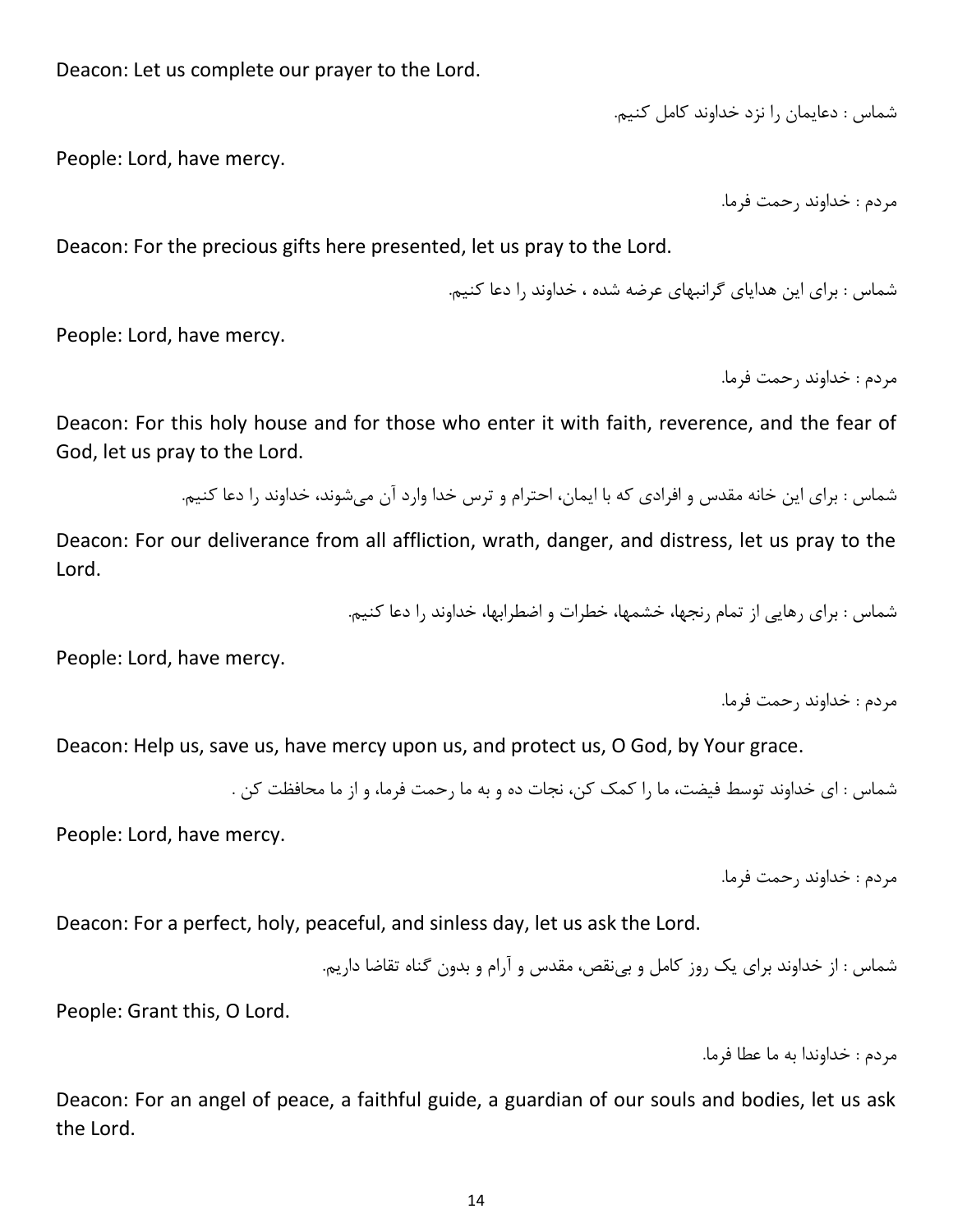Deacon: Let us complete our prayer to the Lord.

شماس : دعایمان را نزد خداوند کامل کنیم.

People: Lord, have mercy.

مردم : خداوند رحمت فرما.

Deacon: For the precious gifts here presented, let us pray to the Lord.

شماس : برای این هدایای گرانبهای عرضه شده ، خداوند را دعا کنیم.

People: Lord, have mercy.

مردم : خداوند رحمت فرما.

Deacon: For this holy house and for those who enter it with faith, reverence, and the fear of God, let us pray to the Lord.

شماس : برای این خانه مقدس و افرادی که با ایمان، احترام و ترس خدا وارد آن می‌شوند، خداوند را دعا کنیم.

Deacon: For our deliverance from all affliction, wrath, danger, and distress, let us pray to the Lord.

شماس : برای رهایی از تمام رنجها، خشمها، خطرات و اضطرابها، خداوند را دعا کنیم.

People: Lord, have mercy.

مردم : خداوند رحمت فرما.

Deacon: Help us, save us, have mercy upon us, and protect us, O God, by Your grace.

شماس : ای خداوند توسط فیضت، ما را کمک کن، نجات ده و به ما رحمت فرما، و از ما محافظت کن .

People: Lord, have mercy.

مردم : خداوند رحمت فرما.

Deacon: For a perfect, holy, peaceful, and sinless day, let us ask the Lord.

شماس : از خداوند برای یک روز کامل و بی‌نقص، مقدس و آرام و بدون گناه تقاضا داریم.

People: Grant this, O Lord.

مردم : خداوندا به ما عطا فرما.

Deacon: For an angel of peace, a faithful guide, a guardian of our souls and bodies, let us ask the Lord.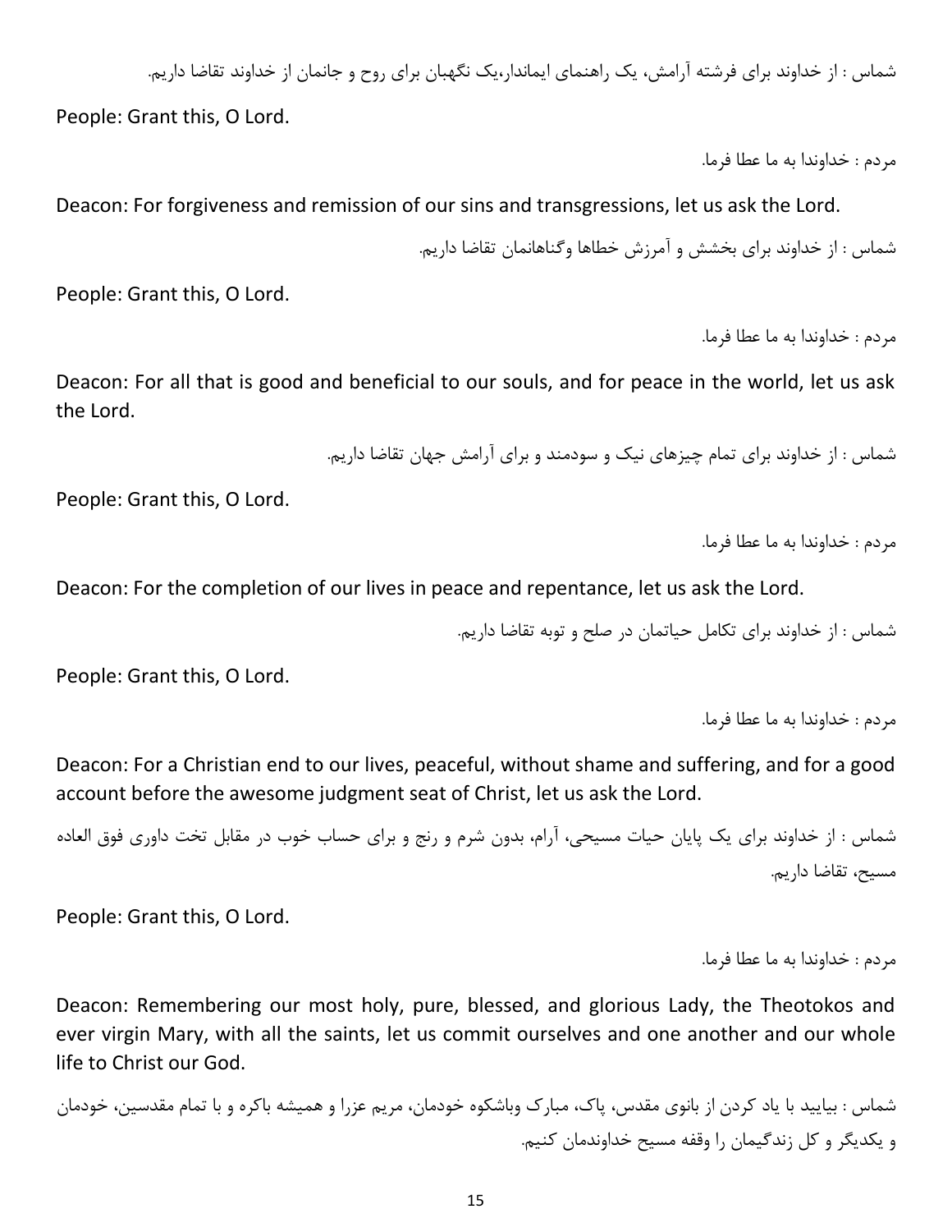شماس : از خداوند برای فرشته آرامش، یک راهنمای ایماندار،یک نگهبان برای روح و جانمان از خداوند تقاضا داریم.

People: Grant this, O Lord.

مردم : خداوندا به ما عطا فرما.

Deacon: For forgiveness and remission of our sins and transgressions, let us ask the Lord.

شماس : از خداوند برای بخشش و آمرزش خطاها وگناهانمان تقاضا داریم.

People: Grant this, O Lord.

مردم : خداوندا به ما عطا فرما.

Deacon: For all that is good and beneficial to our souls, and for peace in the world, let us ask the Lord.

شماس : از خداوند برای تمام چیزهای نیک و سودمند و برای آرامش جهان تقاضا داریم.

People: Grant this, O Lord.

مردم : خداوندا به ما عطا فرما.

Deacon: For the completion of our lives in peace and repentance, let us ask the Lord.

شماس : از خداوند برای تکامل حیاتمان در صلح و توبه تقاضا داریم.

People: Grant this, O Lord.

مردم : خداوندا به ما عطا فرما.

Deacon: For a Christian end to our lives, peaceful, without shame and suffering, and for a good account before the awesome judgment seat of Christ, let us ask the Lord.

شماس : از خداوند برای یک پایان حیات مسیحی، آرام، بدون شرم و رنج و برای حساب خوب در مقابل تخت داوری فوق العاده مسیح، تقاضا داریم.

People: Grant this, O Lord.

مردم : خداوندا به ما عطا فرما.

Deacon: Remembering our most holy, pure, blessed, and glorious Lady, the Theotokos and ever virgin Mary, with all the saints, let us commit ourselves and one another and our whole life to Christ our God.

شماس : بیایید با یاد کردن از بانوی مقدس، پاک، مبارک وباشکوه خودمان، مریم عزرا و همیشه باکره و با تمام مقدسین، خودمان و یکدیگر و کل زندگیمان را وقفه مسیح خداوندمان کنیم.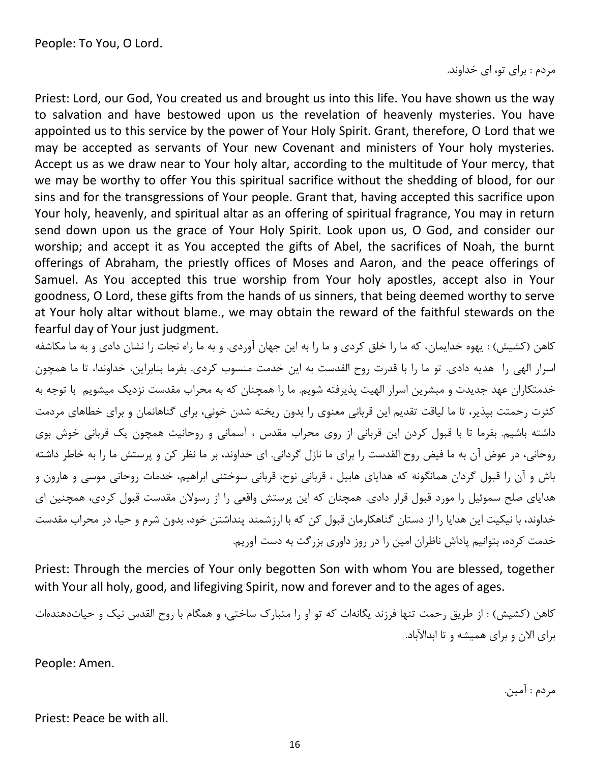People: To You, O Lord.

مردم : برای تو، ای خداوند.

Priest: Lord, our God, You created us and brought us into this life. You have shown us the way to salvation and have bestowed upon us the revelation of heavenly mysteries. You have appointed us to this service by the power of Your Holy Spirit. Grant, therefore, O Lord that we may be accepted as servants of Your new Covenant and ministers of Your holy mysteries. Accept us as we draw near to Your holy altar, according to the multitude of Your mercy, that we may be worthy to offer You this spiritual sacrifice without the shedding of blood, for our sins and for the transgressions of Your people. Grant that, having accepted this sacrifice upon Your holy, heavenly, and spiritual altar as an offering of spiritual fragrance, You may in return send down upon us the grace of Your Holy Spirit. Look upon us, O God, and consider our worship; and accept it as You accepted the gifts of Abel, the sacrifices of Noah, the burnt offerings of Abraham, the priestly offices of Moses and Aaron, and the peace offerings of Samuel. As You accepted this true worship from Your holy apostles, accept also in Your goodness, O Lord, these gifts from the hands of us sinners, that being deemed worthy to serve at Your holy altar without blame., we may obtain the reward of the faithful stewards on the fearful day of Your just judgment.

کاهن (کشیش) : یهوه خدایمان، که ما را خلق کردی و ما را به این جهان آوردی. و به ما راه نجات را نشان دادی و به ما مکاشفه اسرار الهی را هدیه دادی. تو ما را با قدرت روح القدست به این خدمت منسوب کردی. بفرما بنابراین، خداوندا، تا ما همچون خدمتکاران عهد جدیدت و مبشرین اسرار الهیت پذیرفته شویم. ما را همچنان که به محراب مقدست نزدیک میشویم با توجه به کثرت رحمتت بپذیر، تا ما لیاقت تقدیم این قربانی معنوی را بدون ریخته شدن خونی، برای گناهانمان و برای خطاهای مردمت داشته باشیم. بفرما تا با قبول کردن این قربانی از روی محراب مقدس ، آسمانی و روحانیت همچون یک قربانی خوش بوی روحانی، در عوض آن به ما فیض روح القدست را برای ما نازل گردانی. ای خداوند، بر ما نظر کن و پرستش ما را به خاطر داشته باش و آن را قبول گردان همانگونه که هدایای هابیل ، قربانی نوح، قربانی سوختنی ابراهیم، خدمات روحانی موسی و هارون و هدایای صلح سموئیل را مورد قبول قرار دادی. همچنان که این پرستش واقعی را از رسولان مقدست قبول کردی، همچنین ای خداوند، با نیکیت این هدایا را از دستان گناهکارمان قبول کن که با ارزشمند پنداشتن خود، بدون شرم و حیا، در محراب مقدست خدمت کرده، بتوانیم پاداش ناظران امین را در روز داوری بزرگت به دست آوریم.

Priest: Through the mercies of Your only begotten Son with whom You are blessed, together with Your all holy, good, and lifegiving Spirit, now and forever and to the ages of ages.

کاهن (کشیش) : از طریق رحمت تنها فرزند یگانه‌ات که تو او را متبارک ساختی، و همگام با روح القدس نیک و حیات‌دهنده‌ات برای الان و برای همیشه و تا ابدالآباد.

People: Amen.

مردم : آمین.

Priest: Peace be with all.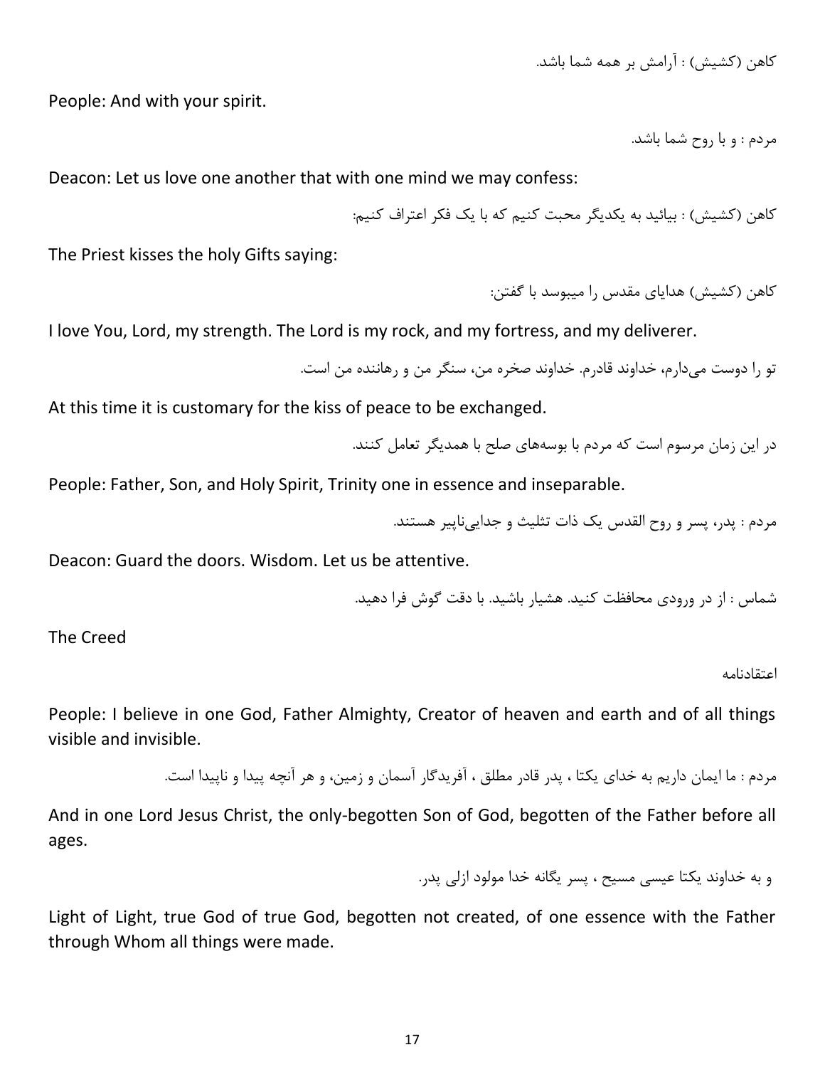کاهن (کشیش) : آرامش بر همه شما باشد.

People: And with your spirit.

مردم : و با روح شما باشد.

Deacon: Let us love one another that with one mind we may confess:

کاهن (کشیش) : بیائید به یکدیگر محبت کنیم که با یک فکر اعتراف کنیم:

The Priest kisses the holy Gifts saying:

کاهن (کشیش) هدایای مقدس را میبوسد با گفتن:

I love You, Lord, my strength. The Lord is my rock, and my fortress, and my deliverer.

تو را دوست می‌دارم، خداوند قادرم. خداوند صخره من، سنگر من و رهاننده من است.

At this time it is customary for the kiss of peace to be exchanged.

در این زمان مرسوم است که مردم با بوسه‌های صلح با همدیگر تعامل کنند.

People: Father, Son, and Holy Spirit, Trinity one in essence and inseparable.

مردم : پدر، پسر و روح القدس یک ذات تثلیث و جدایی‌ناپیر هستند.

Deacon: Guard the doors. Wisdom. Let us be attentive.

شماس : از در ورودی محافظت کنید. هشیار باشید. با دقت گوش فرا دهید.

## The Creed

## اعتقادنامه

People: I believe in one God, Father Almighty, Creator of heaven and earth and of all things visible and invisible.

مردم : ما ایمان داریم به خدای یکتا ، پدر قادر مطلق ، آفریدگار آسمان و زمین، و هر آنچه پیدا و ناپیدا است.

And in one Lord Jesus Christ, the only-begotten Son of God, begotten of the Father before all ages.

و به خداوند یکتا عیسی مسیح ، پسر یگانه خدا مولود ازلی پدر.

Light of Light, true God of true God, begotten not created, of one essence with the Father through Whom all things were made.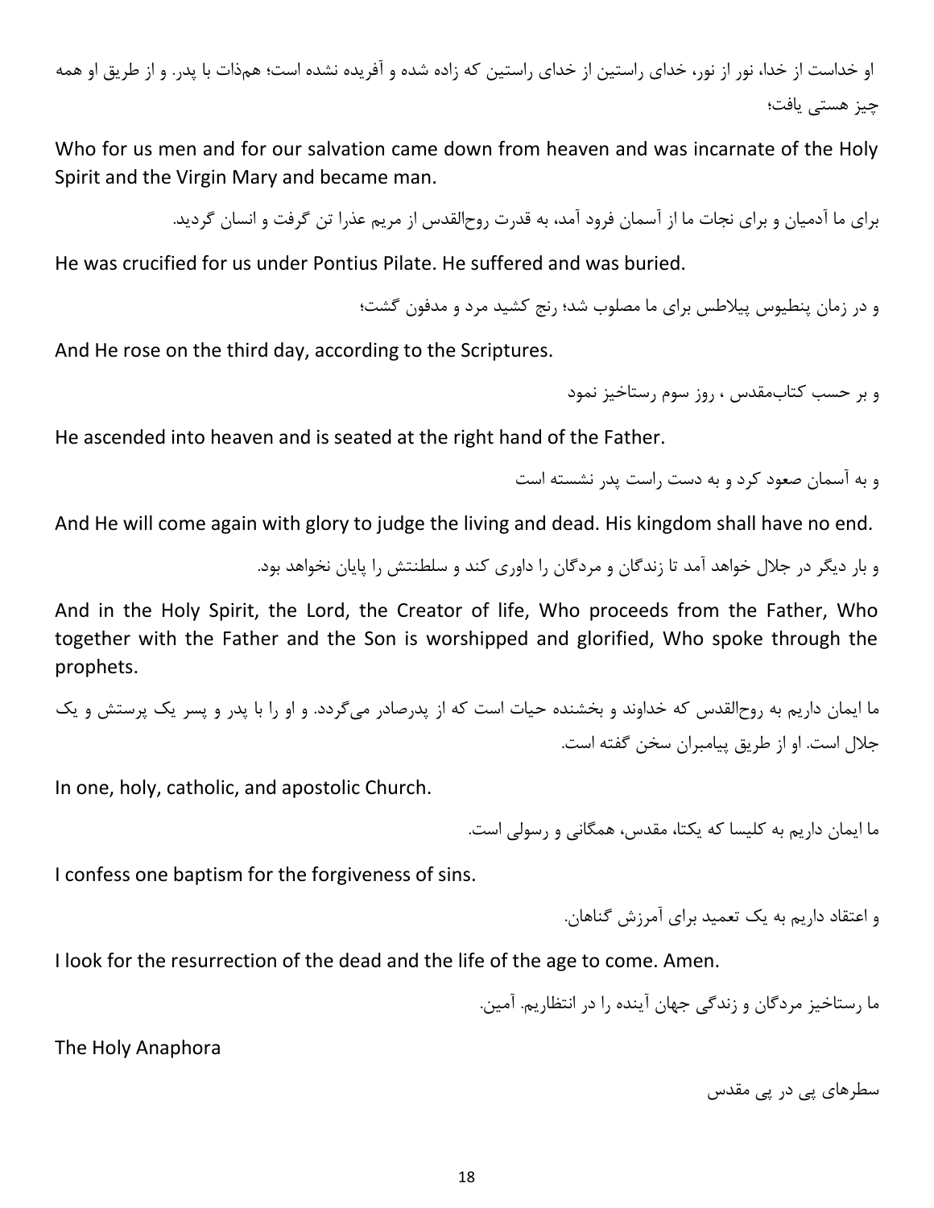او خداست از خدا، نور از نور، خدای راستین از خدای راستین که زاده شده و آفریده نشده است؛ هم‌ذات با پدر. و از طریق او همه چیز هستی یافت؛

Who for us men and for our salvation came down from heaven and was incarnate of the Holy Spirit and the Virgin Mary and became man.

برای ما آدمیان و برای نجات ما از آسمان فرود آمد، به قدرت روح‌القدس از مریم عذرا تن گرفت و انسان گردید.

He was crucified for us under Pontius Pilate. He suffered and was buried.

و در زمان پنطیوس پیلاطس برای ما مصلوب شد؛ رنج کشید مرد و مدفون گشت؛

And He rose on the third day, according to the Scriptures.

و بر حسب کتاب‌مقدس ، روز سوم رستاخیز نمود

He ascended into heaven and is seated at the right hand of the Father.

و به آسمان صعود کرد و به دست راست پدر نشسته است

And He will come again with glory to judge the living and dead. His kingdom shall have no end.

و بار دیگر در جلال خواهد آمد تا زندگان و مردگان را داوری کند و سلطنتش را پایان نخواهد بود.

And in the Holy Spirit, the Lord, the Creator of life, Who proceeds from the Father, Who together with the Father and the Son is worshipped and glorified, Who spoke through the prophets.

ما ایمان داریم به روح‌القدس که خداوند و بخشنده حیات است که از پدرصادر می‌گردد. و او را با پدر و پسر یک پرستش و یک جلال است. او از طریق پیامبران سخن گفته است.

In one, holy, catholic, and apostolic Church.

ما ایمان داریم به کلیسا که یکتا، مقدس، همگانی و رسولی است.

I confess one baptism for the forgiveness of sins.

و اعتقاد داریم به یک تعمید برای آمرزش گناهان.

I look for the resurrection of the dead and the life of the age to come. Amen.

ما رستاخیز مردگان و زندگی جهان آینده را در انتظاریم. آمین.

The Holy Anaphora

سطرهای پی در پی مقدس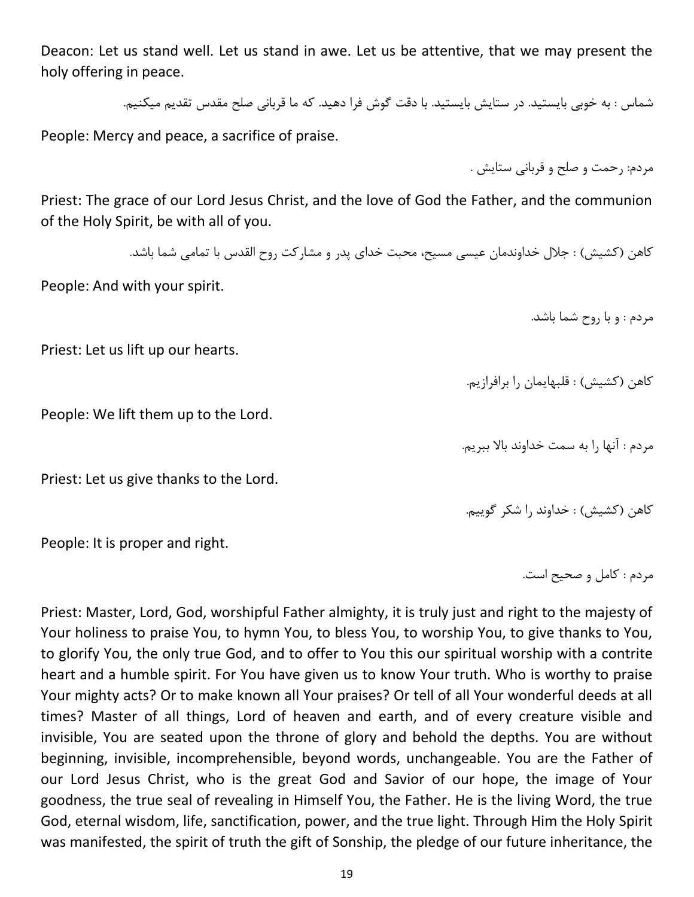Deacon: Let us stand well. Let us stand in awe. Let us be attentive, that we may present the holy offering in peace.

شماس : به خوبی بایستید. در ستایش بایستید. با دقت گوش فرا دهید. که ما قربانی صلح مقدس تقدیم میکنیم.

People: Mercy and peace, a sacrifice of praise.

مردم: رحمت و صلح و قربانی ستایش .

Priest: The grace of our Lord Jesus Christ, and the love of God the Father, and the communion of the Holy Spirit, be with all of you.

کاهن (کشیش) : جلال خداوندمان عیسی مسیح، محبت خدای پدر و مشارکت روح القدس با تمامی شما باشد.

People: And with your spirit.

مردم : و با روح شما باشد.

Priest: Let us lift up our hearts.

کاهن (کشیش) : قلبهایمان را برافرازیم.

People: We lift them up to the Lord.

مردم : آنها را به سمت خداوند بالا ببریم.

Priest: Let us give thanks to the Lord.

کاهن (کشیش) : خداوند را شکر گوییم.

People: It is proper and right.

مردم : کامل و صحیح است.

Priest: Master, Lord, God, worshipful Father almighty, it is truly just and right to the majesty of Your holiness to praise You, to hymn You, to bless You, to worship You, to give thanks to You, to glorify You, the only true God, and to offer to You this our spiritual worship with a contrite heart and a humble spirit. For You have given us to know Your truth. Who is worthy to praise Your mighty acts? Or to make known all Your praises? Or tell of all Your wonderful deeds at all times? Master of all things, Lord of heaven and earth, and of every creature visible and invisible, You are seated upon the throne of glory and behold the depths. You are without beginning, invisible, incomprehensible, beyond words, unchangeable. You are the Father of our Lord Jesus Christ, who is the great God and Savior of our hope, the image of Your goodness, the true seal of revealing in Himself You, the Father. He is the living Word, the true God, eternal wisdom, life, sanctification, power, and the true light. Through Him the Holy Spirit was manifested, the spirit of truth the gift of Sonship, the pledge of our future inheritance, the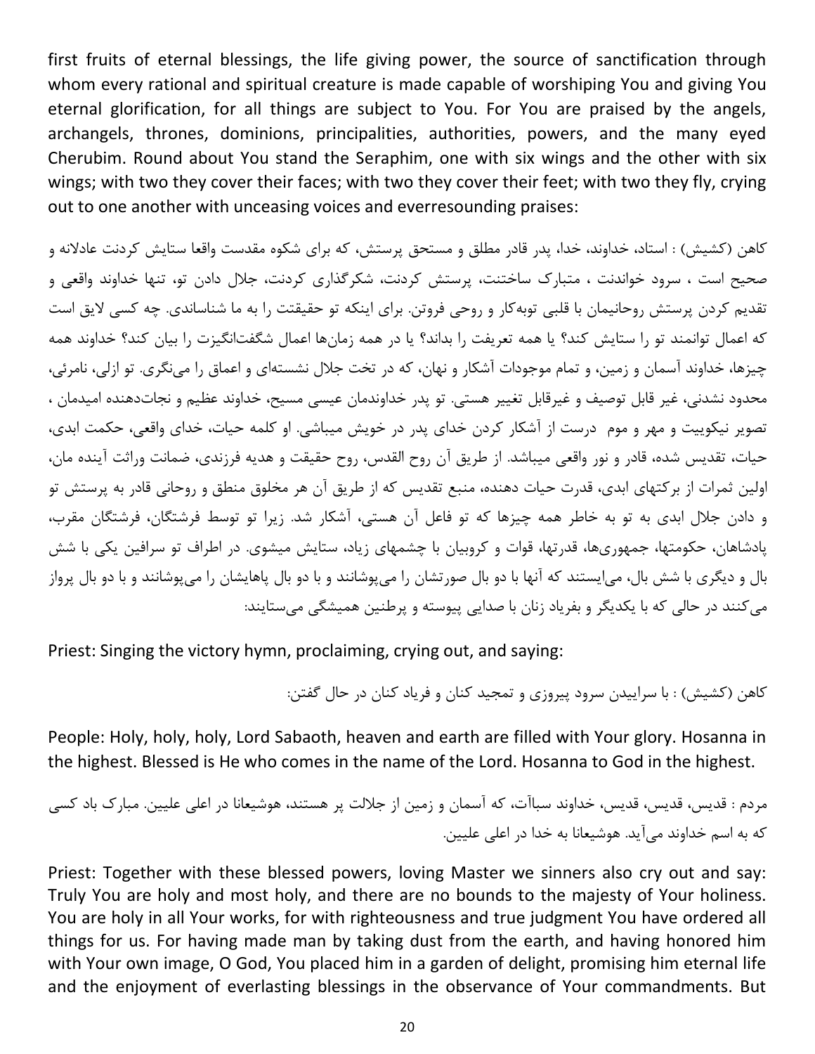first fruits of eternal blessings, the life giving power, the source of sanctification through whom every rational and spiritual creature is made capable of worshiping You and giving You eternal glorification, for all things are subject to You. For You are praised by the angels, archangels, thrones, dominions, principalities, authorities, powers, and the many eyed Cherubim. Round about You stand the Seraphim, one with six wings and the other with six wings; with two they cover their faces; with two they cover their feet; with two they fly, crying out to one another with unceasing voices and everresounding praises:

کاهن (کشیش) : استاد، خداوند، خدا، پدر قادر مطلق و مستحق پرستش، که برای شکوه مقدست واقعا ستایش کردنت عادلانه و صحیح است ، سرود خواندنت ، متبارک ساختنت، پرستش کردنت، شکرگذاری کردنت، جلال دادن تو، تنها خداوند واقعی و تقدیم کردن پرستش روحانیمان با قلبی توبه‌کار و روحی فروتن. برای اینکه تو حقیقتت را به ما شناساندی. چه کسی لایق است که اعمال توانمند تو را ستایش کند؟ یا همه تعریفت را بداند؟ یا در همه زمان‌ها اعمال شگفت‌انگیزت را بیان کند؟ خداوند همه چیزها، خداوند آسمان و زمین، و تمام موجودات آشکار و نهان، که در تخت جلال نشسته‌ای و اعماق را می‌نگری. تو ازلی، نامرئی، محدود نشدنی، غیر قابل توصیف و غیرقابل تغییر هستی. تو پدر خداوندمان عیسی مسیح، خداوند عظیم و نجات‌دهنده امیدمان ، تصویر نیکوییت و مهر و موم درست از آشکار کردن خدای پدر در خویش میباشی. او کلمه حیات، خدای واقعی، حکمت ابدی، حیات، تقدیس شده، قادر و نور واقعی میباشد. از طریق آن روح القدس، روح حقیقت و هدیه فرزندی، ضمانت وراثت آینده مان، اولین ثمرات از برکتهای ابدی، قدرت حیات دهنده، منبع تقدیس که از طریق آن هر مخلوق منطق و روحانی قادر به پرستش تو و دادن جلال ابدی به تو به خاطر همه چیزها که تو فاعل آن هستی، آشکار شد. زیرا تو توسط فرشتگان، فرشتگان مقرب، پادشاهان، حکومتها، جمهوری‌ها، قدرتها، قوات و کروبیان با چشمهای زیاد، ستایش میشوی. در اطراف تو سرافین یکی با شش بال و دیگری با شش بال، می‌ایستند که آنها با دو بال صورتشان را می‌پوشانند و با دو بال پاهایشان را می‌پوشانند و با دو بال پرواز می‌کنند در حالی که با یکدیگر و بفریاد زنان با صدایی پیوسته و پرطنین همیشگی می‌ستایند:

Priest: Singing the victory hymn, proclaiming, crying out, and saying:

کاهن (کشیش) : با سراییدن سرود پیروزی و تمجید کنان و فریاد کنان در حال گفتن:

People: Holy, holy, holy, Lord Sabaoth, heaven and earth are filled with Your glory. Hosanna in the highest. Blessed is He who comes in the name of the Lord. Hosanna to God in the highest.

مردم : قدیس، قدیس، قدیس، خداوند سباآت، که آسمان و زمین از جلالت پر هستند، هوشیعانا در اعلی علیین. مبارک باد کسی که به اسم خداوند می‌آید. هوشیعانا به خدا در اعلی علیین.

Priest: Together with these blessed powers, loving Master we sinners also cry out and say: Truly You are holy and most holy, and there are no bounds to the majesty of Your holiness. You are holy in all Your works, for with righteousness and true judgment You have ordered all things for us. For having made man by taking dust from the earth, and having honored him with Your own image, O God, You placed him in a garden of delight, promising him eternal life and the enjoyment of everlasting blessings in the observance of Your commandments. But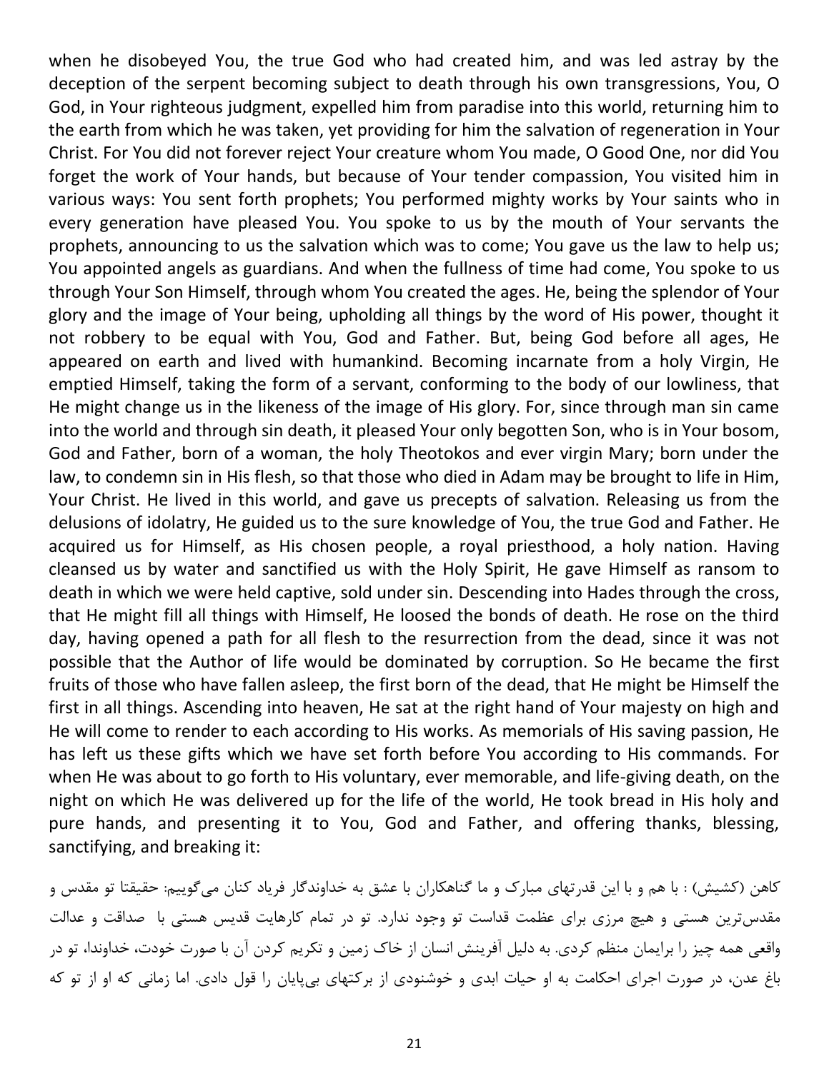when he disobeyed You, the true God who had created him, and was led astray by the deception of the serpent becoming subject to death through his own transgressions, You, O God, in Your righteous judgment, expelled him from paradise into this world, returning him to the earth from which he was taken, yet providing for him the salvation of regeneration in Your Christ. For You did not forever reject Your creature whom You made, O Good One, nor did You forget the work of Your hands, but because of Your tender compassion, You visited him in various ways: You sent forth prophets; You performed mighty works by Your saints who in every generation have pleased You. You spoke to us by the mouth of Your servants the prophets, announcing to us the salvation which was to come; You gave us the law to help us; You appointed angels as guardians. And when the fullness of time had come, You spoke to us through Your Son Himself, through whom You created the ages. He, being the splendor of Your glory and the image of Your being, upholding all things by the word of His power, thought it not robbery to be equal with You, God and Father. But, being God before all ages, He appeared on earth and lived with humankind. Becoming incarnate from a holy Virgin, He emptied Himself, taking the form of a servant, conforming to the body of our lowliness, that He might change us in the likeness of the image of His glory. For, since through man sin came into the world and through sin death, it pleased Your only begotten Son, who is in Your bosom, God and Father, born of a woman, the holy Theotokos and ever virgin Mary; born under the law, to condemn sin in His flesh, so that those who died in Adam may be brought to life in Him, Your Christ. He lived in this world, and gave us precepts of salvation. Releasing us from the delusions of idolatry, He guided us to the sure knowledge of You, the true God and Father. He acquired us for Himself, as His chosen people, a royal priesthood, a holy nation. Having cleansed us by water and sanctified us with the Holy Spirit, He gave Himself as ransom to death in which we were held captive, sold under sin. Descending into Hades through the cross, that He might fill all things with Himself, He loosed the bonds of death. He rose on the third day, having opened a path for all flesh to the resurrection from the dead, since it was not possible that the Author of life would be dominated by corruption. So He became the first fruits of those who have fallen asleep, the first born of the dead, that He might be Himself the first in all things. Ascending into heaven, He sat at the right hand of Your majesty on high and He will come to render to each according to His works. As memorials of His saving passion, He has left us these gifts which we have set forth before You according to His commands. For when He was about to go forth to His voluntary, ever memorable, and life-giving death, on the night on which He was delivered up for the life of the world, He took bread in His holy and pure hands, and presenting it to You, God and Father, and offering thanks, blessing, sanctifying, and breaking it:

کاهن (کشیش) : با هم و با این قدرتهای مبارک و ما گناهکاران با عشق به خداوندگار فریاد کنان می‌گوییم: حقیقتا تو مقدس و مقدس‌ترین هستی و هیچ مرزی برای عظمت قداست تو وجود ندارد. تو در تمام کارهایت قدیس هستی با صداقت و عدالت واقعی همه چیز را برایمان منظم کردی. به دلیل آفرینش انسان از خاک زمین و تکریم کردن آن با صورت خودت، خداوندا، تو در باغ عدن، در صورت اجرای احکامت به او حیات ابدی و خوشنودی از برکتهای بی‌پایان را قول دادی. اما زمانی که او از تو که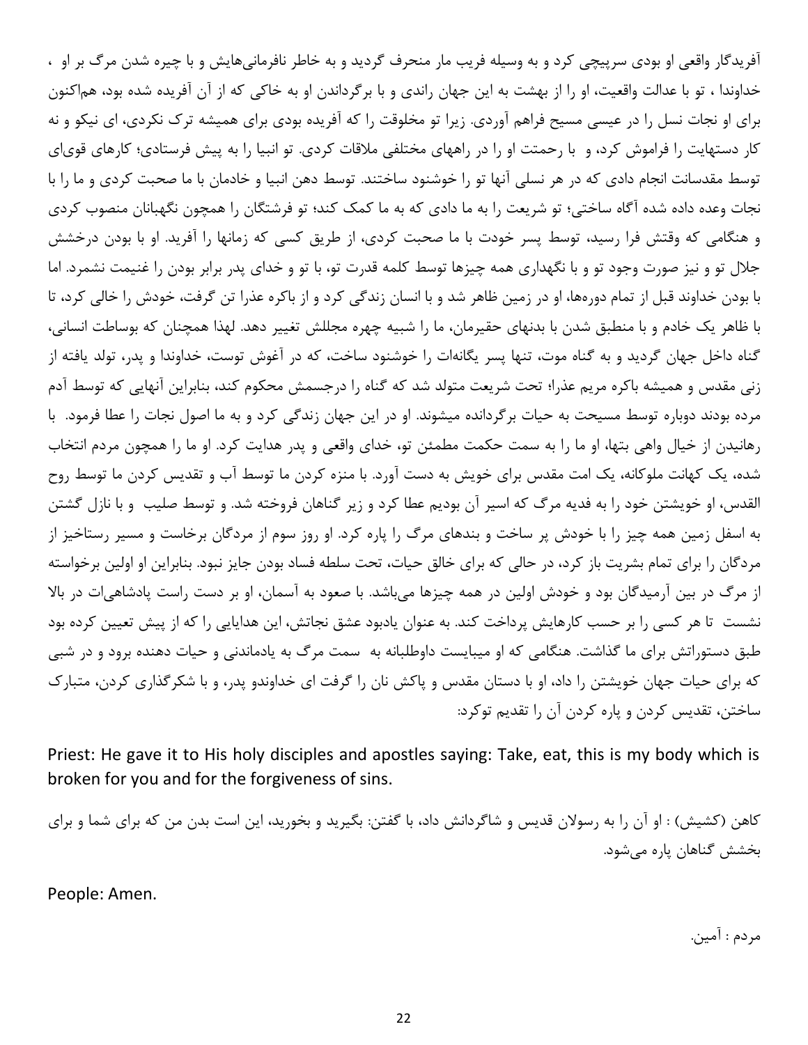آفریدگار واقعی او بودی سرپیچی کرد و به وسیله فریب مار منحرف گردید و به خاطر نافرمانی‌هایش و با چیره شدن مرگ بر او ، خداوندا ، تو با عدالت واقعیت، او را از بهشت به این جهان راندی و با برگرداندن او به خاکی که از آن آفریده شده بود، هم‌اکنون برای او نجات نسل را در عیسی مسیح فراهم آوردی. زیرا تو مخلوقت را که آفریده بودی برای همیشه ترک نکردی، ای نیکو و نه کار دستهایت را فراموش کرد، و  با رحمتت او را در راههای مختلفی ملاقات کردی. تو انبیا را به پیش فرستادی؛ کارهای قوی‌ای توسط مقدسانت انجام دادی که در هر نسلی آنها تو را خوشنود ساختند. توسط دهن انبیا و خادمان با ما صحبت کردی و ما را با نجات وعده داده شده آگاه ساختی؛ تو شریعت را به ما دادی که به ما کمک کند؛ تو فرشتگان را همچون نگهبانان منصوب کردی و هنگامی که وقتش فرا رسید، توسط پسر خودت با ما صحبت کردی، از طریق کسی که زمانها را آفرید. او با بودن درخشش جلال تو و نیز صورت وجود تو و با نگهداری همه چیزها توسط کلمه قدرت تو، با تو و خدای پدر برابر بودن را غنیمت نشمرد. اما با بودن خداوند قبل از تمام دوره‌ها، او در زمین ظاهر شد و با انسان زندگی کرد و از باکره عذرا تن گرفت، خودش را خالی کرد، تا با ظاهر یک خادم و با منطبق شدن با بدنهای حقیرمان، ما را شبیه چهره مجللش تغییر دهد. لهذا همچنان که بوساطت انسانی، گناه داخل جهان گردید و به گناه موت، تنها پسر یگانه‌ات را خوشنود ساخت، که در آغوش توست، خداوندا و پدر، تولد یافته از زنی مقدس و همیشه باکره مریم عذرا؛ تحت شریعت متولد شد که گناه را درجسمش محکوم کند، بنابراین آنهایی که توسط آدم مرده بودند دوباره توسط مسیحت به حیات برگردانده میشوند. او در این جهان زندگی کرد و به ما اصول نجات را عطا فرمود.  با رهانیدن از خیال واهی بتها، او ما را به سمت حکمت مطمئن تو، خدای واقعی و پدر هدایت کرد. او ما را همچون مردم انتخاب شده، یک کهانت ملوکانه، یک امت مقدس برای خویش به دست آورد. با منزه کردن ما توسط آب و تقدیس کردن ما توسط روح القدس، او خویشتن خود را به فدیه مرگ که اسیر آن بودیم عطا کرد و زیر گناهان فروخته شد. و توسط صلیب  و با نازل گشتن به اسفل زمین همه چیز را با خودش پر ساخت و بندهای مرگ را پاره کرد. او روز سوم از مردگان برخاست و مسیر رستاخیز از مردگان را برای تمام بشریت باز کرد، در حالی که برای خالق حیات، تحت سلطه فساد بودن جایز نبود. بنابراین او اولین برخواسته از مرگ در بین آرمیدگان بود و خودش اولین در همه چیزها می‌باشد. با صعود به آسمان، او بر دست راست پادشاهی‌ات در بالا نشست  تا هر کسی را بر حسب کارهایش پرداخت کند. به عنوان یادبود عشق نجاتش، این هدایایی را که از پیش تعیین کرده بود طبق دستوراتش برای ما گذاشت. هنگامی که او میبایست داوطلبانه به  سمت مرگ به یادماندنی و حیات دهنده برود و در شبی که برای حیات جهان خویشتن را داد، او با دستان مقدس و پاکش نان را گرفت ای خداوندو پدر، و با شکرگذاری کردن، متبارک ساختن، تقدیس کردن و پاره کردن آن را تقدیم توکرد:

Priest: He gave it to His holy disciples and apostles saying: Take, eat, this is my body which is broken for you and for the forgiveness of sins.

کاهن (کشیش) : او آن را به رسولان قدیس و شاگردانش داد، با گفتن: بگیرید و بخورید، این است بدن من که برای شما و برای بخشش گناهان پاره می‌شود.

People: Amen.

مردم : آمین.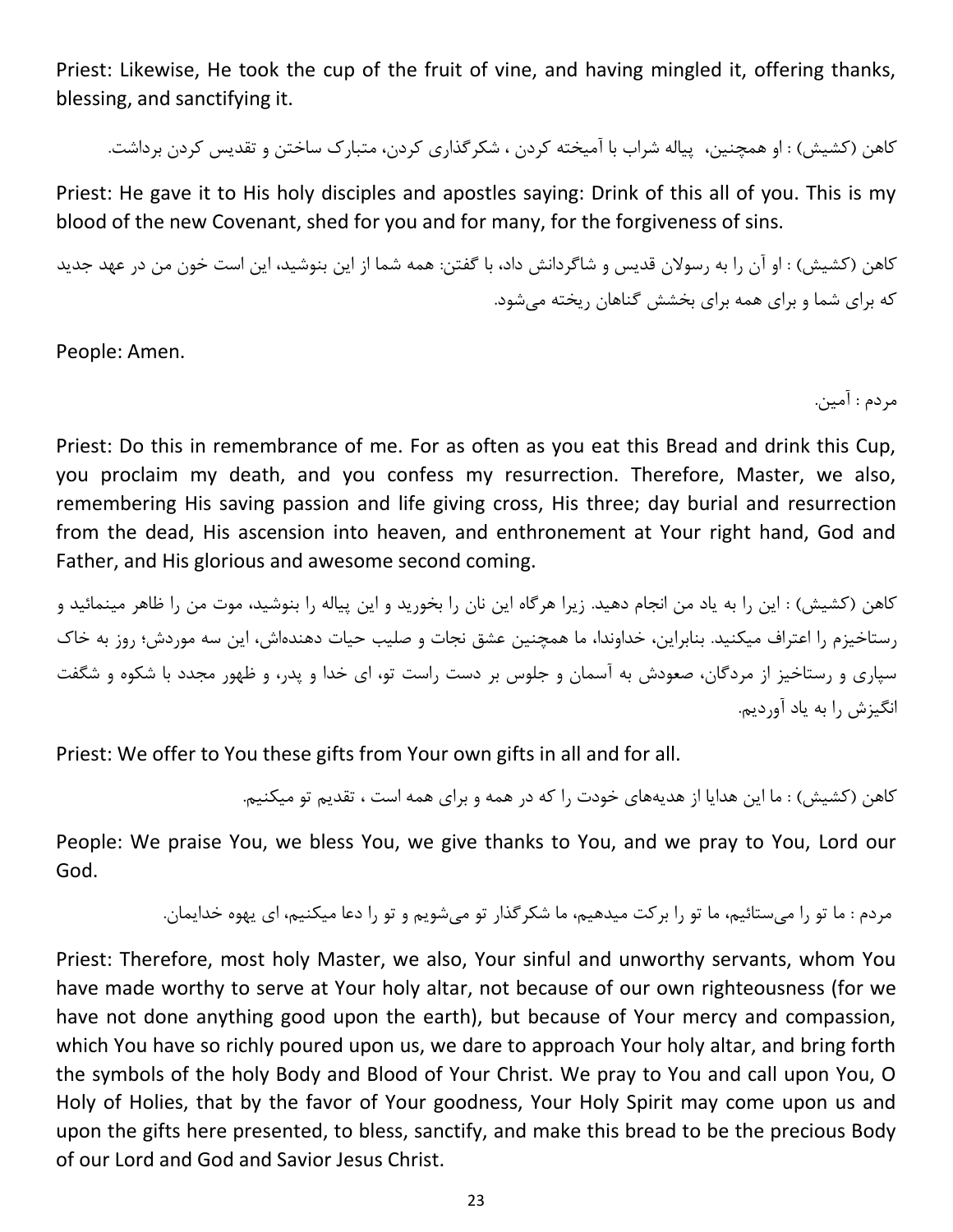Priest: Likewise, He took the cup of the fruit of vine, and having mingled it, offering thanks, blessing, and sanctifying it.

کاهن (کشیش) : او همچنین،  پیاله شراب با آمیخته کردن ، شکرگذاری کردن، متبارک ساختن و تقدیس کردن برداشت.

Priest: He gave it to His holy disciples and apostles saying: Drink of this all of you. This is my blood of the new Covenant, shed for you and for many, for the forgiveness of sins.

کاهن (کشیش) : او آن را به رسولان قدیس و شاگردانش داد، با گفتن: همه شما از این بنوشید، این است خون من در عهد جدید که برای شما و برای همه برای بخشش گناهان ریخته می‌شود.

People: Amen.

مردم : آمین.

Priest: Do this in remembrance of me. For as often as you eat this Bread and drink this Cup, you proclaim my death, and you confess my resurrection. Therefore, Master, we also, remembering His saving passion and life giving cross, His three; day burial and resurrection from the dead, His ascension into heaven, and enthronement at Your right hand, God and Father, and His glorious and awesome second coming.

کاهن (کشیش) : این را به یاد من انجام دهید. زیرا هرگاه این نان را بخورید و این پیاله را بنوشید، موت من را ظاهر مینمائید و رستاخیزم را اعتراف میکنید. بنابراین، خداوندا، ما همچنین عشق نجات و صلیب حیات دهنده‌اش، این سه موردش؛ روز به خاک سپاری و رستاخیز از مردگان، صعودش به آسمان و جلوس بر دست راست تو، ای خدا و پدر، و ظهور مجدد با شکوه و شگفت انگیزش را به یاد آوردیم.

Priest: We offer to You these gifts from Your own gifts in all and for all.

کاهن (کشیش) : ما این هدایا از هدیه‌های خودت را که در همه و برای همه است ، تقدیم تو میکنیم.

People: We praise You, we bless You, we give thanks to You, and we pray to You, Lord our God.

مردم : ما تو را می‌ستائیم، ما تو را برکت میدهیم، ما شکرگذار تو می‌شویم و تو را دعا میکنیم، ای یهوه خدایمان.

Priest: Therefore, most holy Master, we also, Your sinful and unworthy servants, whom You have made worthy to serve at Your holy altar, not because of our own righteousness (for we have not done anything good upon the earth), but because of Your mercy and compassion, which You have so richly poured upon us, we dare to approach Your holy altar, and bring forth the symbols of the holy Body and Blood of Your Christ. We pray to You and call upon You, O Holy of Holies, that by the favor of Your goodness, Your Holy Spirit may come upon us and upon the gifts here presented, to bless, sanctify, and make this bread to be the precious Body of our Lord and God and Savior Jesus Christ.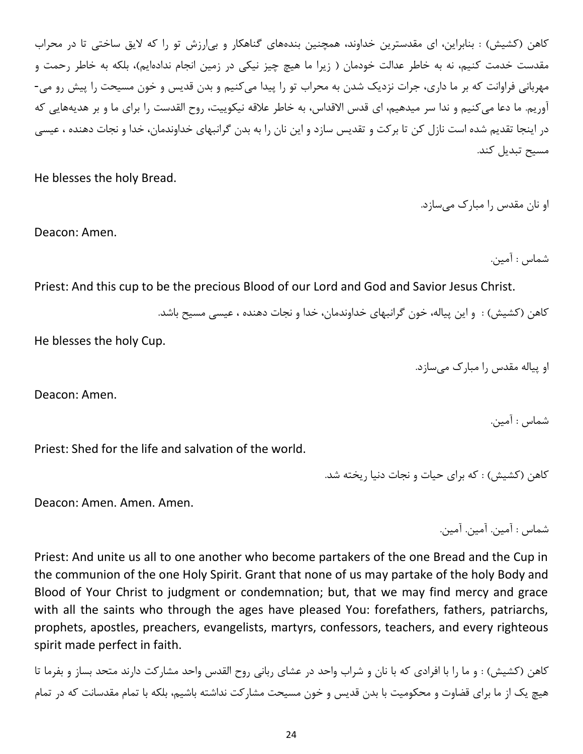کاهن (کشیش) : بنابراین، ای مقدسترین خداوند، همچنین بنده‌های گناهکار و بی‌ارزش تو را که لایق ساختی تا در محراب مقدست خدمت کنیم، نه به خاطر عدالت خودمان ( زیرا ما هیچ چیز نیکی در زمین انجام نداده‌ایم)، بلکه به خاطر رحمت و مهربانی فراوانت که بر ما داری، جرات نزدیک شدن به محراب تو را پیدا می‌کنیم و بدن قدیس و خون مسیحت را پیش رو می-آوریم. ما دعا می‌کنیم و ندا سر میدهیم، ای قدس الاقداس، به خاطر علاقه نیکوییت، روح القدست را برای ما و بر هدیه‌هایی که در اینجا تقدیم شده است نازل کن تا برکت و تقدیس سازد و این نان را به بدن گرانبهای خداوندمان، خدا و نجات دهنده ، عیسی مسیح تبدیل کند.

He blesses the holy Bread.

او نان مقدس را مبارک می‌سازد.

Deacon: Amen.

شماس : آمین.

Priest: And this cup to be the precious Blood of our Lord and God and Savior Jesus Christ.

کاهن (کشیش) : و این پیاله، خون گرانبهای خداوندمان، خدا و نجات دهنده ، عیسی مسیح باشد.

He blesses the holy Cup.

او پیاله مقدس را مبارک می‌سازد.

Deacon: Amen.

شماس : آمین.

Priest: Shed for the life and salvation of the world.

کاهن (کشیش) : که برای حیات و نجات دنیا ریخته شد.

Deacon: Amen. Amen. Amen.

شماس : آمین. آمین. آمین.

Priest: And unite us all to one another who become partakers of the one Bread and the Cup in the communion of the one Holy Spirit. Grant that none of us may partake of the holy Body and Blood of Your Christ to judgment or condemnation; but, that we may find mercy and grace with all the saints who through the ages have pleased You: forefathers, fathers, patriarchs, prophets, apostles, preachers, evangelists, martyrs, confessors, teachers, and every righteous spirit made perfect in faith.

کاهن (کشیش) : و ما را با افرادی که با نان و شراب واحد در عشای ربانی روح القدس واحد مشارکت دارند متحد بساز و بفرما تا هیچ یک از ما برای قضاوت و محکومیت با بدن قدیس و خون مسیحت مشارکت نداشته باشیم، بلکه با تمام مقدسانت که در تمام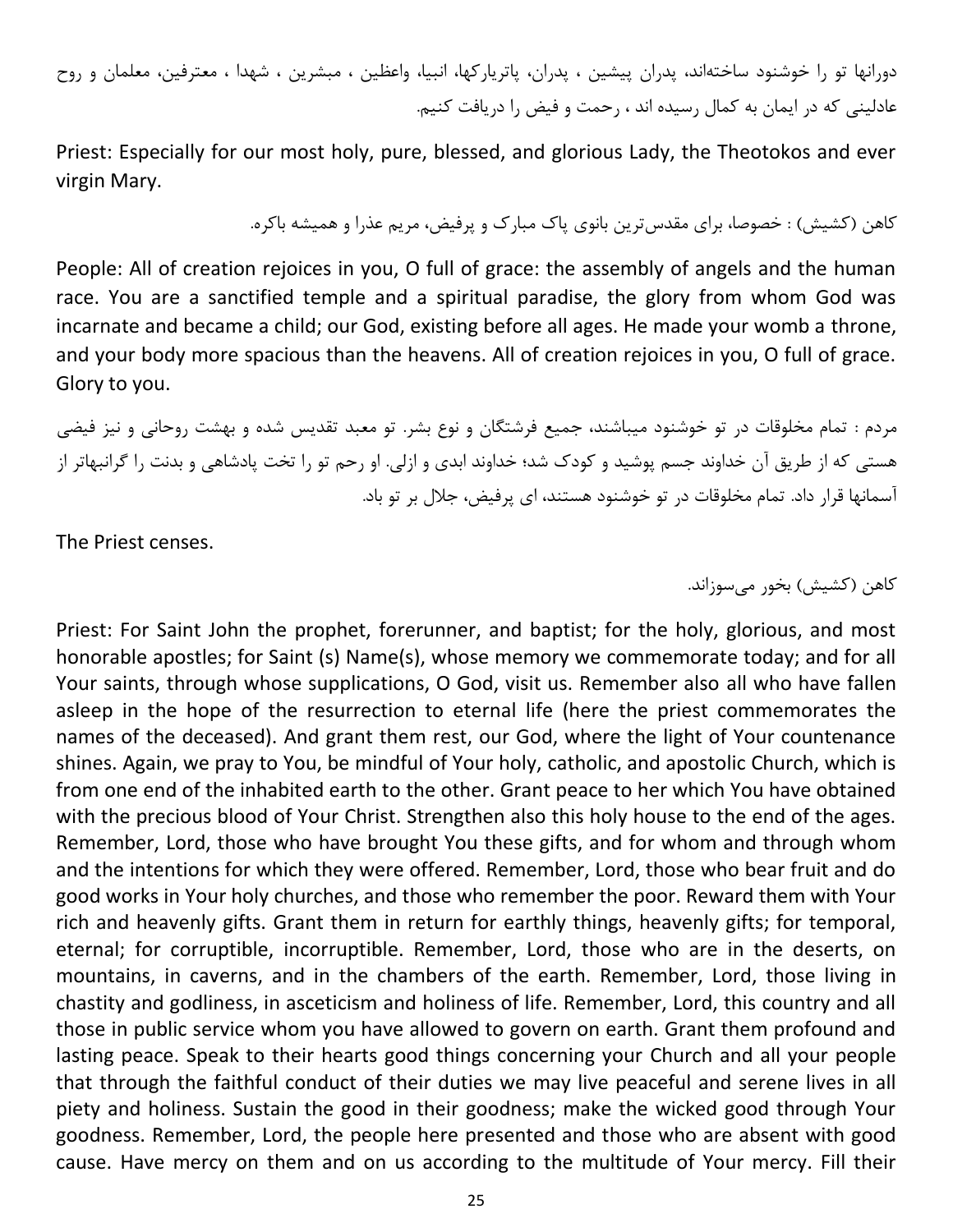دورانها تو را خوشنود ساخته‌اند، پدران پیشین ، پدران، پاتریارکها، انبیا، واعظین ، مبشرین ، شهدا ، معترفین، معلمان و روح عادلینی که در ایمان به کمال رسیده اند ، رحمت و فیض را دریافت کنیم.

Priest: Especially for our most holy, pure, blessed, and glorious Lady, the Theotokos and ever virgin Mary.

کاهن (کشیش) : خصوصا، برای مقدس‌ترین بانوی پاک مبارک و پرفیض، مریم عذرا و همیشه باکره.

People: All of creation rejoices in you, O full of grace: the assembly of angels and the human race. You are a sanctified temple and a spiritual paradise, the glory from whom God was incarnate and became a child; our God, existing before all ages. He made your womb a throne, and your body more spacious than the heavens. All of creation rejoices in you, O full of grace. Glory to you.

مردم : تمام مخلوقات در تو خوشنود میباشند، جمیع فرشتگان و نوع بشر. تو معبد تقدیس شده و بهشت روحانی و نیز فیضی هستی که از طریق آن خداوند جسم پوشید و کودک شد؛ خداوند ابدی و ازلی. او رحم تو را تخت پادشاهی و بدنت را گرانبهاتر از آسمانها قرار داد. تمام مخلوقات در تو خوشنود هستند، ای پرفیض، جلال بر تو باد.

The Priest censes.

کاهن (کشیش) بخور می‌سوزاند.

Priest: For Saint John the prophet, forerunner, and baptist; for the holy, glorious, and most honorable apostles; for Saint (s) Name(s), whose memory we commemorate today; and for all Your saints, through whose supplications, O God, visit us. Remember also all who have fallen asleep in the hope of the resurrection to eternal life (here the priest commemorates the names of the deceased). And grant them rest, our God, where the light of Your countenance shines. Again, we pray to You, be mindful of Your holy, catholic, and apostolic Church, which is from one end of the inhabited earth to the other. Grant peace to her which You have obtained with the precious blood of Your Christ. Strengthen also this holy house to the end of the ages. Remember, Lord, those who have brought You these gifts, and for whom and through whom and the intentions for which they were offered. Remember, Lord, those who bear fruit and do good works in Your holy churches, and those who remember the poor. Reward them with Your rich and heavenly gifts. Grant them in return for earthly things, heavenly gifts; for temporal, eternal; for corruptible, incorruptible. Remember, Lord, those who are in the deserts, on mountains, in caverns, and in the chambers of the earth. Remember, Lord, those living in chastity and godliness, in asceticism and holiness of life. Remember, Lord, this country and all those in public service whom you have allowed to govern on earth. Grant them profound and lasting peace. Speak to their hearts good things concerning your Church and all your people that through the faithful conduct of their duties we may live peaceful and serene lives in all piety and holiness. Sustain the good in their goodness; make the wicked good through Your goodness. Remember, Lord, the people here presented and those who are absent with good cause. Have mercy on them and on us according to the multitude of Your mercy. Fill their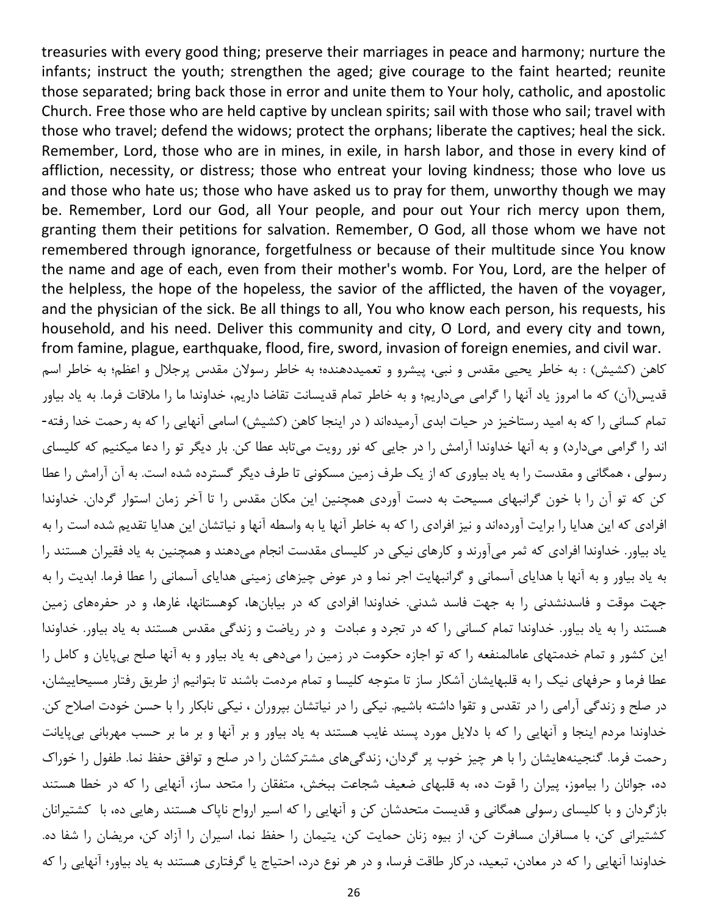treasuries with every good thing; preserve their marriages in peace and harmony; nurture the infants; instruct the youth; strengthen the aged; give courage to the faint hearted; reunite those separated; bring back those in error and unite them to Your holy, catholic, and apostolic Church. Free those who are held captive by unclean spirits; sail with those who sail; travel with those who travel; defend the widows; protect the orphans; liberate the captives; heal the sick. Remember, Lord, those who are in mines, in exile, in harsh labor, and those in every kind of affliction, necessity, or distress; those who entreat your loving kindness; those who love us and those who hate us; those who have asked us to pray for them, unworthy though we may be. Remember, Lord our God, all Your people, and pour out Your rich mercy upon them, granting them their petitions for salvation. Remember, O God, all those whom we have not remembered through ignorance, forgetfulness or because of their multitude since You know the name and age of each, even from their mother's womb. For You, Lord, are the helper of the helpless, the hope of the hopeless, the savior of the afflicted, the haven of the voyager, and the physician of the sick. Be all things to all, You who know each person, his requests, his household, and his need. Deliver this community and city, O Lord, and every city and town, from famine, plague, earthquake, flood, fire, sword, invasion of foreign enemies, and civil war.

کاهن (کشیش) : به خاطر یحیی مقدس و نبی، پیشرو و تعمیددهنده؛ به خاطر رسولان مقدس پرجلال و اعظم؛ به خاطر اسم قدیس(آن) که ما امروز یاد آنها را گرامی می‌داریم؛ و به خاطر تمام قدیسانت تقاضا داریم، خداوندا ما را ملاقات فرما. به یاد بیاور تمام کسانی را که به امید رستاخیز در حیات ابدی آرمیده‌اند ( در اینجا کاهن (کشیش) اسامی آنهایی را که به رحمت خدا رفته-اند را گرامی می‌دارد) و به آنها خداوندا آرامش را در جایی که نور رویت می‌تابد عطا کن. بار دیگر تو را دعا میکنیم که کلیسای رسولی ، همگانی و مقدست را به یاد بیاوری که از یک طرف زمین مسکونی تا طرف دیگر گسترده شده است. به آن آرامش را عطا کن که تو آن را با خون گرانبهای مسیحت به دست آوردی همچنین این مکان مقدس را تا آخر زمان استوار گردان. خداوندا افرادی که این هدایا را برایت آورده‌اند و نیز افرادی را که به خاطر آنها یا به واسطه آنها و نیاتشان این هدایا تقدیم شده است را به یاد بیاور. خداوندا افرادی که ثمر می‌آورند و کارهای نیکی در کلیسای مقدست انجام می‌دهند و همچنین به یاد فقیران هستند را به یاد بیاور و به آنها با هدایای آسمانی و گرانبهایت اجر نما و در عوض چیزهای زمینی هدایای آسمانی را عطا فرما. ابدیت را به جهت موقت و فاسدنشدنی را به جهت فاسد شدنی. خداوندا افرادی که در بیابان‌ها، کوهستانها، غارها، و در حفره‌های زمین هستند را به یاد بیاور. خداوندا تمام کسانی را که در تجرد و عبادت و در ریاضت و زندگی مقدس هستند به یاد بیاور. خداوندا این کشور و تمام خدمتهای عامالمنفعه را که تو اجازه حکومت در زمین را می‌دهی به یاد بیاور و به آنها صلح بی‌پایان و کامل را عطا فرما و حرفهای نیک را به قلبهایشان آشکار ساز تا متوجه کلیسا و تمام مردمت باشند تا بتوانیم از طریق رفتار مسیحاییشان، در صلح و زندگی آرامی را در تقدس و تقوا داشته باشیم. نیکی را در نیاتشان بپروران ، نیکی نابکار را با حسن خودت اصلاح کن. خداوندا مردم اینجا و آنهایی را که با دلایل مورد پسند غایب هستند به یاد بیاور و بر آنها و بر ما بر حسب مهربانی بی‌پایانت رحمت فرما. گنجینه‌هایشان را با هر چیز خوب پر گردان، زندگی‌های مشترکشان را در صلح و توافق حفظ نما. طفول را خوراک ده، جوانان را بیاموز، پیران را قوت ده، به قلبهای ضعیف شجاعت ببخش، متفقان را متحد ساز، آنهایی را که در خطا هستند بازگردان و با کلیسای رسولی همگانی و قدیست متحدشان کن و آنهایی را که اسیر ارواح ناپاک هستند رهایی ده، با کشتیرانان کشتیرانی کن، با مسافران مسافرت کن، از بیوه زنان حمایت کن، یتیمان را حفظ نما، اسیران را آزاد کن، مریضان را شفا ده. خداوندا آنهایی را که در معادن، تبعید، درکار طاقت فرسا، و در هر نوع درد، احتیاج یا گرفتاری هستند به یاد بیاور؛ آنهایی را که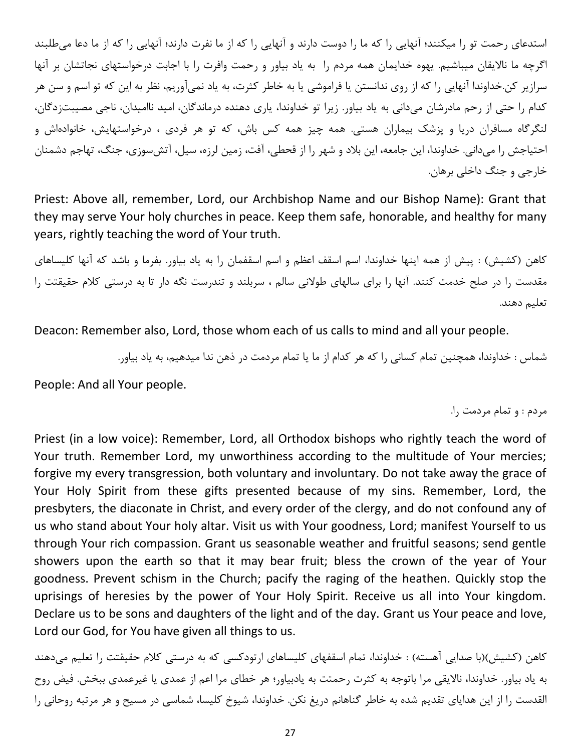استدعای رحمت تو را میکنند؛ آنهایی را که ما را دوست دارند و آنهایی را که از ما نفرت دارند؛ آنهایی را که از ما دعا می‌طلبند اگرچه ما نالایقان میباشیم. یهوه خدایمان همه مردم را به یاد بیاور و رحمت وافرت را با اجابت درخواستهای نجاتشان بر آنها سرازیر کن.خداوندا آنهایی را که از روی ندانستن یا فراموشی یا به خاطر کثرت، به یاد نمی‌آوریم، نظر به این که تو اسم و سن هر کدام را حتی از رحم مادرشان می‌دانی به یاد بیاور. زیرا تو خداوندا، یاری دهنده درماندگان، امید ناامیدان، ناجی مصیبت‌زدگان، لنگرگاه مسافران دریا و پزشک بیماران هستی. همه چیز همه کس باش، که تو هر فردی ، درخواستهایش، خانواده‌اش و احتیاجش را می‌دانی. خداوندا، این جامعه، این بلاد و شهر را از قحطی، آفت، زمین لرزه، سیل، آتش‌سوزی، جنگ، تهاجم دشمنان خارجی و جنگ داخلی برهان.

Priest: Above all, remember, Lord, our Archbishop Name and our Bishop Name): Grant that they may serve Your holy churches in peace. Keep them safe, honorable, and healthy for many years, rightly teaching the word of Your truth.

کاهن (کشیش) : پیش از همه اینها خداوندا، اسم اسقف اعظم و اسم اسقفمان را به یاد بیاور. بفرما و باشد که آنها کلیساهای مقدست را در صلح خدمت کنند. آنها را برای سالهای طولانی سالم ، سربلند و تندرست نگه دار تا به درستی کلام حقیقتت را تعلیم دهند.

Deacon: Remember also, Lord, those whom each of us calls to mind and all your people.

شماس : خداوندا، همچنین تمام کسانی را که هر کدام از ما یا تمام مردمت در ذهن ندا میدهیم، به یاد بیاور.

People: And all Your people.

مردم : و تمام مردمت را.

Priest (in a low voice): Remember, Lord, all Orthodox bishops who rightly teach the word of Your truth. Remember Lord, my unworthiness according to the multitude of Your mercies; forgive my every transgression, both voluntary and involuntary. Do not take away the grace of Your Holy Spirit from these gifts presented because of my sins. Remember, Lord, the presbyters, the diaconate in Christ, and every order of the clergy, and do not confound any of us who stand about Your holy altar. Visit us with Your goodness, Lord; manifest Yourself to us through Your rich compassion. Grant us seasonable weather and fruitful seasons; send gentle showers upon the earth so that it may bear fruit; bless the crown of the year of Your goodness. Prevent schism in the Church; pacify the raging of the heathen. Quickly stop the uprisings of heresies by the power of Your Holy Spirit. Receive us all into Your kingdom. Declare us to be sons and daughters of the light and of the day. Grant us Your peace and love, Lord our God, for You have given all things to us.

کاهن (کشیش)(با صدایی آهسته) : خداوندا، تمام اسقفهای کلیساهای ارتودکسی که به درستی کلام حقیقتت را تعلیم می‌دهند به یاد بیاور. خداوندا، نالایقی مرا باتوجه به کثرت رحمتت به یادبیاور؛ هر خطای مرا اعم از عمدی یا غیرعمدی ببخش. فیض روح القدست را از این هدایای تقدیم شده به خاطر گناهانم دریغ نکن. خداوندا، شیوخ کلیسا، شماسی در مسیح و هر مرتبه روحانی را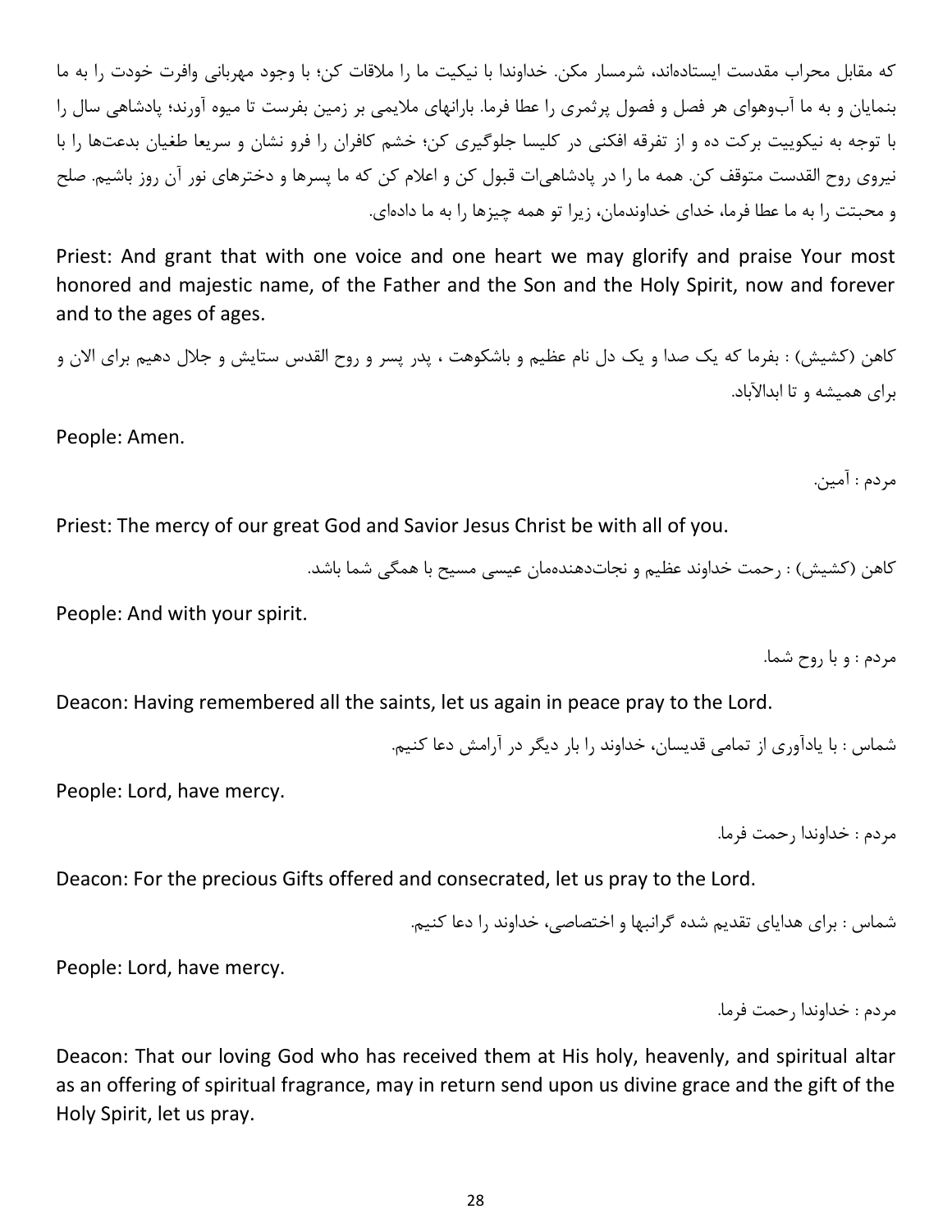که مقابل محراب مقدست ایستاده‌اند، شرمسار مکن. خداوندا با نیکیت ما را ملاقات کن؛ با وجود مهربانی وافرت خودت را به ما بنمایان و به ما آب‌وهوای هر فصل و فصول پرثمری را عطا فرما. بارانهای ملایمی بر زمین بفرست تا میوه آورند؛ پادشاهی سال را با توجه به نیکوییت برکت ده و از تفرقه افکنی در کلیسا جلوگیری کن؛ خشم کافران را فرو نشان و سریعا طغیان بدعت‌ها را با نیروی روح القدست متوقف کن. همه ما را در پادشاهی‌ات قبول کن و اعلام کن که ما پسرها و دخترهای نور آن روز باشیم. صلح و محبتت را به ما عطا فرما، خدای خداوندمان، زیرا تو همه چیزها را به ما داده‌ای.

Priest: And grant that with one voice and one heart we may glorify and praise Your most honored and majestic name, of the Father and the Son and the Holy Spirit, now and forever and to the ages of ages.

کاهن (کشیش) : بفرما که یک صدا و یک دل نام عظیم و باشکوهت ، پدر پسر و روح القدس ستایش و جلال دهیم برای الان و برای همیشه و تا ابدالآباد.

People: Amen.

مردم : آمین.

Priest: The mercy of our great God and Savior Jesus Christ be with all of you.

کاهن (کشیش) : رحمت خداوند عظیم و نجات‌دهنده‌مان عیسی مسیح با همگی شما باشد.

People: And with your spirit.

مردم : و با روح شما.

Deacon: Having remembered all the saints, let us again in peace pray to the Lord.

شماس : با یادآوری از تمامی قدیسان، خداوند را بار دیگر در آرامش دعا کنیم.

People: Lord, have mercy.

مردم : خداوندا رحمت فرما.

Deacon: For the precious Gifts offered and consecrated, let us pray to the Lord.

شماس : برای هدایای تقدیم شده گرانبها و اختصاصی، خداوند را دعا کنیم.

People: Lord, have mercy.

مردم : خداوندا رحمت فرما.

Deacon: That our loving God who has received them at His holy, heavenly, and spiritual altar as an offering of spiritual fragrance, may in return send upon us divine grace and the gift of the Holy Spirit, let us pray.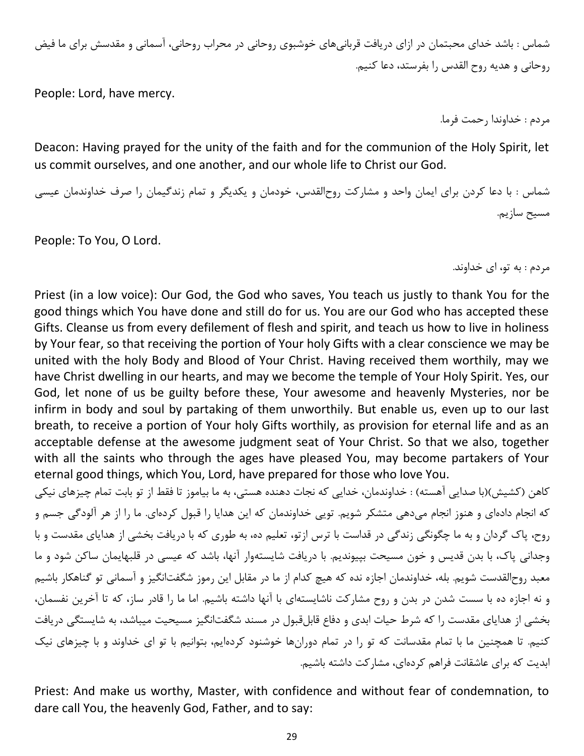شماس : باشد خدای محبتمان در ازای دریافت قربانی‌های خوشبوی روحانی در محراب روحانی، آسمانی و مقدسش برای ما فیض روحانی و هدیه روح القدس را بفرستد، دعا کنیم.

People: Lord, have mercy.

مردم : خداوندا رحمت فرما.

Deacon: Having prayed for the unity of the faith and for the communion of the Holy Spirit, let us commit ourselves, and one another, and our whole life to Christ our God.

شماس : با دعا کردن برای ایمان واحد و مشارکت روح‌القدس، خودمان و یکدیگر و تمام زندگیمان را صرف خداوندمان عیسی مسیح سازیم.

People: To You, O Lord.

مردم : به تو، ای خداوند.

Priest (in a low voice): Our God, the God who saves, You teach us justly to thank You for the good things which You have done and still do for us. You are our God who has accepted these Gifts. Cleanse us from every defilement of flesh and spirit, and teach us how to live in holiness by Your fear, so that receiving the portion of Your holy Gifts with a clear conscience we may be united with the holy Body and Blood of Your Christ. Having received them worthily, may we have Christ dwelling in our hearts, and may we become the temple of Your Holy Spirit. Yes, our God, let none of us be guilty before these, Your awesome and heavenly Mysteries, nor be infirm in body and soul by partaking of them unworthily. But enable us, even up to our last breath, to receive a portion of Your holy Gifts worthily, as provision for eternal life and as an acceptable defense at the awesome judgment seat of Your Christ. So that we also, together with all the saints who through the ages have pleased You, may become partakers of Your eternal good things, which You, Lord, have prepared for those who love You.

کاهن (کشیش)(با صدایی آهسته) : خداوندمان، خدایی که نجات دهنده هستی، به ما بیاموز تا فقط از تو بابت تمام چیزهای نیکی که انجام داده‌ای و هنوز انجام می‌دهی متشکر شویم. تویی خداوندمان که این هدایا را قبول کرده‌ای. ما را از هر آلودگی جسم و روح، پاک گردان و به ما چگونگی زندگی در قداست با ترس ازتو، تعلیم ده، به طوری که با دریافت بخشی از هدایای مقدست و با وجدانی پاک، با بدن قدیس و خون مسیحت بپیوندیم. با دریافت شایسته‌وار آنها، باشد که عیسی در قلبهایمان ساکن شود و ما معبد روح‌القدست شویم. بله، خداوندمان اجازه نده که هیچ کدام از ما در مقابل این رموز شگفت‌انگیز و آسمانی تو گناهکار باشیم و نه اجازه ده با سست شدن در بدن و روح مشارکت ناشایسته‌ای با آنها داشته باشیم. اما ما را قادر ساز، که تا آخرین نفسمان، بخشی از هدایای مقدست را که شرط حیات ابدی و دفاع قابل‌قبول در مسند شگفت‌انگیز مسیحیت میباشد، به شایستگی دریافت کنیم. تا همچنین ما با تمام مقدسانت که تو را در تمام دوران‌ها خوشنود کرده‌ایم، بتوانیم با تو ای خداوند و با چیزهای نیک ابدیت که برای عاشقانت فراهم کرده‌ای، مشارکت داشته باشیم.

Priest: And make us worthy, Master, with confidence and without fear of condemnation, to dare call You, the heavenly God, Father, and to say: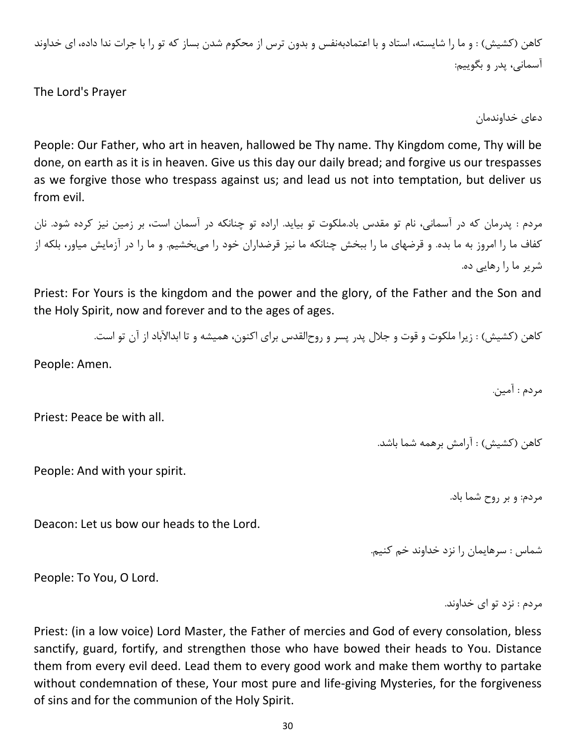کاهن (کشیش) : و ما را شایسته، استاد و با اعتمادبه‌نفس و بدون ترس از محکوم شدن بساز که تو را با جرات ندا داده، ای خداوند آسمانی، پدر و بگوییم:

The Lord's Prayer

دعای خداوندمان

People: Our Father, who art in heaven, hallowed be Thy name. Thy Kingdom come, Thy will be done, on earth as it is in heaven. Give us this day our daily bread; and forgive us our trespasses as we forgive those who trespass against us; and lead us not into temptation, but deliver us from evil.

مردم : پدرمان که در آسمانی، نام تو مقدس باد.ملکوت تو بیاید. اراده تو چنانکه در آسمان است، بر زمین نیز کرده شود. نان کفاف ما را امروز به ما بده. و قرضهای ما را ببخش چنانکه ما نیز قرضداران خود را می‌بخشیم. و ما را در آزمایش میاور، بلکه از شریر ما را رهایی ده.

Priest: For Yours is the kingdom and the power and the glory, of the Father and the Son and the Holy Spirit, now and forever and to the ages of ages.

کاهن (کشیش) : زیرا ملکوت و قوت و جلال پدر پسر و روح‌القدس برای اکنون، همیشه و تا ابدالآباد از آن تو است.

People: Amen.

مردم : آمین.

Priest: Peace be with all.

کاهن (کشیش) : آرامش برهمه شما باشد.

People: And with your spirit.

مردم: و بر روح شما باد.

Deacon: Let us bow our heads to the Lord.

شماس : سرهایمان را نزد خداوند خم کنیم.

People: To You, O Lord.

مردم : نزد تو ای خداوند.

Priest: (in a low voice) Lord Master, the Father of mercies and God of every consolation, bless sanctify, guard, fortify, and strengthen those who have bowed their heads to You. Distance them from every evil deed. Lead them to every good work and make them worthy to partake without condemnation of these, Your most pure and life-giving Mysteries, for the forgiveness of sins and for the communion of the Holy Spirit.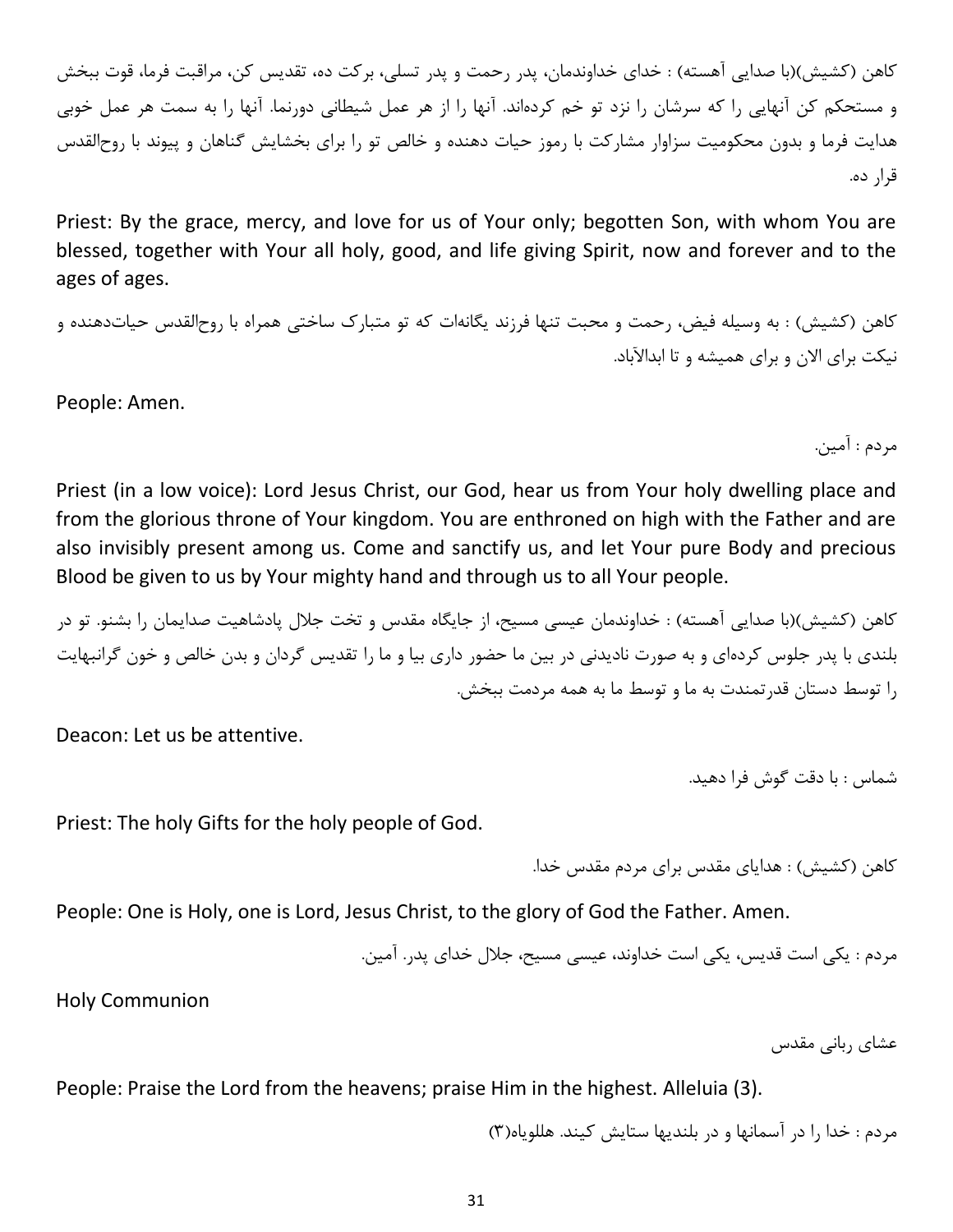کاهن (کشیش)(با صدایی آهسته) : خدای خداوندمان، پدر رحمت و پدر تسلی، برکت ده، تقدیس کن، مراقبت فرما، قوت ببخش و مستحکم کن آنهایی را که سرشان را نزد تو خم کرده‌اند. آنها را از هر عمل شیطانی دورنما. آنها را به سمت هر عمل خوبی هدایت فرما و بدون محکومیت سزاوار مشارکت با رموز حیات دهنده و خالص تو را برای بخشایش گناهان و پیوند با روح‌القدس قرار ده.

Priest: By the grace, mercy, and love for us of Your only; begotten Son, with whom You are blessed, together with Your all holy, good, and life giving Spirit, now and forever and to the ages of ages.

کاهن (کشیش) : به وسیله فیض، رحمت و محبت تنها فرزند یگانه‌ات که تو متبارک ساختی همراه با روح‌القدس حیات‌دهنده و نیکت برای الان و برای همیشه و تا ابدالآباد.

People: Amen.

مردم : آمین.

Priest (in a low voice): Lord Jesus Christ, our God, hear us from Your holy dwelling place and from the glorious throne of Your kingdom. You are enthroned on high with the Father and are also invisibly present among us. Come and sanctify us, and let Your pure Body and precious Blood be given to us by Your mighty hand and through us to all Your people.

کاهن (کشیش)(با صدایی آهسته) : خداوندمان عیسی مسیح، از جایگاه مقدس و تخت جلال پادشاهیت صدایمان را بشنو. تو در بلندی با پدر جلوس کرده‌ای و به صورت نادیدنی در بین ما حضور داری بیا و ما را تقدیس گردان و بدن خالص و خون گرانبهایت را توسط دستان قدرتمندت به ما و توسط ما به همه مردمت ببخش.

Deacon: Let us be attentive.

شماس : با دقت گوش فرا دهید.

Priest: The holy Gifts for the holy people of God.

کاهن (کشیش) : هدایای مقدس برای مردم مقدس خدا.

People: One is Holy, one is Lord, Jesus Christ, to the glory of God the Father. Amen.

مردم : یکی است قدیس، یکی است خداوند، عیسی مسیح، جلال خدای پدر. آمین.

Holy Communion

عشای ربانی مقدس

People: Praise the Lord from the heavens; praise Him in the highest. Alleluia (3).

مردم : خدا را در آسمانها و در بلندیها ستایش کیند. هللویاه(۳)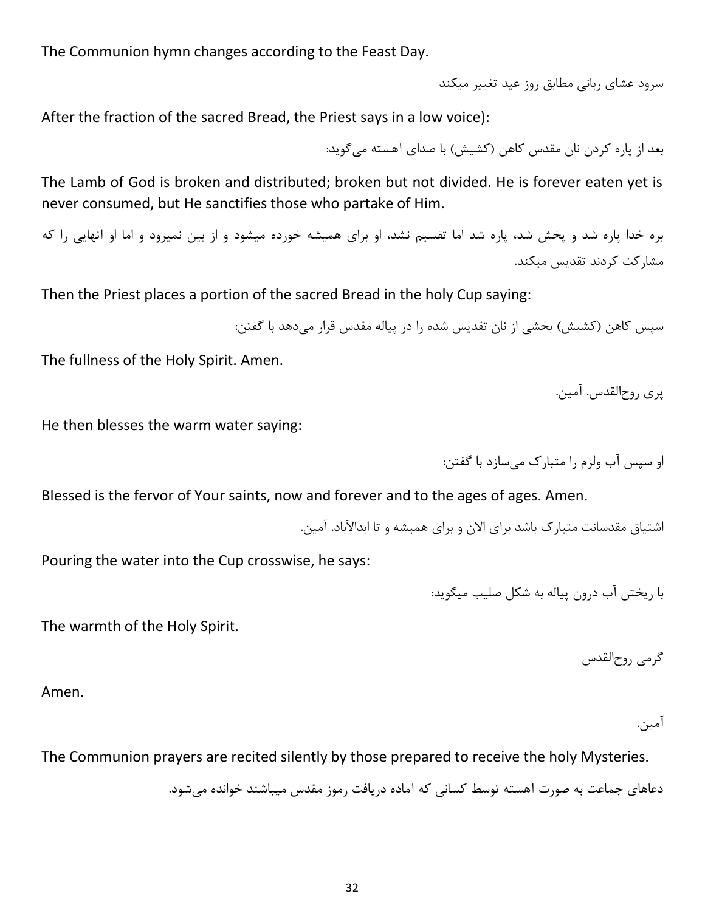The Communion hymn changes according to the Feast Day.

سرود عشای ربانی مطابق روز عید تغییر میکند

After the fraction of the sacred Bread, the Priest says in a low voice):

بعد از پاره کردن نان مقدس کاهن (کشیش) با صدای آهسته می‌گوید:

The Lamb of God is broken and distributed; broken but not divided. He is forever eaten yet is never consumed, but He sanctifies those who partake of Him.

بره خدا پاره شد و پخش شد، پاره شد اما تقسیم نشد، او برای همیشه خورده میشود و از بین نمیرود و اما او آنهایی را که مشارکت کردند تقدیس میکند.

Then the Priest places a portion of the sacred Bread in the holy Cup saying:

سپس کاهن (کشیش) بخشی از نان تقدیس شده را در پیاله مقدس قرار می‌دهد با گفتن:

The fullness of the Holy Spirit. Amen.

پری روح‌القدس. آمین.

He then blesses the warm water saying:

او سپس آب ولرم را متبارک می‌سازد با گفتن:

Blessed is the fervor of Your saints, now and forever and to the ages of ages. Amen.

اشتیاق مقدسانت متبارک باشد برای الان و برای همیشه و تا ابدالآباد. آمین.

Pouring the water into the Cup crosswise, he says:

با ریختن آب درون پیاله به شکل صلیب میگوید:

The warmth of the Holy Spirit.

گرمی روح‌القدس

Amen.

آمین.

The Communion prayers are recited silently by those prepared to receive the holy Mysteries.

دعاهای جماعت به صورت آهسته توسط کسانی که آماده دریافت رموز مقدس میباشند خوانده می‌شود.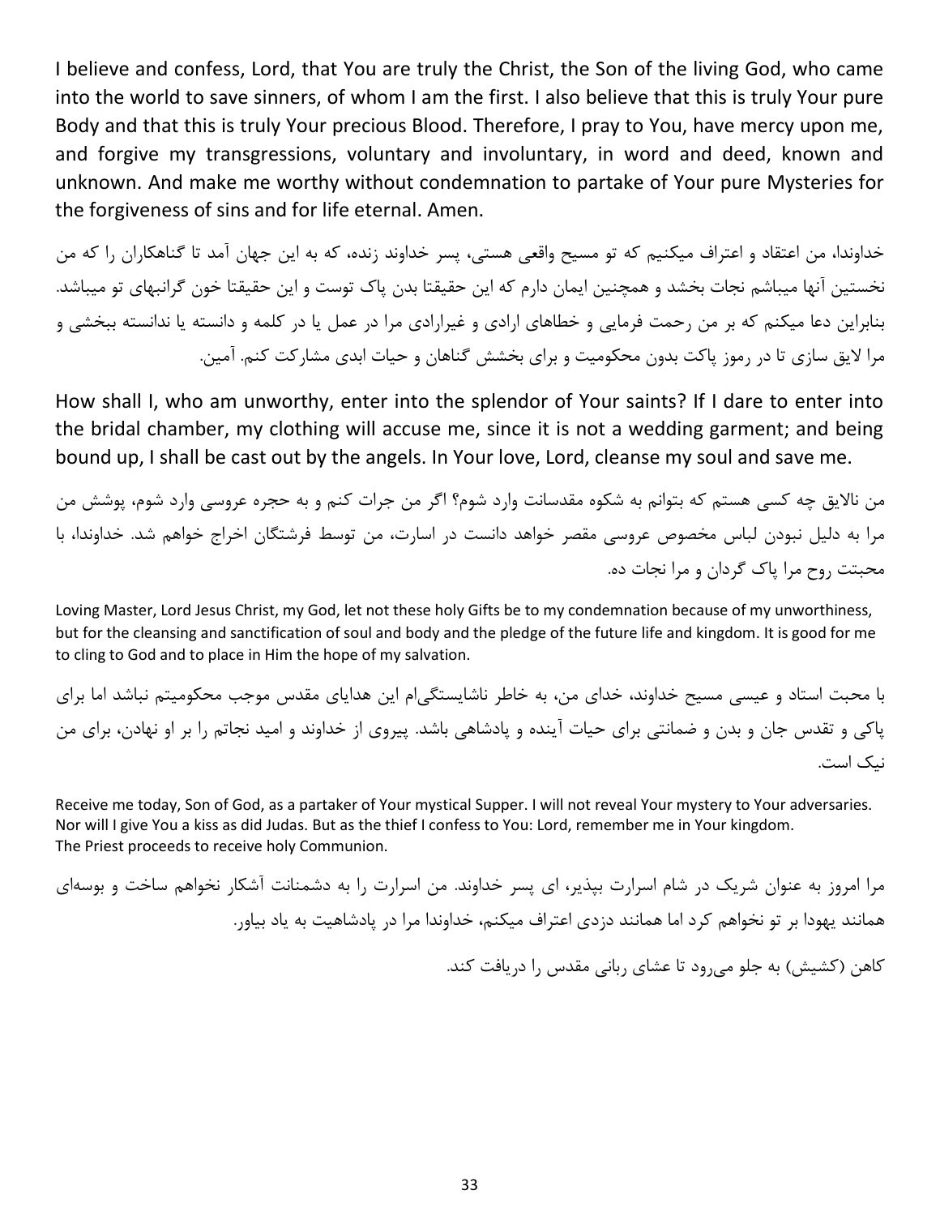I believe and confess, Lord, that You are truly the Christ, the Son of the living God, who came into the world to save sinners, of whom I am the first. I also believe that this is truly Your pure Body and that this is truly Your precious Blood. Therefore, I pray to You, have mercy upon me, and forgive my transgressions, voluntary and involuntary, in word and deed, known and unknown. And make me worthy without condemnation to partake of Your pure Mysteries for the forgiveness of sins and for life eternal. Amen.

خداوندا، من اعتقاد و اعتراف میکنیم که تو مسیح واقعی هستی، پسر خداوند زنده، که به این جهان آمد تا گناهکاران را که من نخستین آنها میباشم نجات بخشد و همچنین ایمان دارم که این حقیقتا بدن پاک توست و این حقیقتا خون گرانبهای تو میباشد. بنابراین دعا میکنم که بر من رحمت فرمایی و خطاهای ارادی و غیرارادی مرا در عمل یا در کلمه و دانسته یا ندانسته ببخشی و مرا لایق سازی تا در رموز پاکت بدون محکومیت و برای بخشش گناهان و حیات ابدی مشارکت کنم. آمین.

How shall I, who am unworthy, enter into the splendor of Your saints? If I dare to enter into the bridal chamber, my clothing will accuse me, since it is not a wedding garment; and being bound up, I shall be cast out by the angels. In Your love, Lord, cleanse my soul and save me.

من نالایق چه کسی هستم که بتوانم به شکوه مقدسانت وارد شوم؟ اگر من جرات کنم و به حجره عروسی وارد شوم، پوشش من مرا به دلیل نبودن لباس مخصوص عروسی مقصر خواهد دانست در اسارت، من توسط فرشتگان اخراج خواهم شد. خداوندا، با محبتت روح مرا پاک گردان و مرا نجات ده.

Loving Master, Lord Jesus Christ, my God, let not these holy Gifts be to my condemnation because of my unworthiness, but for the cleansing and sanctification of soul and body and the pledge of the future life and kingdom. It is good for me to cling to God and to place in Him the hope of my salvation.

با محبت استاد و عیسی مسیح خداوند، خدای من، به خاطر ناشایستگی‌ام این هدایای مقدس موجب محکومیتم نباشد اما برای پاکی و تقدس جان و بدن و ضمانتی برای حیات آینده و پادشاهی باشد. پیروی از خداوند و امید نجاتم را بر او نهادن، برای من نیک است.

Receive me today, Son of God, as a partaker of Your mystical Supper. I will not reveal Your mystery to Your adversaries. Nor will I give You a kiss as did Judas. But as the thief I confess to You: Lord, remember me in Your kingdom.
The Priest proceeds to receive holy Communion.

مرا امروز به عنوان شریک در شام اسرارت بپذیر، ای پسر خداوند. من اسرارت را به دشمنانت آشکار نخواهم ساخت و بوسه‌ای همانند یهودا بر تو نخواهم کرد اما همانند دزدی اعتراف میکنم، خداوندا مرا در پادشاهیت به یاد بیاور.

کاهن (کشیش) به جلو می‌رود تا عشای ربانی مقدس را دریافت کند.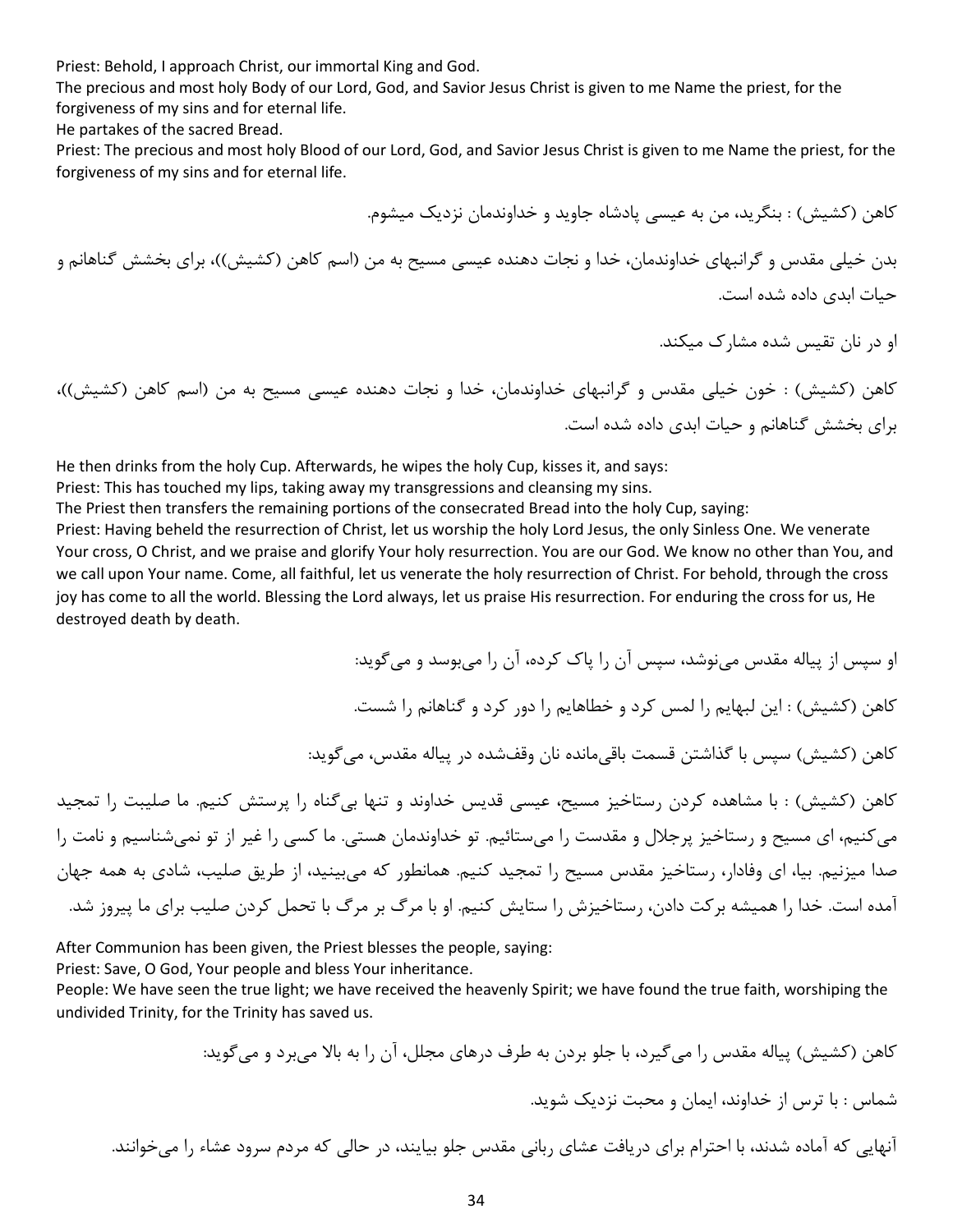Priest: Behold, I approach Christ, our immortal King and God.
The precious and most holy Body of our Lord, God, and Savior Jesus Christ is given to me Name the priest, for the forgiveness of my sins and for eternal life.
He partakes of the sacred Bread.
Priest: The precious and most holy Blood of our Lord, God, and Savior Jesus Christ is given to me Name the priest, for the forgiveness of my sins and for eternal life.

کاهن (کشیش) : بنگرید، من به عیسی پادشاه جاوید و خداوندمان نزدیک میشوم.

بدن خیلی مقدس و گرانبهای خداوندمان، خدا و نجات دهنده عیسی مسیح به من (اسم کاهن (کشیش))، برای بخشش گناهانم و حیات ابدی داده شده است.

او در نان تقیس شده مشارک میکند.

کاهن (کشیش) : خون خیلی مقدس و گرانبهای خداوندمان، خدا و نجات دهنده عیسی مسیح به من (اسم کاهن (کشیش))، برای بخشش گناهانم و حیات ابدی داده شده است.

He then drinks from the holy Cup. Afterwards, he wipes the holy Cup, kisses it, and says:
Priest: This has touched my lips, taking away my transgressions and cleansing my sins.
The Priest then transfers the remaining portions of the consecrated Bread into the holy Cup, saying:
Priest: Having beheld the resurrection of Christ, let us worship the holy Lord Jesus, the only Sinless One. We venerate Your cross, O Christ, and we praise and glorify Your holy resurrection. You are our God. We know no other than You, and we call upon Your name. Come, all faithful, let us venerate the holy resurrection of Christ. For behold, through the cross joy has come to all the world. Blessing the Lord always, let us praise His resurrection. For enduring the cross for us, He destroyed death by death.

او سپس از پیاله مقدس می‌نوشد، سپس آن را پاک کرده، آن را می‌بوسد و می‌گوید:

کاهن (کشیش) : این لبهایم را لمس کرد و خطاهایم را دور کرد و گناهانم را شست.

کاهن (کشیش) سپس با گذاشتن قسمت باقی‌مانده نان وقف‌شده در پیاله مقدس، می‌گوید:

کاهن (کشیش) : با مشاهده کردن رستاخیز مسیح، عیسی قدیس خداوند و تنها بی‌گناه را پرستش کنیم. ما صلیبت را تمجید می‌کنیم، ای مسیح و رستاخیز پرجلال و مقدست را می‌ستائیم. تو خداوندمان هستی. ما کسی را غیر از تو نمی‌شناسیم و نامت را صدا میزنیم. بیا، ای وفادار، رستاخیز مقدس مسیح را تمجید کنیم. همانطور که می‌بینید، از طریق صلیب، شادی به همه جهان آمده است. خدا را همیشه برکت دادن، رستاخیزش را ستایش کنیم. او با مرگ بر مرگ با تحمل کردن صلیب برای ما پیروز شد.

After Communion has been given, the Priest blesses the people, saying:
Priest: Save, O God, Your people and bless Your inheritance.
People: We have seen the true light; we have received the heavenly Spirit; we have found the true faith, worshiping the undivided Trinity, for the Trinity has saved us.

کاهن (کشیش) پیاله مقدس را می‌گیرد، با جلو بردن به طرف درهای مجلل، آن را به بالا می‌برد و می‌گوید:

شماس : با ترس از خداوند، ایمان و محبت نزدیک شوید.

آنهایی که آماده شدند، با احترام برای دریافت عشای ربانی مقدس جلو بیایند، در حالی که مردم سرود عشاء را می‌خوانند.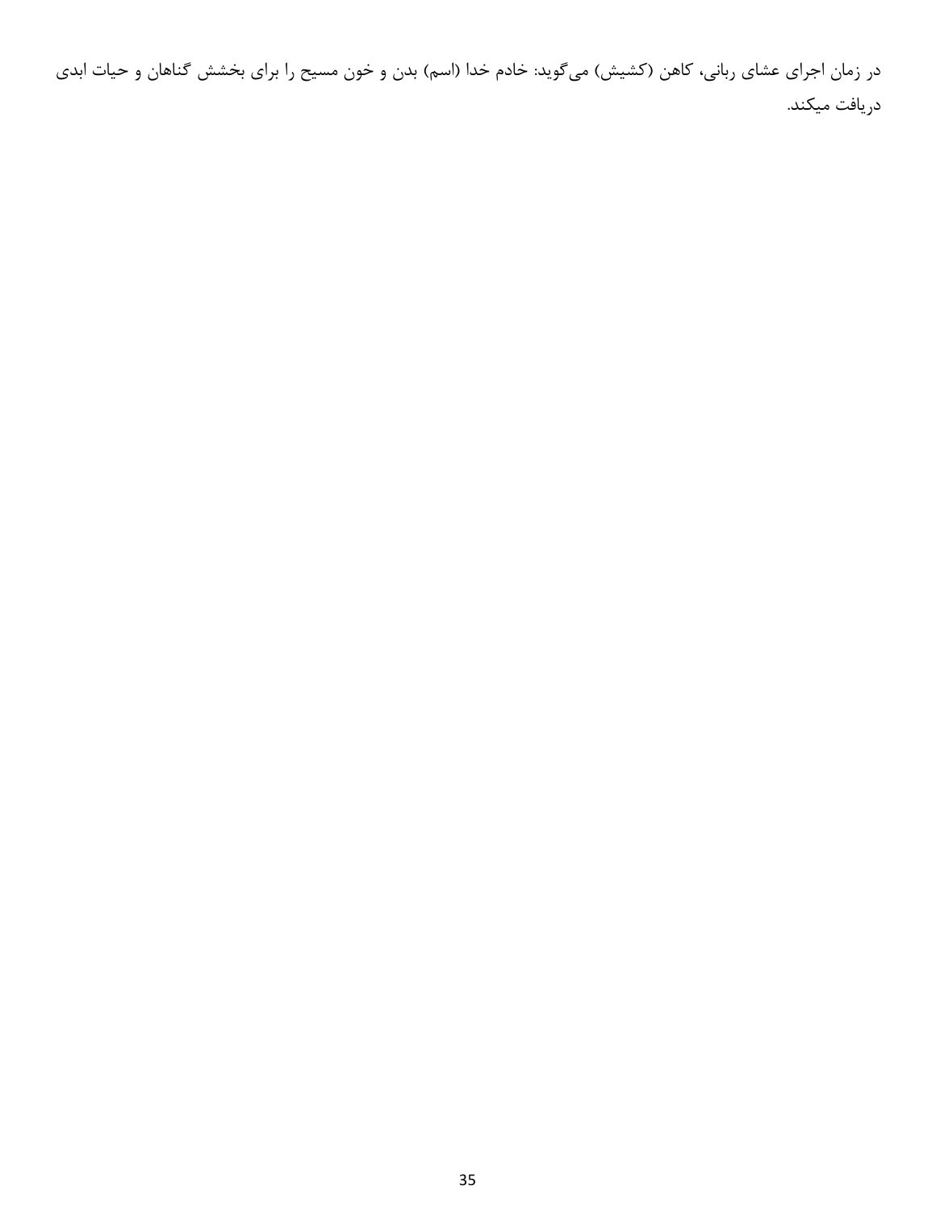در زمان اجرای عشای ربانی، کاهن (کشیش) می‌گوید: خادم خدا (اسم) بدن و خون مسیح را برای بخشش گناهان و حیات ابدی دریافت میکند.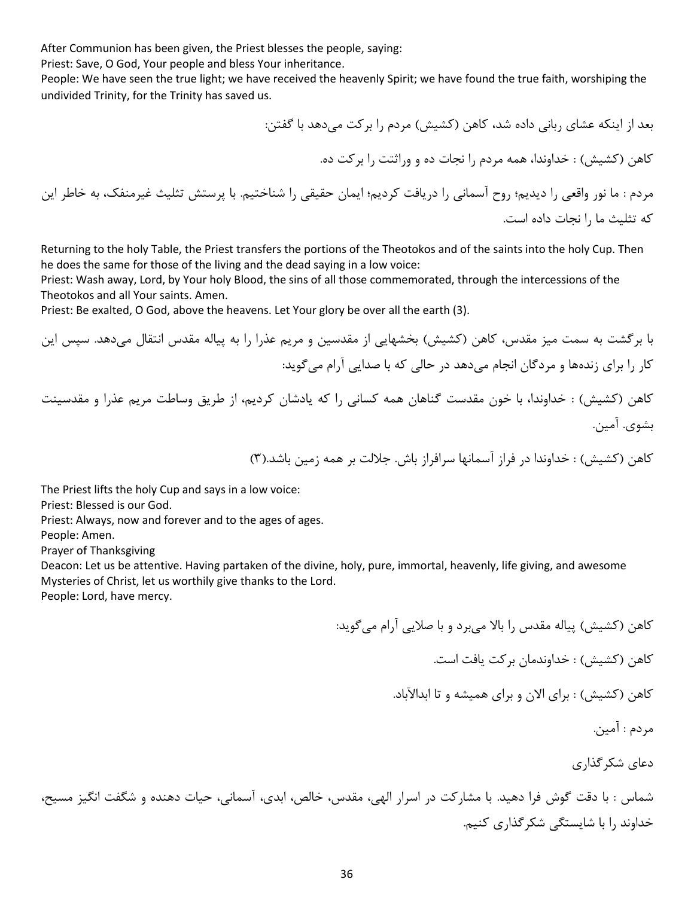After Communion has been given, the Priest blesses the people, saying:
Priest: Save, O God, Your people and bless Your inheritance.
People: We have seen the true light; we have received the heavenly Spirit; we have found the true faith, worshiping the undivided Trinity, for the Trinity has saved us.

بعد از اینکه عشای ربانی داده شد، کاهن (کشیش) مردم را برکت می‌دهد با گفتن:

کاهن (کشیش) : خداوندا، همه مردم را نجات ده و وراثتت را برکت ده.

مردم : ما نور واقعی را دیدیم؛ روح آسمانی را دریافت کردیم؛ ایمان حقیقی را شناختیم. با پرستش تثلیث غیرمنفک، به خاطر این که تثلیث ما را نجات داده است.

Returning to the holy Table, the Priest transfers the portions of the Theotokos and of the saints into the holy Cup. Then he does the same for those of the living and the dead saying in a low voice:
Priest: Wash away, Lord, by Your holy Blood, the sins of all those commemorated, through the intercessions of the Theotokos and all Your saints. Amen.
Priest: Be exalted, O God, above the heavens. Let Your glory be over all the earth (3).

با برگشت به سمت میز مقدس، کاهن (کشیش) بخشهایی از مقدسین و مریم عذرا را به پیاله مقدس انتقال می‌دهد. سپس این کار را برای زنده‌ها و مردگان انجام می‌دهد در حالی که با صدایی آرام می‌گوید:

کاهن (کشیش) : خداوندا، با خون مقدست گناهان همه کسانی را که یادشان کردیم، از طریق وساطت مریم عذرا و مقدسینت بشوی. آمین.

کاهن (کشیش) : خداوندا در فراز آسمانها سرافراز باش. جلالت بر همه زمین باشد.(۳)

The Priest lifts the holy Cup and says in a low voice:
Priest: Blessed is our God.
Priest: Always, now and forever and to the ages of ages.
People: Amen.
Prayer of Thanksgiving
Deacon: Let us be attentive. Having partaken of the divine, holy, pure, immortal, heavenly, life giving, and awesome Mysteries of Christ, let us worthily give thanks to the Lord.
People: Lord, have mercy.

کاهن (کشیش) پیاله مقدس را بالا می‌برد و با صلایی آرام می‌گوید:

کاهن (کشیش) : خداوندمان برکت یافت است.

کاهن (کشیش) : برای الان و برای همیشه و تا ابدالآباد.

مردم : آمین.

دعای شکرگذاری

شماس : با دقت گوش فرا دهید. با مشارکت در اسرار الهی، مقدس، خالص، ابدی، آسمانی، حیات دهنده و شگفت انگیز مسیح، خداوند را با شایستگی شکرگذاری کنیم.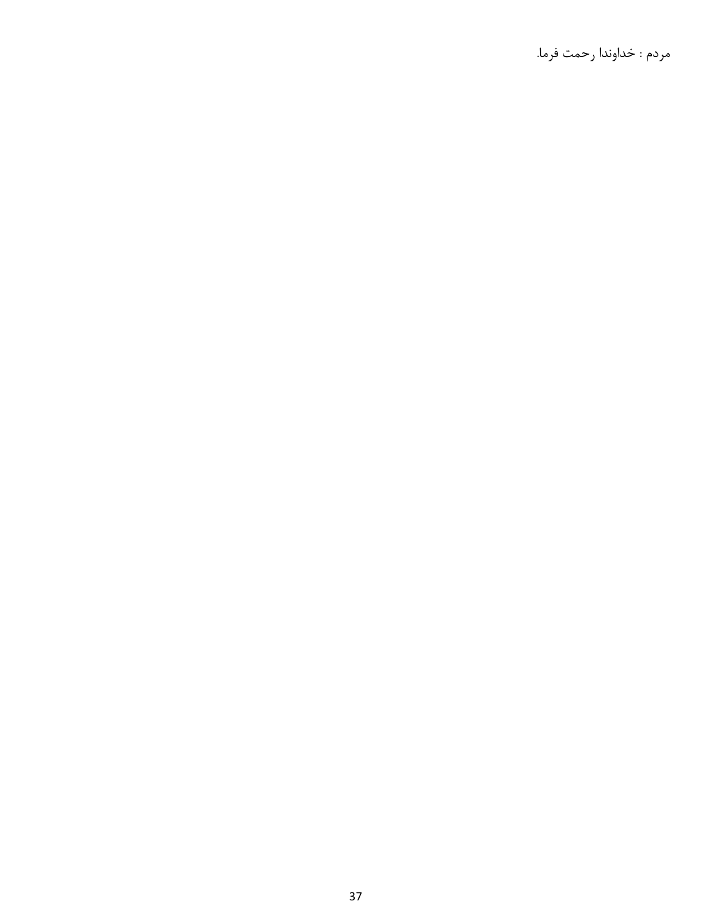مردم : خداوندا رحمت فرما.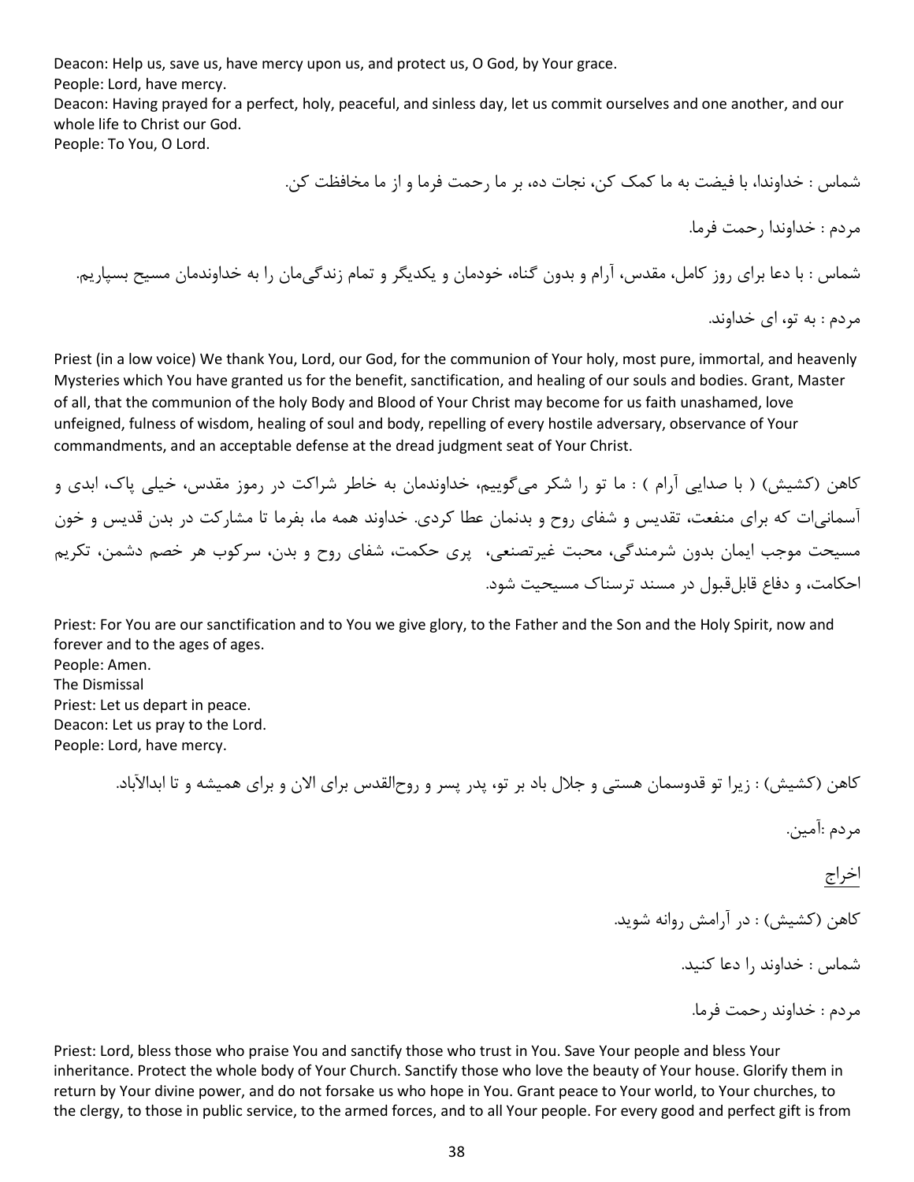Deacon: Help us, save us, have mercy upon us, and protect us, O God, by Your grace.
People: Lord, have mercy.
Deacon: Having prayed for a perfect, holy, peaceful, and sinless day, let us commit ourselves and one another, and our whole life to Christ our God.
People: To You, O Lord.

شماس : خداوندا، با فیضت به ما کمک کن، نجات ده، بر ما رحمت فرما و از ما مخافظت کن.

مردم : خداوندا رحمت فرما.

شماس : با دعا برای روز کامل، مقدس، آرام و بدون گناه، خودمان و یکدیگر و تمام زندگی‌مان را به خداوندمان مسیح بسپاریم.

مردم : به تو، ای خداوند.

Priest (in a low voice) We thank You, Lord, our God, for the communion of Your holy, most pure, immortal, and heavenly Mysteries which You have granted us for the benefit, sanctification, and healing of our souls and bodies. Grant, Master of all, that the communion of the holy Body and Blood of Your Christ may become for us faith unashamed, love unfeigned, fulness of wisdom, healing of soul and body, repelling of every hostile adversary, observance of Your commandments, and an acceptable defense at the dread judgment seat of Your Christ.

کاهن (کشیش) ( با صدایی آرام ) : ما تو را شکر می‌گوییم، خداوندمان به خاطر شراکت در رموز مقدس، خیلی پاک، ابدی و آسمانی‌ات که برای منفعت، تقدیس و شفای روح و بدنمان عطا کردی. خداوند همه ما، بفرما تا مشارکت در بدن قدیس و خون مسیحت موجب ایمان بدون شرمندگی، محبت غیرتصنعی، پری حکمت، شفای روح و بدن، سرکوب هر خصم دشمن، تکریم احکامت، و دفاع قابل‌قبول در مسند ترسناک مسیحیت شود.

Priest: For You are our sanctification and to You we give glory, to the Father and the Son and the Holy Spirit, now and forever and to the ages of ages.
People: Amen.
The Dismissal
Priest: Let us depart in peace.
Deacon: Let us pray to the Lord.
People: Lord, have mercy.

کاهن (کشیش) : زیرا تو قدوسمان هستی و جلال باد بر تو، پدر پسر و روح‌القدس برای الان و برای همیشه و تا ابدالآباد.

مردم :آمین.

اخراج

کاهن (کشیش) : در آرامش روانه شوید.

شماس : خداوند را دعا کنید.

مردم : خداوند رحمت فرما.

Priest: Lord, bless those who praise You and sanctify those who trust in You. Save Your people and bless Your inheritance. Protect the whole body of Your Church. Sanctify those who love the beauty of Your house. Glorify them in return by Your divine power, and do not forsake us who hope in You. Grant peace to Your world, to Your churches, to the clergy, to those in public service, to the armed forces, and to all Your people. For every good and perfect gift is from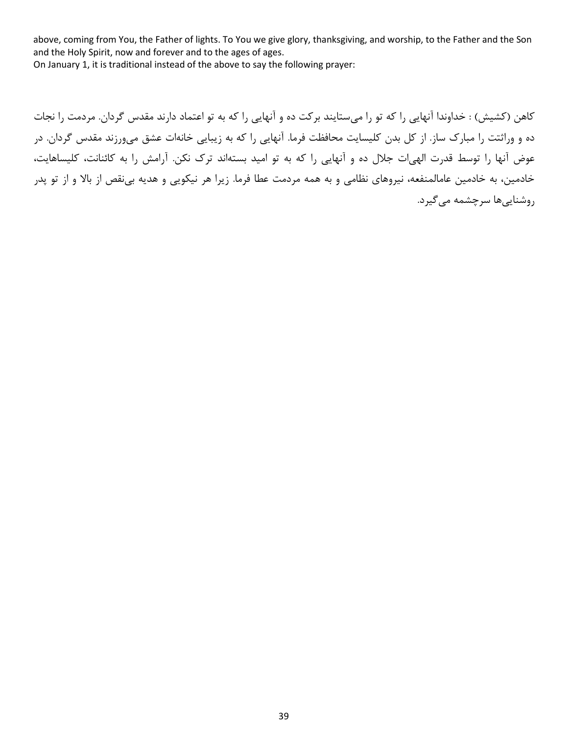above, coming from You, the Father of lights. To You we give glory, thanksgiving, and worship, to the Father and the Son and the Holy Spirit, now and forever and to the ages of ages.

On January 1, it is traditional instead of the above to say the following prayer:

کاهن (کشیش) : خداوندا آنهایی را که تو را می‌ستایند برکت ده و آنهایی را که به تو اعتماد دارند مقدس گردان. مردمت را نجات ده و وراثتت را مبارک ساز. از کل بدن کلیسایت محافظت فرما. آنهایی را که به زیبایی خانه‌ات عشق می‌ورزند مقدس گردان. در عوض آنها را توسط قدرت الهی‌ات جلال ده و آنهایی را که به تو امید بسته‌اند ترک نکن. آرامش را به کائنانت، کلیساهایت، خادمین، به خادمین عام‌المنفعه، نیروهای نظامی و به همه مردمت عطا فرما. زیرا هر نیکویی و هدیه بی‌نقص از بالا و از تو پدر روشنایی‌ها سرچشمه می‌گیرد.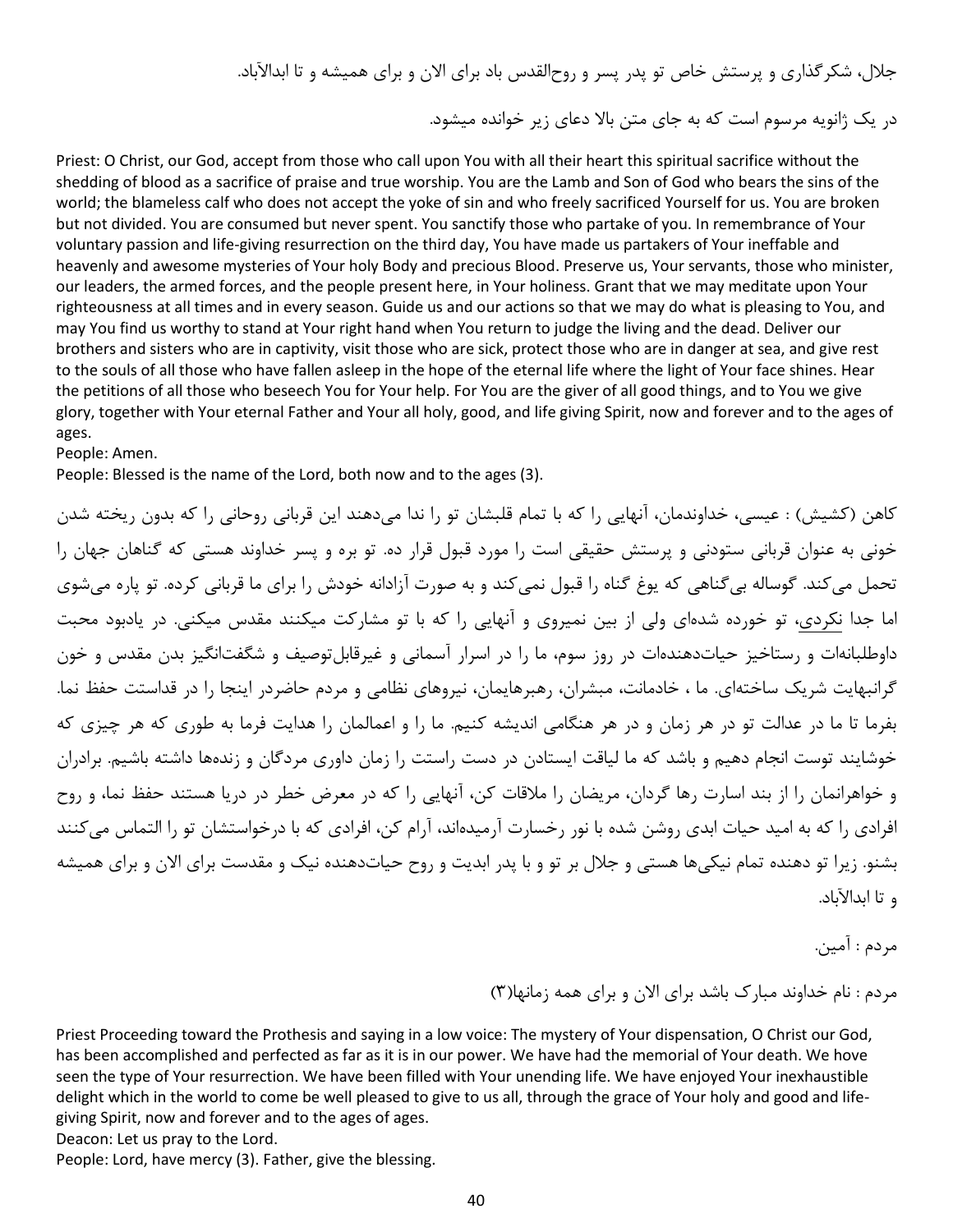جلال، شکرگذاری و پرستش خاص تو پدر پسر و روح‌القدس باد برای الان و برای همیشه و تا ابدالآباد.

در یک ژانویه مرسوم است که به جای متن بالا دعای زیر خوانده میشود.

Priest: O Christ, our God, accept from those who call upon You with all their heart this spiritual sacrifice without the shedding of blood as a sacrifice of praise and true worship. You are the Lamb and Son of God who bears the sins of the world; the blameless calf who does not accept the yoke of sin and who freely sacrificed Yourself for us. You are broken but not divided. You are consumed but never spent. You sanctify those who partake of you. In remembrance of Your voluntary passion and life-giving resurrection on the third day, You have made us partakers of Your ineffable and heavenly and awesome mysteries of Your holy Body and precious Blood. Preserve us, Your servants, those who minister, our leaders, the armed forces, and the people present here, in Your holiness. Grant that we may meditate upon Your righteousness at all times and in every season. Guide us and our actions so that we may do what is pleasing to You, and may You find us worthy to stand at Your right hand when You return to judge the living and the dead. Deliver our brothers and sisters who are in captivity, visit those who are sick, protect those who are in danger at sea, and give rest to the souls of all those who have fallen asleep in the hope of the eternal life where the light of Your face shines. Hear the petitions of all those who beseech You for Your help. For You are the giver of all good things, and to You we give glory, together with Your eternal Father and Your all holy, good, and life giving Spirit, now and forever and to the ages of ages.
People: Amen.
People: Blessed is the name of the Lord, both now and to the ages (3).

کاهن (کشیش) : عیسی، خداوندمان، آنهایی را که با تمام قلبشان تو را ندا می‌دهند این قربانی روحانی را که بدون ریخته شدن خونی به عنوان قربانی ستودنی و پرستش حقیقی است را مورد قبول قرار ده. تو بره و پسر خداوند هستی که گناهان جهان را تحمل می‌کند. گوساله بی‌گناهی که یوغ گناه را قبول نمی‌کند و به صورت آزادانه خودش را برای ما قربانی کرده. تو پاره می‌شوی اما جدا نکردي، تو خورده شده‌ای ولی از بین نمیروی و آنهایی را که با تو مشارکت میکنند مقدس میکنی. در یادبود محبت داوطلبانه‌ات و رستاخیز حیات‌دهنده‌ات در روز سوم، ما را در اسرار آسمانی و غیرقابل‌توصیف و شگفت‌انگیز بدن مقدس و خون گرانبهایت شریک ساخته‌ای. ما ، خادمانت، مبشران، رهبرهایمان، نیروهای نظامی و مردم حاضردر اینجا را در قداستت حفظ نما. بفرما تا ما در عدالت تو در هر زمان و در هر هنگامی اندیشه کنیم. ما را و اعمالمان را هدایت فرما به طوری که هر چیزی که خوشایند توست انجام دهیم و باشد که ما لیاقت ایستادن در دست راستت را زمان داوری مردگان و زنده‌ها داشته باشیم. برادران و خواهرانمان را از بند اسارت رها گردان، مریضان را ملاقات کن، آنهایی را که در معرض خطر در دریا هستند حفظ نما، و روح افرادی را که به امید حیات ابدی روشن شده با نور رخسارت آرمیده‌اند، آرام کن، افرادی که با درخواستشان تو را التماس می‌کنند بشنو. زیرا تو دهنده تمام نیکی‌ها هستی و جلال بر تو و با پدر ابدیت و روح حیات‌دهنده نیک و مقدست برای الان و برای همیشه و تا ابدالآباد.

مردم : آمین.

مردم : نام خداوند مبارک باشد برای الان و برای همه زمانها(۳)

Priest Proceeding toward the Prothesis and saying in a low voice: The mystery of Your dispensation, O Christ our God, has been accomplished and perfected as far as it is in our power. We have had the memorial of Your death. We hove seen the type of Your resurrection. We have been filled with Your unending life. We have enjoyed Your inexhaustible delight which in the world to come be well pleased to give to us all, through the grace of Your holy and good and life-giving Spirit, now and forever and to the ages of ages.
Deacon: Let us pray to the Lord.
People: Lord, have mercy (3). Father, give the blessing.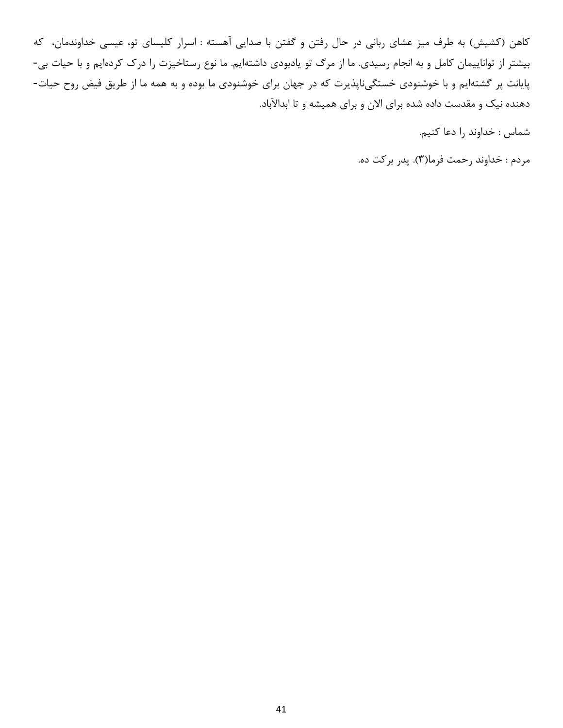کاهن (کشیش) به طرف میز عشای ربانی در حال رفتن و گفتن با صدایی آهسته : اسرار کلیسای تو، عیسی خداوندمان، که بیشتر از تواناییمان کامل و به انجام رسیدی. ما از مرگ تو یادبودی داشته‌ایم. ما نوع رستاخیزت را درک کرده‌ایم و با حیات بی-پایانت پر گشته‌ایم و با خوشنودی خستگی‌ناپذیرت که در جهان برای خوشنودی ما بوده و به همه ما از طریق فیض روح حیات-دهنده نیک و مقدست داده شده برای الان و برای همیشه و تا ابدالآباد.

شماس : خداوند را دعا کنیم.

مردم : خداوند رحمت فرما(۳). پدر برکت ده.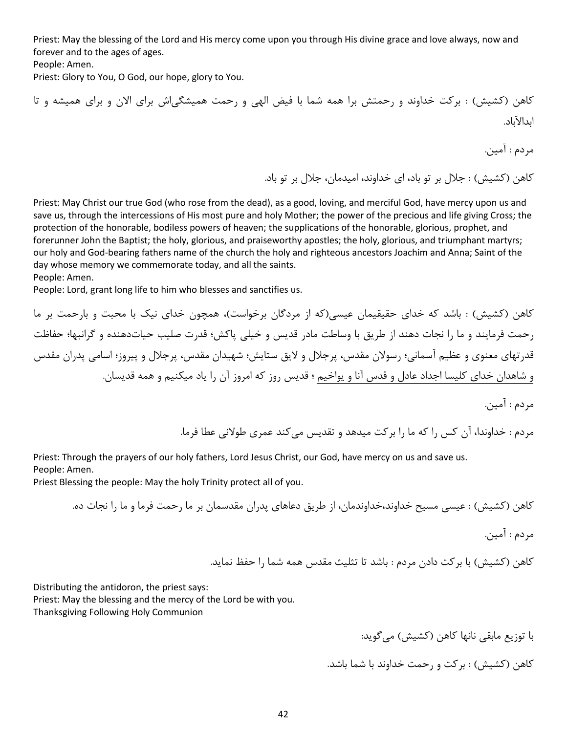Priest: May the blessing of the Lord and His mercy come upon you through His divine grace and love always, now and forever and to the ages of ages.
People: Amen.
Priest: Glory to You, O God, our hope, glory to You.

کاهن (کشیش) : برکت خداوند و رحمتش برا همه شما با فیض الهی و رحمت همیشگی‌اش برای الان و برای همیشه و تا ابدالآباد.

مردم : آمین.

کاهن (کشیش) : جلال بر تو باد، ای خداوند، امیدمان، جلال بر تو باد.

Priest: May Christ our true God (who rose from the dead), as a good, loving, and merciful God, have mercy upon us and save us, through the intercessions of His most pure and holy Mother; the power of the precious and life giving Cross; the protection of the honorable, bodiless powers of heaven; the supplications of the honorable, glorious, prophet, and forerunner John the Baptist; the holy, glorious, and praiseworthy apostles; the holy, glorious, and triumphant martyrs; our holy and God-bearing fathers name of the church the holy and righteous ancestors Joachim and Anna; Saint of the day whose memory we commemorate today, and all the saints.
People: Amen.
People: Lord, grant long life to him who blesses and sanctifies us.

کاهن (کشیش) : باشد که خدای حقیقیمان عیسی(که از مردگان برخواست)، همچون خدای نیک با محبت و بارحمت بر ما رحمت فرمایند و ما را نجات دهند از طریق با وساطت مادر قدیس و خیلی پاکش؛ قدرت صلیب حیات‌دهنده و گرانبها؛ حفاظت قدرتهای معنوی و عظیم آسمانی؛ رسولان مقدس، پرجلال و لایق ستایش؛ شهیدان مقدس، پرجلال و پیروز؛ اسامی پدران مقدس و شاهدان خدای کلیسا اجداد عادل و قدس آنا و یواخیم ؛ قدیس روز که امروز آن را یاد میکنیم و همه قدیسان.

مردم : آمین.

مردم : خداوندا، آن کس را که ما را برکت میدهد و تقدیس می‌کند عمری طولانی عطا فرما.

Priest: Through the prayers of our holy fathers, Lord Jesus Christ, our God, have mercy on us and save us.
People: Amen.
Priest Blessing the people: May the holy Trinity protect all of you.

کاهن (کشیش) : عیسی مسیح خداوند،خداوندمان، از طریق دعاهای پدران مقدسمان بر ما رحمت فرما و ما را نجات ده.

مردم : آمین.

کاهن (کشیش) با برکت دادن مردم : باشد تا تثلیث مقدس همه شما را حفظ نماید.

Distributing the antidoron, the priest says:
Priest: May the blessing and the mercy of the Lord be with you.
Thanksgiving Following Holy Communion

با توزیع مابقی نانها کاهن (کشیش) می‌گوید:

کاهن (کشیش) : برکت و رحمت خداوند با شما باشد.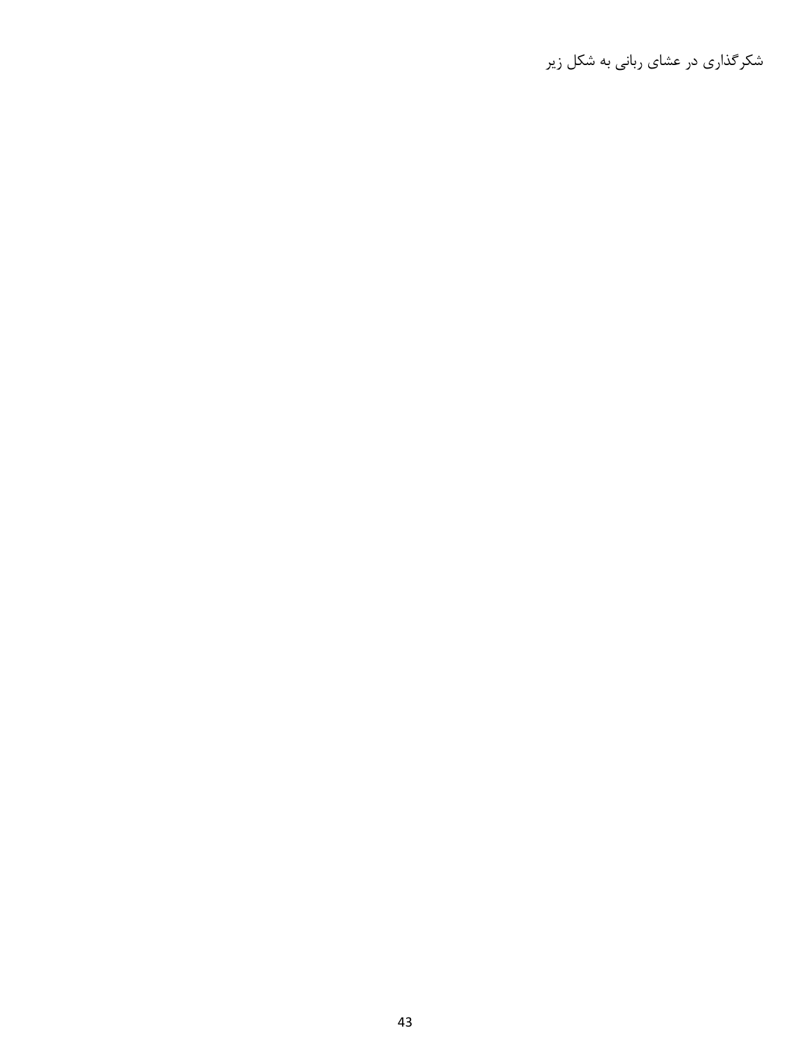شکرگذاری در عشای ربانی به شکل زیر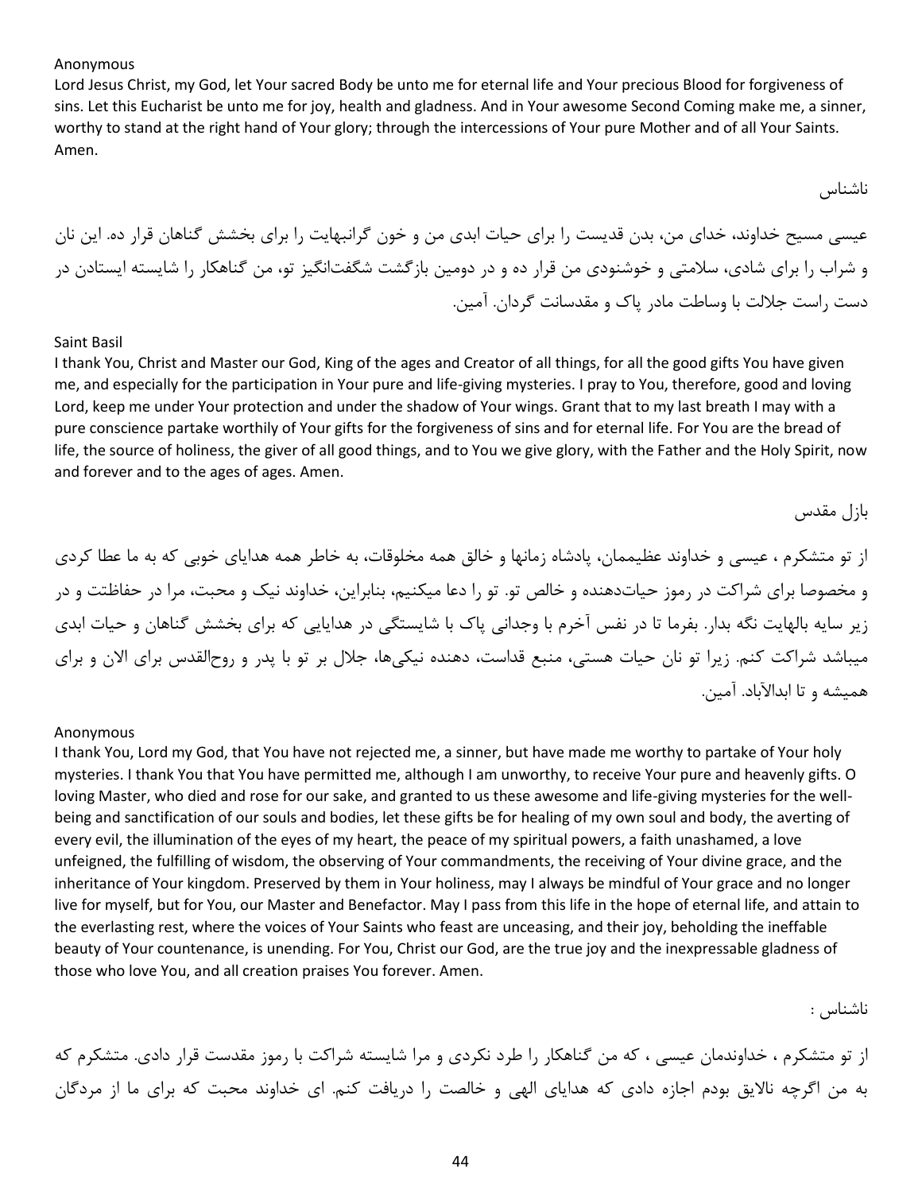Anonymous

Lord Jesus Christ, my God, let Your sacred Body be unto me for eternal life and Your precious Blood for forgiveness of sins. Let this Eucharist be unto me for joy, health and gladness. And in Your awesome Second Coming make me, a sinner, worthy to stand at the right hand of Your glory; through the intercessions of Your pure Mother and of all Your Saints. Amen.

ناشناس

عیسی مسیح خداوند، خدای من، بدن قدیست را برای حیات ابدی من و خون گرانبهایت را برای بخشش گناهان قرار ده. این نان و شراب را برای شادی، سلامتی و خوشنودی من قرار ده و در دومین بازگشت شگفت‌انگیز تو، من گناهکار را شایسته ایستادن در دست راست جلالت با وساطت مادر پاک و مقدسانت گردان. آمین.

Saint Basil

I thank You, Christ and Master our God, King of the ages and Creator of all things, for all the good gifts You have given me, and especially for the participation in Your pure and life-giving mysteries. I pray to You, therefore, good and loving Lord, keep me under Your protection and under the shadow of Your wings. Grant that to my last breath I may with a pure conscience partake worthily of Your gifts for the forgiveness of sins and for eternal life. For You are the bread of life, the source of holiness, the giver of all good things, and to You we give glory, with the Father and the Holy Spirit, now and forever and to the ages of ages. Amen.

بازل مقدس

از تو متشکرم ، عیسی و خداوند عظیممان، پادشاه زمانها و خالق همه مخلوقات، به خاطر همه هدایای خوبی که به ما عطا کردی و مخصوصا برای شراکت در رموز حیات‌دهنده و خالص تو. تو را دعا میکنیم، بنابراین، خداوند نیک و محبت، مرا در حفاظتت و در زیر سایه بالهایت نگه بدار. بفرما تا در نفس آخرم با وجدانی پاک با شایستگی در هدایایی که برای بخشش گناهان و حیات ابدی میباشد شراکت کنم. زیرا تو نان حیات هستی، منبع قداست، دهنده نیکی‌ها، جلال بر تو با پدر و روح‌القدس برای الان و برای همیشه و تا ابدالآباد. آمین.

Anonymous

I thank You, Lord my God, that You have not rejected me, a sinner, but have made me worthy to partake of Your holy mysteries. I thank You that You have permitted me, although I am unworthy, to receive Your pure and heavenly gifts. O loving Master, who died and rose for our sake, and granted to us these awesome and life-giving mysteries for the well-being and sanctification of our souls and bodies, let these gifts be for healing of my own soul and body, the averting of every evil, the illumination of the eyes of my heart, the peace of my spiritual powers, a faith unashamed, a love unfeigned, the fulfilling of wisdom, the observing of Your commandments, the receiving of Your divine grace, and the inheritance of Your kingdom. Preserved by them in Your holiness, may I always be mindful of Your grace and no longer live for myself, but for You, our Master and Benefactor. May I pass from this life in the hope of eternal life, and attain to the everlasting rest, where the voices of Your Saints who feast are unceasing, and their joy, beholding the ineffable beauty of Your countenance, is unending. For You, Christ our God, are the true joy and the inexpressable gladness of those who love You, and all creation praises You forever. Amen.

ناشناس :

از تو متشکرم ، خداوندمان عیسی ، که من گناهکار را طرد نکردی و مرا شایسته شراکت با رموز مقدست قرار دادی. متشکرم که به من اگرچه نالایق بودم اجازه دادی که هدایای الهی و خالصت را دریافت کنم. ای خداوند محبت که برای ما از مردگان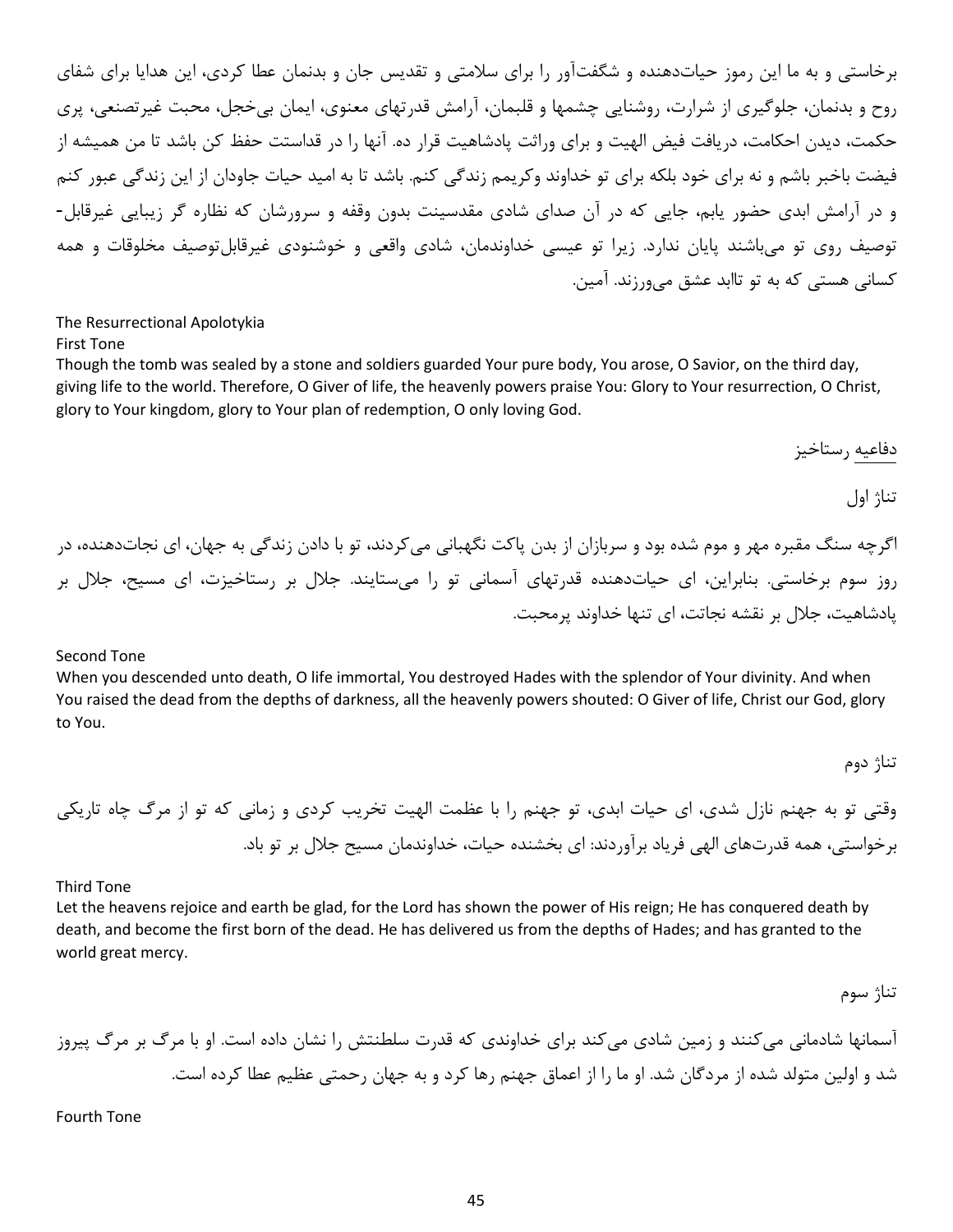برخاستی و به ما این رموز حیات‌دهنده و شگفت‌آور را برای سلامتی و تقدیس جان و بدنمان عطا کردی، این هدایا برای شفای روح و بدنمان، جلوگیری از شرارت، روشنایی چشمها و قلبمان، آرامش قدرتهای معنوی، ایمان بی‌خجل، محبت غیرتصنعی، پری حکمت، دیدن احکامت، دریافت فیض الهیت و برای وراثت پادشاهیت قرار ده. آنها را در قداستت حفظ کن باشد تا من همیشه از فیضت باخبر باشم و نه برای خود بلکه برای تو خداوند وکریمم زندگی کنم. باشد تا به امید حیات جاودان از این زندگی عبور کنم و در آرامش ابدی حضور یابم، جایی که در آن صدای شادی مقدسینت بدون وقفه و سرورشان که نظاره گر زیبایی غیرقابل-توصیف روی تو می‌باشند پایان ندارد. زیرا تو عیسی خداوندمان، شادی واقعی و خوشنودی غیرقابل‌توصیف مخلوقات و همه کسانی هستی که به تو تاابد عشق می‌ورزند. آمین.

The Resurrectional Apolotykia

First Tone

Though the tomb was sealed by a stone and soldiers guarded Your pure body, You arose, O Savior, on the third day, giving life to the world. Therefore, O Giver of life, the heavenly powers praise You: Glory to Your resurrection, O Christ, glory to Your kingdom, glory to Your plan of redemption, O only loving God.

دفاعیه رستاخیز

تناژ اول

اگرچه سنگ مقبره مهر و موم شده بود و سربازان از بدن پاکت نگهبانی می‌کردند، تو با دادن زندگی به جهان، ای نجات‌دهنده، در روز سوم برخاستی. بنابراین، ای حیات‌دهنده قدرتهای آسمانی تو را می‌ستایند. جلال بر رستاخیزت، ای مسیح، جلال بر پادشاهیت، جلال بر نقشه نجاتت، ای تنها خداوند پرمحبت.

Second Tone

When you descended unto death, O life immortal, You destroyed Hades with the splendor of Your divinity. And when You raised the dead from the depths of darkness, all the heavenly powers shouted: O Giver of life, Christ our God, glory to You.

تناژ دوم

وقتی تو به جهنم نازل شدی، ای حیات ابدی، تو جهنم را با عظمت الهیت تخریب کردی و زمانی که تو از مرگ چاه تاریکی برخواستی، همه قدرت‌های الهی فریاد برآوردند: ای بخشنده حیات، خداوندمان مسیح جلال بر تو باد.

Third Tone

Let the heavens rejoice and earth be glad, for the Lord has shown the power of His reign; He has conquered death by death, and become the first born of the dead. He has delivered us from the depths of Hades; and has granted to the world great mercy.

تناژ سوم

آسمانها شادمانی می‌کنند و زمین شادی می‌کند برای خداوندی که قدرت سلطنتش را نشان داده است. او با مرگ بر مرگ پیروز شد و اولین متولد شده از مردگان شد. او ما را از اعماق جهنم رها کرد و به جهان رحمتی عظیم عطا کرده است.

Fourth Tone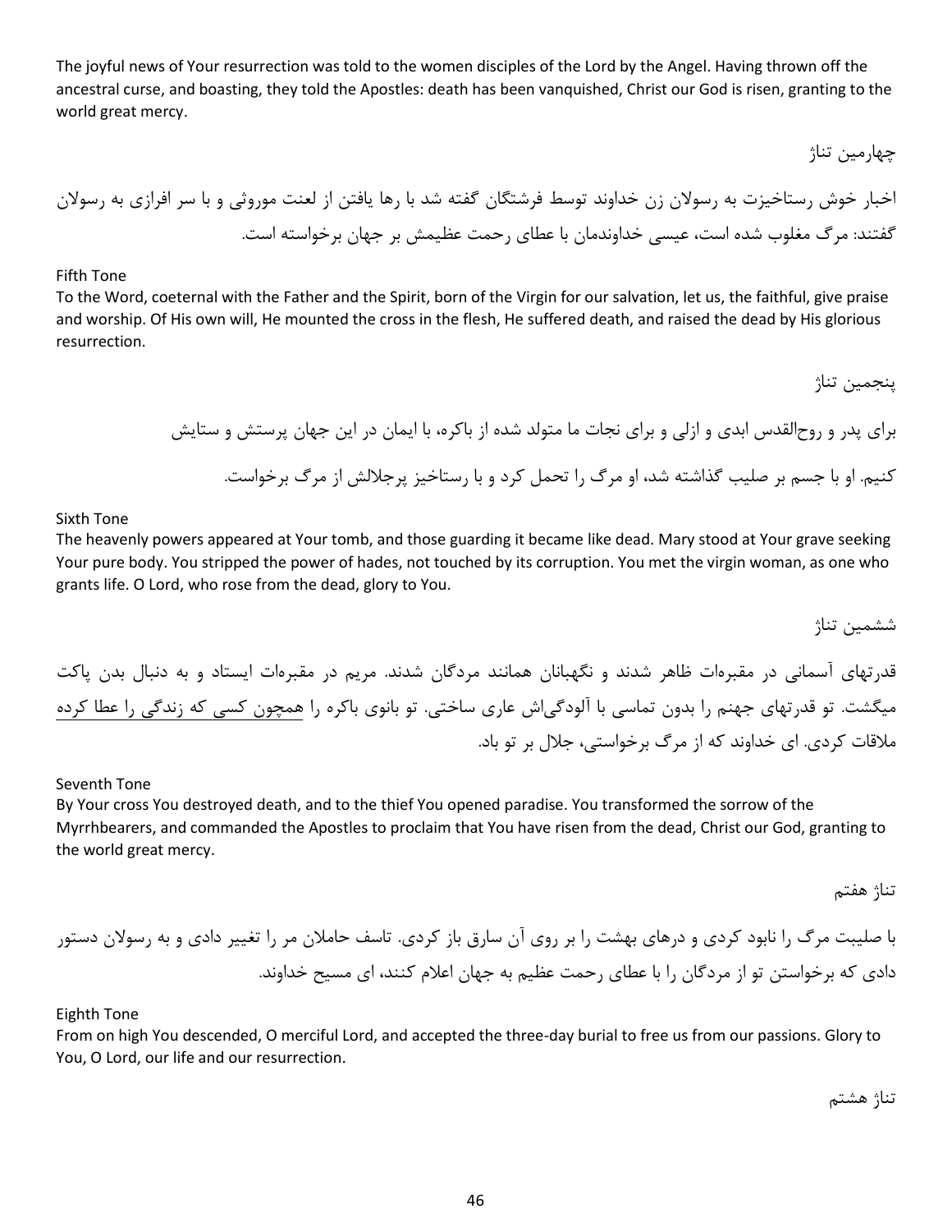The joyful news of Your resurrection was told to the women disciples of the Lord by the Angel. Having thrown off the ancestral curse, and boasting, they told the Apostles: death has been vanquished, Christ our God is risen, granting to the world great mercy.

چهارمین تناژ

اخبار خوش رستاخیزت به رسولان زن خداوند توسط فرشتگان گفته شد با رها یافتن از لعنت موروثی و با سر افرازی به رسولان گفتند: مرگ مغلوب شده است، عیسی خداوندمان با عطای رحمت عظیمش بر جهان برخواسته است.

Fifth Tone

To the Word, coeternal with the Father and the Spirit, born of the Virgin for our salvation, let us, the faithful, give praise and worship. Of His own will, He mounted the cross in the flesh, He suffered death, and raised the dead by His glorious resurrection.

پنجمین تناژ

برای پدر و روح‌القدس ابدی و ازلی و برای نجات ما متولد شده از باکره، با ایمان در این جهان پرستش و ستایش کنیم. او با جسم بر صلیب گذاشته شد، او مرگ را تحمل کرد و با رستاخیز پرجلالش از مرگ برخواست.

Sixth Tone

The heavenly powers appeared at Your tomb, and those guarding it became like dead. Mary stood at Your grave seeking Your pure body. You stripped the power of hades, not touched by its corruption. You met the virgin woman, as one who grants life. O Lord, who rose from the dead, glory to You.

ششمین تناژ

قدرتهای آسمانی در مقبرهات ظاهر شدند و نگهبانان همانند مردگان شدند. مریم در مقبرهات ایستاد و به دنبال بدن پاکت میگشت. تو قدرتهای جهنم را بدون تماسی با آلودگی‌اش عاری ساختی. تو بانوی باکره را همچون کسی که زندگی را عطا کرده ملاقات کردی. ای خداوند که از مرگ برخواستی، جلال بر تو باد.

Seventh Tone

By Your cross You destroyed death, and to the thief You opened paradise. You transformed the sorrow of the Myrrhbearers, and commanded the Apostles to proclaim that You have risen from the dead, Christ our God, granting to the world great mercy.

تناژ هفتم

با صلیبت مرگ را نابود کردی و درهای بهشت را بر روی آن سارق باز کردی. تاسف حاملان مر را تغییر دادی و به رسولان دستور دادی که برخواستن تو از مردگان را با عطای رحمت عظیم به جهان اعلام کنند، ای مسیح خداوند.

Eighth Tone

From on high You descended, O merciful Lord, and accepted the three-day burial to free us from our passions. Glory to You, O Lord, our life and our resurrection.

تناژ هشتم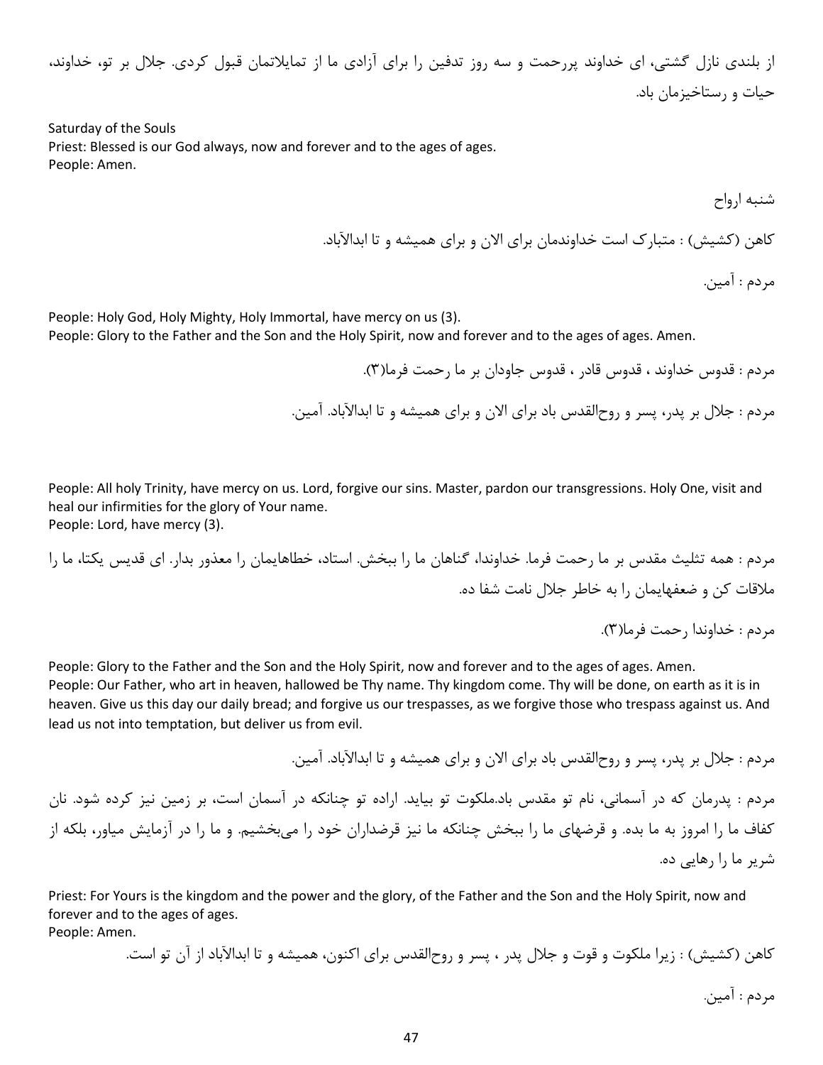از بلندی نازل گشتی، ای خداوند پررحمت و سه روز تدفین را برای آزادی ما از تمایلاتمان قبول کردی. جلال بر تو، خداوند، حیات و رستاخیزمان باد.

Saturday of the Souls
Priest: Blessed is our God always, now and forever and to the ages of ages.
People: Amen.

شنبه ارواح

کاهن (کشیش) : متبارک است خداوندمان برای الان و برای همیشه و تا ابدالآباد.

مردم : آمین.

People: Holy God, Holy Mighty, Holy Immortal, have mercy on us (3).
People: Glory to the Father and the Son and the Holy Spirit, now and forever and to the ages of ages. Amen.

مردم : قدوس خداوند ، قدوس قادر ، قدوس جاودان بر ما رحمت فرما(۳).

مردم : جلال بر پدر، پسر و روح‌القدس باد برای الان و برای همیشه و تا ابدالآباد. آمین.

People: All holy Trinity, have mercy on us. Lord, forgive our sins. Master, pardon our transgressions. Holy One, visit and heal our infirmities for the glory of Your name.
People: Lord, have mercy (3).

مردم : همه تثلیث مقدس بر ما رحمت فرما. خداوندا، گناهان ما را ببخش. استاد، خطاهایمان را معذور بدار. ای قدیس یکتا، ما را ملاقات کن و ضعفهایمان را به خاطر جلال نامت شفا ده.

مردم : خداوندا رحمت فرما(۳).

People: Glory to the Father and the Son and the Holy Spirit, now and forever and to the ages of ages. Amen.
People: Our Father, who art in heaven, hallowed be Thy name. Thy kingdom come. Thy will be done, on earth as it is in heaven. Give us this day our daily bread; and forgive us our trespasses, as we forgive those who trespass against us. And lead us not into temptation, but deliver us from evil.

مردم : جلال بر پدر، پسر و روح‌القدس باد برای الان و برای همیشه و تا ابدالآباد. آمین.

مردم : پدرمان که در آسمانی، نام تو مقدس باد.ملکوت تو بیاید. اراده تو چنانکه در آسمان است، بر زمین نیز کرده شود. نان کفاف ما را امروز به ما بده. و قرضهای ما را ببخش چنانکه ما نیز قرضداران خود را می‌بخشیم. و ما را در آزمایش میاور، بلکه از شریر ما را رهایی ده.

Priest: For Yours is the kingdom and the power and the glory, of the Father and the Son and the Holy Spirit, now and forever and to the ages of ages.
People: Amen.

کاهن (کشیش) : زیرا ملکوت و قوت و جلال پدر ، پسر و روح‌القدس برای اکنون، همیشه و تا ابدالآباد از آن تو است.

مردم : آمین.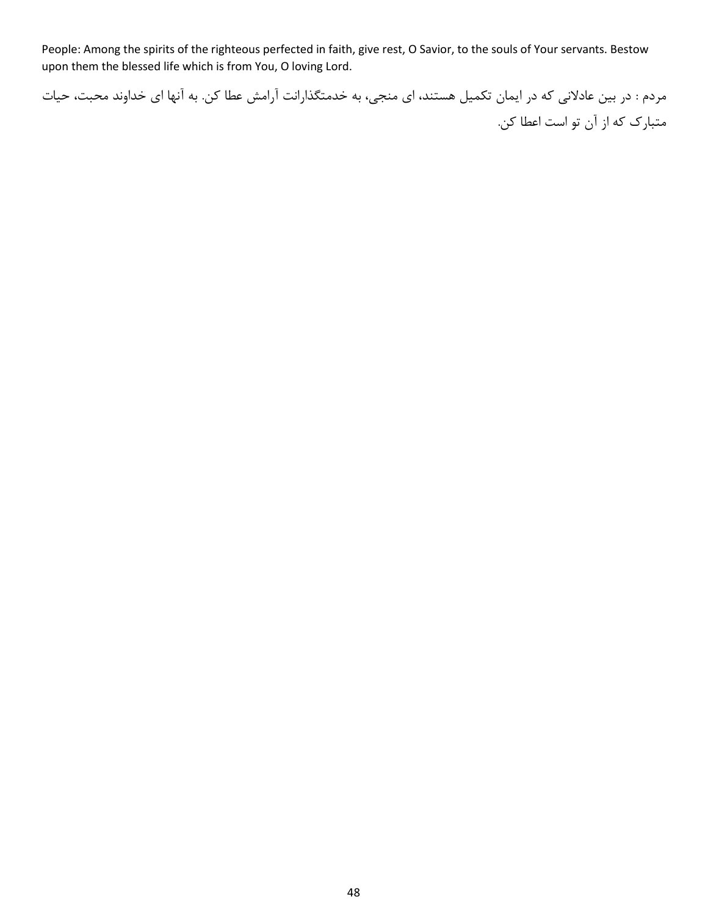People: Among the spirits of the righteous perfected in faith, give rest, O Savior, to the souls of Your servants. Bestow upon them the blessed life which is from You, O loving Lord.

مردم : در بین عادلانی که در ایمان تکمیل هستند، ای منجی، به خدمتگذارانت آرامش عطا کن. به آنها ای خداوند محبت، حیات متبارک که از آن تو است اعطا کن.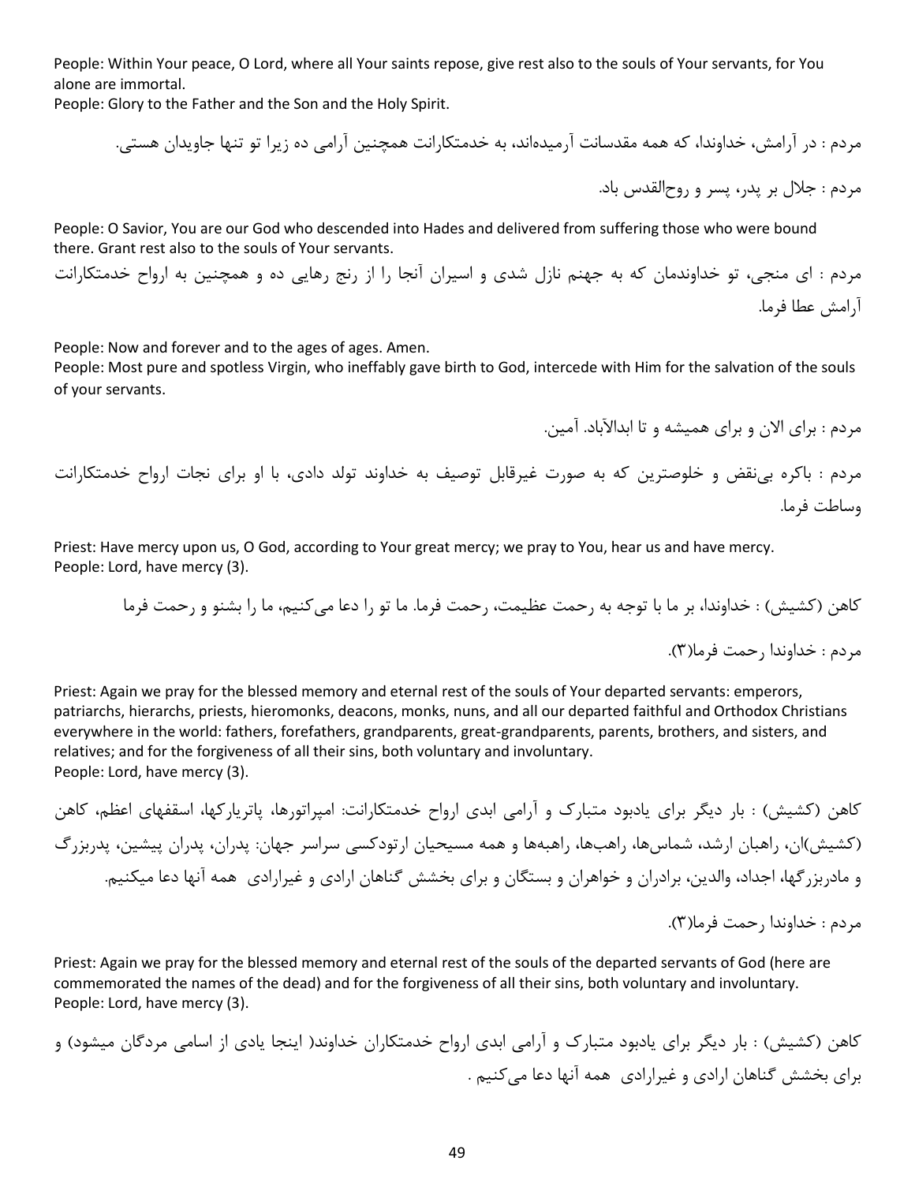People: Within Your peace, O Lord, where all Your saints repose, give rest also to the souls of Your servants, for You alone are immortal.
People: Glory to the Father and the Son and the Holy Spirit.

مردم : در آرامش، خداوندا، که همه مقدسانت آرمیده‌اند، به خدمتکارانت همچنین آرامی ده زیرا تو تنها جاویدان هستی.

مردم : جلال بر پدر، پسر و روح‌القدس باد.

People: O Savior, You are our God who descended into Hades and delivered from suffering those who were bound there. Grant rest also to the souls of Your servants.

مردم : ای منجی، تو خداوندمان که به جهنم نازل شدی و اسیران آنجا را از رنج رهایی ده و همچنین به ارواح خدمتکارانت آرامش عطا فرما.

People: Now and forever and to the ages of ages. Amen.
People: Most pure and spotless Virgin, who ineffably gave birth to God, intercede with Him for the salvation of the souls of your servants.

مردم : برای الان و برای همیشه و تا ابدالآباد. آمین.

مردم : باکره بی‌نقص و خلوص‌ترین که به صورت غیرقابل توصیف به خداوند تولد دادی، با او برای نجات ارواح خدمتکارانت وساطت فرما.

Priest: Have mercy upon us, O God, according to Your great mercy; we pray to You, hear us and have mercy.
People: Lord, have mercy (3).

کاهن (کشیش) : خداوندا، بر ما با توجه به رحمت عظیمت، رحمت فرما. ما تو را دعا می‌کنیم، ما را بشنو و رحمت فرما

مردم : خداوندا رحمت فرما(۳).

Priest: Again we pray for the blessed memory and eternal rest of the souls of Your departed servants: emperors, patriarchs, hierarchs, priests, hieromonks, deacons, monks, nuns, and all our departed faithful and Orthodox Christians everywhere in the world: fathers, forefathers, grandparents, great-grandparents, parents, brothers, and sisters, and relatives; and for the forgiveness of all their sins, both voluntary and involuntary.
People: Lord, have mercy (3).

کاهن (کشیش) : بار دیگر برای یادبود متبارک و آرامی ابدی ارواح خدمتکارانت: امپراتورها، پاتریارکها، اسقفهای اعظم، کاهن (کشیش)ان، راهبان ارشد، شماس‌ها، راهب‌ها، راهبه‌ها و همه مسیحیان ارتودکسی سراسر جهان: پدران، پدران پیشین، پدربزرگ و مادربزرگها، اجداد، والدین، برادران و خواهران و بستگان و برای بخشش گناهان ارادی و غیرارادی همه آنها دعا میکنیم.

مردم : خداوندا رحمت فرما(۳).

Priest: Again we pray for the blessed memory and eternal rest of the souls of the departed servants of God (here are commemorated the names of the dead) and for the forgiveness of all their sins, both voluntary and involuntary.
People: Lord, have mercy (3).

کاهن (کشیش) : بار دیگر برای یادبود متبارک و آرامی ابدی ارواح خدمتکاران خداوند( اینجا یادی از اسامی مردگان میشود) و برای بخشش گناهان ارادی و غیرارادی همه آنها دعا می‌کنیم .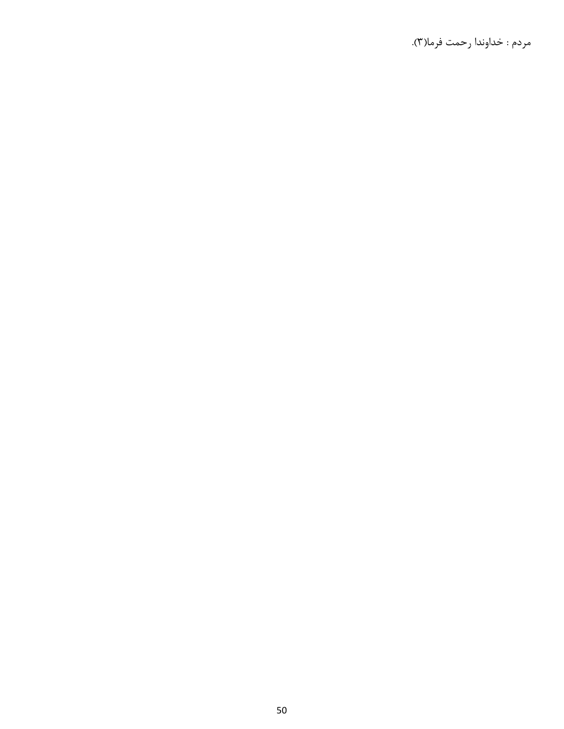مردم : خداوندا رحمت فرما(۳).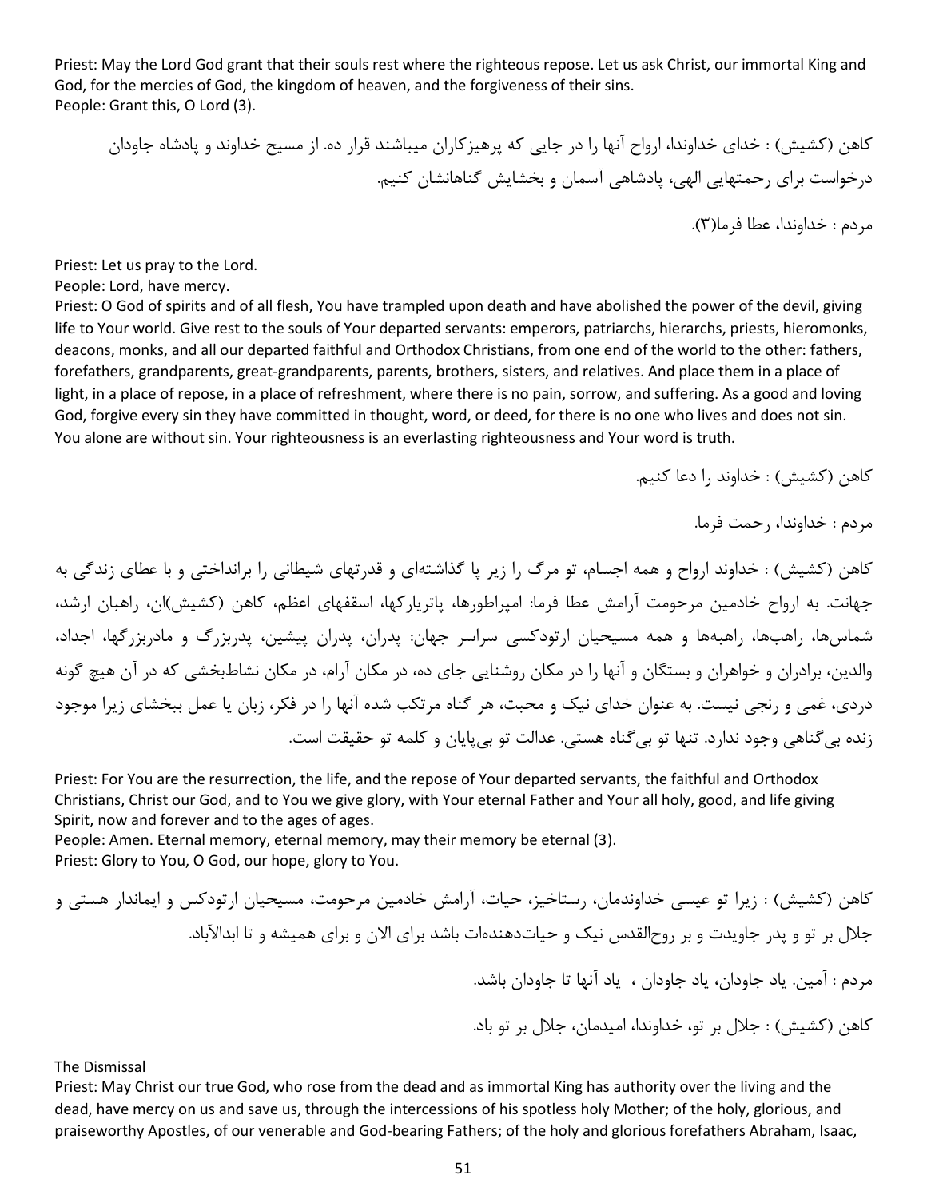Priest: May the Lord God grant that their souls rest where the righteous repose. Let us ask Christ, our immortal King and God, for the mercies of God, the kingdom of heaven, and the forgiveness of their sins.
People: Grant this, O Lord (3).

کاهن (کشیش) : خدای خداوندا، ارواح آنها را در جایی که پرهیزکاران میباشند قرار ده. از مسیح خداوند و پادشاه جاودان درخواست برای رحمتهایی الهی، پادشاهی آسمان و بخشایش گناهانشان کنیم.

مردم : خداوندا، عطا فرما(۳).

Priest: Let us pray to the Lord.
People: Lord, have mercy.
Priest: O God of spirits and of all flesh, You have trampled upon death and have abolished the power of the devil, giving life to Your world. Give rest to the souls of Your departed servants: emperors, patriarchs, hierarchs, priests, hieromonks, deacons, monks, and all our departed faithful and Orthodox Christians, from one end of the world to the other: fathers, forefathers, grandparents, great-grandparents, parents, brothers, sisters, and relatives. And place them in a place of light, in a place of repose, in a place of refreshment, where there is no pain, sorrow, and suffering. As a good and loving God, forgive every sin they have committed in thought, word, or deed, for there is no one who lives and does not sin. You alone are without sin. Your righteousness is an everlasting righteousness and Your word is truth.

کاهن (کشیش) : خداوند را دعا کنیم.

مردم : خداوندا، رحمت فرما.

کاهن (کشیش) : خداوند ارواح و همه اجسام، تو مرگ را زیر پا گذاشته‌ای و قدرتهای شیطانی را برانداختی و با عطای زندگی به جهانت. به ارواح خادمین مرحومت آرامش عطا فرما: امپراطورها، پاتریارکها، اسقفهای اعظم، کاهن (کشیش)ان، راهبان ارشد، شماس‌ها، راهب‌ها، راهبه‌ها و همه مسیحیان ارتودکسی سراسر جهان: پدران، پدران پیشین، پدربزرگ و مادربزرگها، اجداد، والدین، برادران و خواهران و بستگان و آنها را در مکان روشنایی جای ده، در مکان آرام، در مکان نشاط‌بخشی که در آن هیچ گونه دردی، غمی و رنجی نیست. به عنوان خدای نیک و محبت، هر گناه مرتکب شده آنها را در فکر، زبان یا عمل ببخشای زیرا موجود زنده بی‌گناهی وجود ندارد. تنها تو بی‌گناه هستی. عدالت تو بی‌پایان و کلمه تو حقیقت است.

Priest: For You are the resurrection, the life, and the repose of Your departed servants, the faithful and Orthodox Christians, Christ our God, and to You we give glory, with Your eternal Father and Your all holy, good, and life giving Spirit, now and forever and to the ages of ages.
People: Amen. Eternal memory, eternal memory, may their memory be eternal (3).
Priest: Glory to You, O God, our hope, glory to You.

کاهن (کشیش) : زیرا تو عیسی خداوندمان، رستاخیز، حیات، آرامش خادمین مرحومت، مسیحیان ارتودکس و ایماندار هستی و جلال بر تو و پدر جاویدت و بر روح‌القدس نیک و حیات‌دهنده‌ات باشد برای الان و برای همیشه و تا ابدالآباد.

مردم : آمین. یاد جاودان، یاد جاودان ، یاد آنها تا جاودان باشد.

کاهن (کشیش) : جلال بر تو، خداوندا، امیدمان، جلال بر تو باد.

The Dismissal
Priest: May Christ our true God, who rose from the dead and as immortal King has authority over the living and the dead, have mercy on us and save us, through the intercessions of his spotless holy Mother; of the holy, glorious, and praiseworthy Apostles, of our venerable and God-bearing Fathers; of the holy and glorious forefathers Abraham, Isaac,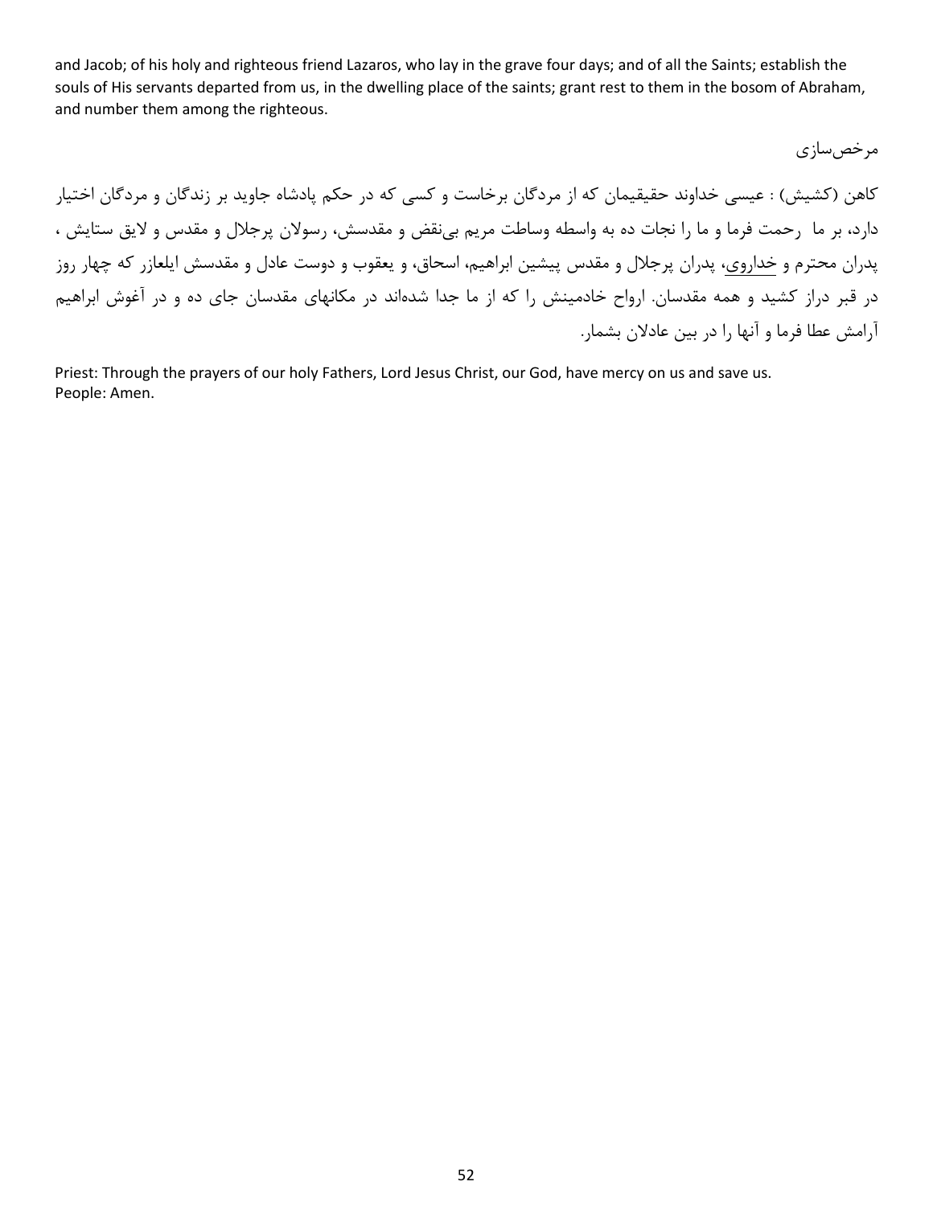and Jacob; of his holy and righteous friend Lazaros, who lay in the grave four days; and of all the Saints; establish the souls of His servants departed from us, in the dwelling place of the saints; grant rest to them in the bosom of Abraham, and number them among the righteous.

مرخص‌سازی

کاهن (کشیش) : عیسی خداوند حقیقیمان که از مردگان برخاست و کسی که در حکم پادشاه جاوید بر زندگان و مردگان اختیار دارد، بر ما رحمت فرما و ما را نجات ده به واسطه وساطت مریم بی‌نقض و مقدسش، رسولان پرجلال و مقدس و لایق ستایش ، پدران محترم و خداروی، پدران پرجلال و مقدس پیشین ابراهیم، اسحاق، و یعقوب و دوست عادل و مقدسش ایلعازر که چهار روز در قبر دراز کشید و همه مقدسان. ارواح خادمینش را که از ما جدا شده‌اند در مکانهای مقدسان جای ده و در آغوش ابراهیم آرامش عطا فرما و آنها را در بین عادلان بشمار.

Priest: Through the prayers of our holy Fathers, Lord Jesus Christ, our God, have mercy on us and save us.
People: Amen.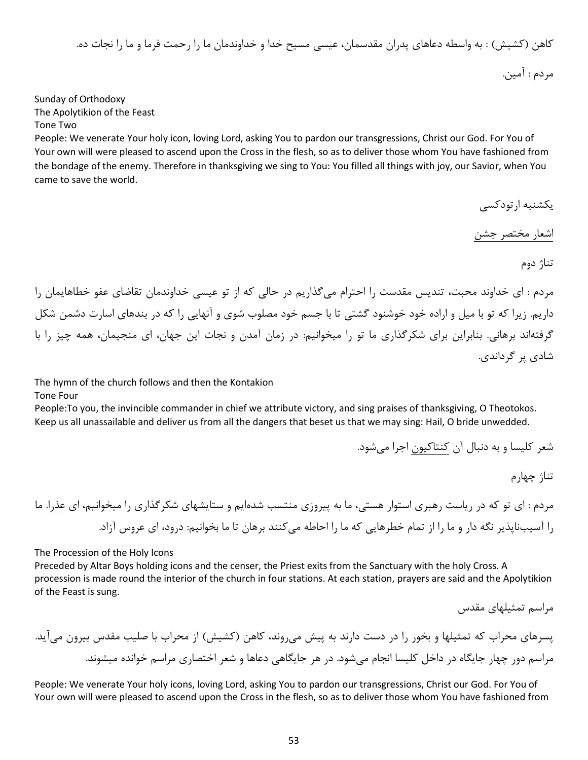کاهن (کشیش) : به واسطه دعاهای پدران مقدسمان، عیسی مسیح خدا و خداوندمان ما را رحمت فرما و ما را نجات ده.

مردم : آمین.

Sunday of Orthodoxy
The Apolytikion of the Feast
Tone Two

People: We venerate Your holy icon, loving Lord, asking You to pardon our transgressions, Christ our God. For You of Your own will were pleased to ascend upon the Cross in the flesh, so as to deliver those whom You have fashioned from the bondage of the enemy. Therefore in thanksgiving we sing to You: You filled all things with joy, our Savior, when You came to save the world.

یکشنبه ارتودکسی

اشعار مختصر جشن

تناژ دوم

مردم : ای خداوند محبت، تندیس مقدست را احترام می‌گذاریم در حالی که از تو عیسی خداوندمان تقاضای عفو خطاهایمان را داریم. زیرا که تو با میل و اراده خود خوشنود گشتی تا با جسم خود مصلوب شوی و آنهایی را که در بندهای اسارت دشمن شکل گرفته‌اند برهانی. بنابراین برای شکرگذاری ما تو را میخوانیم: در زمان آمدن و نجات این جهان، ای منجیمان، همه چیز را با شادی پر گرداندی.

The hymn of the church follows and then the Kontakion
Tone Four

People:To you, the invincible commander in chief we attribute victory, and sing praises of thanksgiving, O Theotokos. Keep us all unassailable and deliver us from all the dangers that beset us that we may sing: Hail, O bride unwedded.

شعر کلیسا و به دنبال آن کنتاکیون اجرا می‌شود.

تناژ چهارم

مردم : ای تو که در ریاست رهبری استوار هستی، ما به پیروزی منتسب شده‌ایم و ستایشهای شکرگذاری را میخوانیم، ای عذرا. ما را آسیب‌ناپذیر نگه دار و ما را از تمام خطرهایی که ما را احاطه می‌کنند برهان تا ما بخوانیم: درود، ای عروس آزاد.

The Procession of the Holy Icons

Preceded by Altar Boys holding icons and the censer, the Priest exits from the Sanctuary with the holy Cross. A procession is made round the interior of the church in four stations. At each station, prayers are said and the Apolytikion of the Feast is sung.

مراسم تمثیلهای مقدس

پسرهای محراب که تمثیلها و بخور را در دست دارند به پیش می‌روند، کاهن (کشیش) از محراب با صلیب مقدس بیرون می‌آید. مراسم دور چهار جایگاه در داخل کلیسا انجام می‌شود. در هر جایگاهی دعاها و شعر اختصاری مراسم خوانده میشوند.

People: We venerate Your holy icons, loving Lord, asking You to pardon our transgressions, Christ our God. For You of Your own will were pleased to ascend upon the Cross in the flesh, so as to deliver those whom You have fashioned from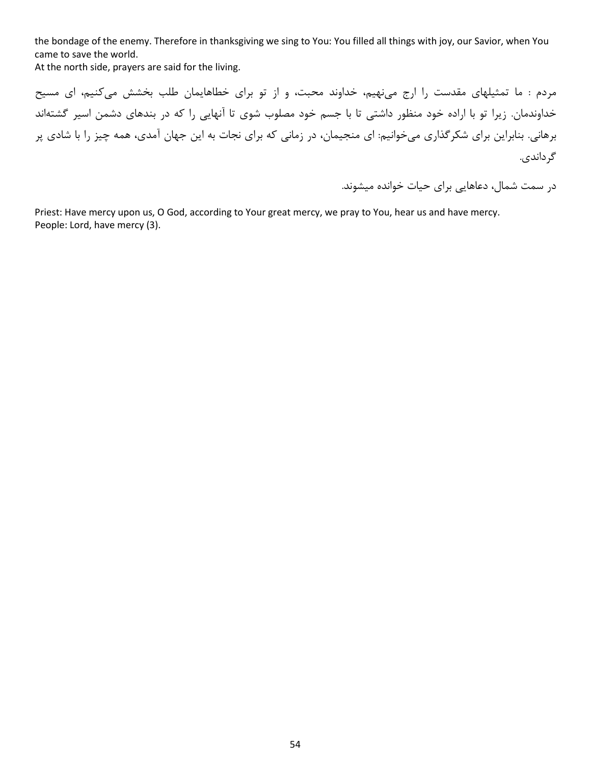the bondage of the enemy. Therefore in thanksgiving we sing to You: You filled all things with joy, our Savior, when You came to save the world.
At the north side, prayers are said for the living.

مردم : ما تمثیلهای مقدست را ارج می‌نهیم، خداوند محبت، و از تو برای خطاهایمان طلب بخشش می‌کنیم، ای مسیح خداوندمان. زیرا تو با اراده خود منظور داشتی تا با جسم خود مصلوب شوی تا آنهایی را که در بندهای دشمن اسیر گشته‌اند برهانی. بنابراین برای شکرگذاری می‌خوانیم: ای منجیمان، در زمانی که برای نجات به این جهان آمدی، همه چیز را با شادی پر گرداندی.

در سمت شمال، دعاهایی برای حیات خوانده میشوند.

Priest: Have mercy upon us, O God, according to Your great mercy, we pray to You, hear us and have mercy.
People: Lord, have mercy (3).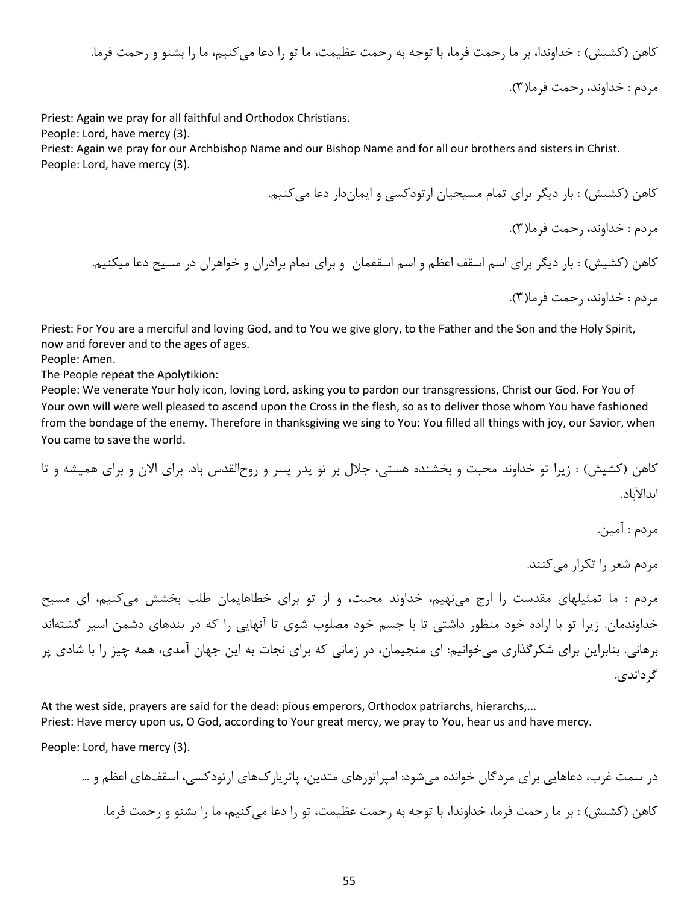کاهن (کشیش) : خداوندا، بر ما رحمت فرما، با توجه به رحمت عظیمت، ما تو را دعا می‌کنیم، ما را بشنو و رحمت فرما.

مردم : خداوند، رحمت فرما(۳).

Priest: Again we pray for all faithful and Orthodox Christians.
People: Lord, have mercy (3).
Priest: Again we pray for our Archbishop Name and our Bishop Name and for all our brothers and sisters in Christ.
People: Lord, have mercy (3).

کاهن (کشیش) : بار دیگر برای تمام مسیحیان ارتودکسی و ایمان‌دار دعا می‌کنیم.

مردم : خداوند، رحمت فرما(۳).

کاهن (کشیش) : بار دیگر برای اسم اسقف اعظم و اسم اسقفمان و برای تمام برادران و خواهران در مسیح دعا میکنیم.

مردم : خداوند، رحمت فرما(۳).

Priest: For You are a merciful and loving God, and to You we give glory, to the Father and the Son and the Holy Spirit, now and forever and to the ages of ages.
People: Amen.
The People repeat the Apolytikion:
People: We venerate Your holy icon, loving Lord, asking you to pardon our transgressions, Christ our God. For You of Your own will were well pleased to ascend upon the Cross in the flesh, so as to deliver those whom You have fashioned from the bondage of the enemy. Therefore in thanksgiving we sing to You: You filled all things with joy, our Savior, when You came to save the world.

کاهن (کشیش) : زیرا تو خداوند محبت و بخشنده هستی، جلال بر تو پدر پسر و روح‌القدس باد. برای الان و برای همیشه و تا ابدالآباد.

مردم : آمین.

مردم شعر را تکرار می‌کنند.

مردم : ما تمثیلهای مقدست را ارج می‌نهیم، خداوند محبت، و از تو برای خطاهایمان طلب بخشش می‌کنیم، ای مسیح خداوندمان. زیرا تو با اراده خود منظور داشتی تا با جسم خود مصلوب شوی تا آنهایی را که در بندهای دشمن اسیر گشته‌اند برهانی. بنابراین برای شکرگذاری می‌خوانیم: ای منجیمان، در زمانی که برای نجات به این جهان آمدی، همه چیز را با شادی پر گرداندی.

At the west side, prayers are said for the dead: pious emperors, Orthodox patriarchs, hierarchs,...
Priest: Have mercy upon us, O God, according to Your great mercy, we pray to You, hear us and have mercy.

People: Lord, have mercy (3).

در سمت غرب، دعاهایی برای مردگان خوانده می‌شود: امپراتورهای متدین، پاتریارک‌های ارتودکسی، اسقف‌های اعظم و ...

کاهن (کشیش) : بر ما رحمت فرما، خداوندا، با توجه به رحمت عظیمت، تو را دعا می‌کنیم، ما را بشنو و رحمت فرما.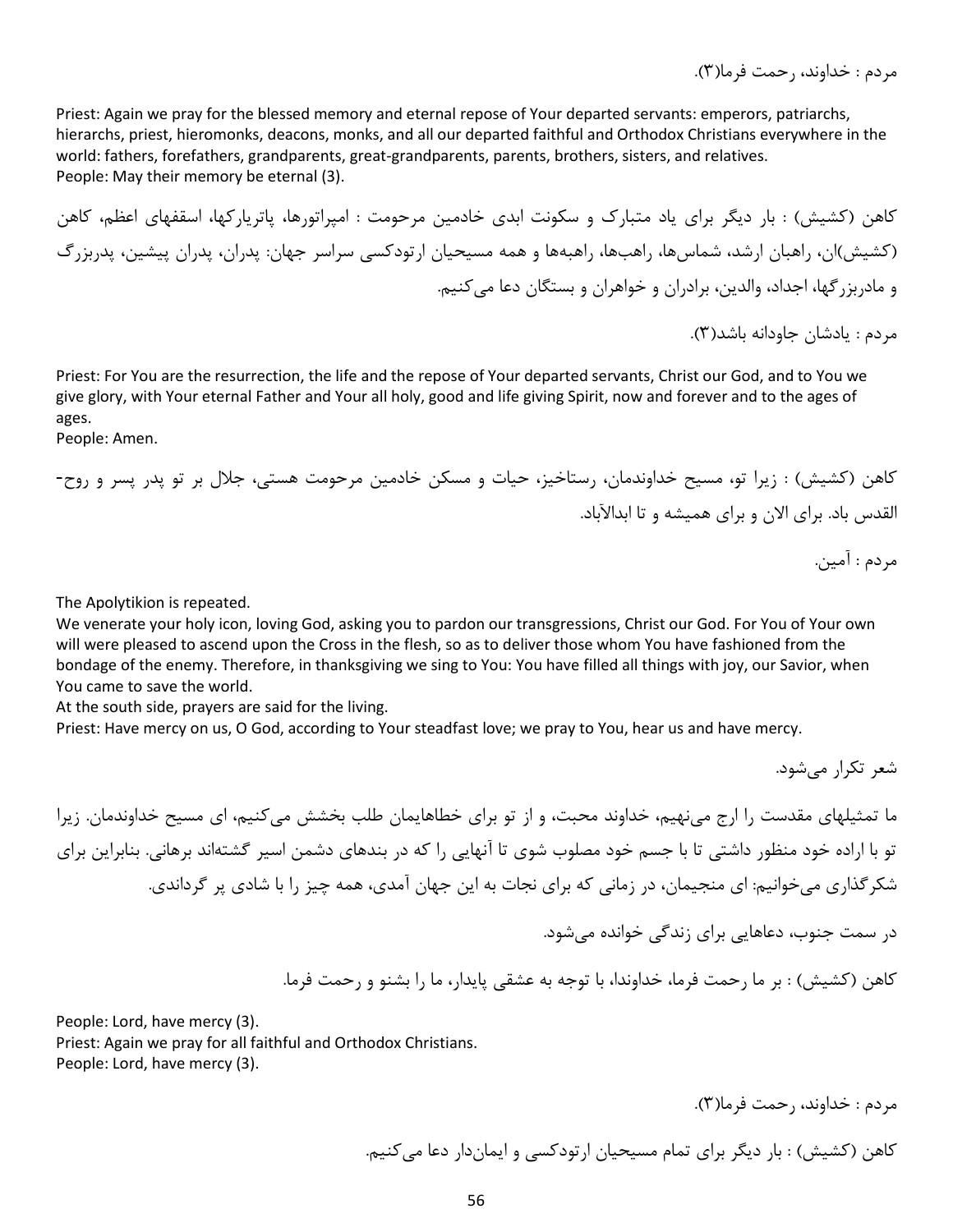مردم : خداوند، رحمت فرما(۳).

Priest: Again we pray for the blessed memory and eternal repose of Your departed servants: emperors, patriarchs, hierarchs, priest, hieromonks, deacons, monks, and all our departed faithful and Orthodox Christians everywhere in the world: fathers, forefathers, grandparents, great-grandparents, parents, brothers, sisters, and relatives.
People: May their memory be eternal (3).

کاهن (کشیش) : بار دیگر برای یاد متبارک و سکونت ابدی خادمین مرحومت : امپراتورها، پاتریارکها، اسقفهای اعظم، کاهن (کشیش)ان، راهبان ارشد، شماس‌ها، راهب‌ها، راهبه‌ها و همه مسیحیان ارتودکسی سراسر جهان: پدران، پدران پیشین، پدربزرگ و مادربزرگها، اجداد، والدین، برادران و خواهران و بستگان دعا می‌کنیم.

مردم : یادشان جاودانه باشد(۳).

Priest: For You are the resurrection, the life and the repose of Your departed servants, Christ our God, and to You we give glory, with Your eternal Father and Your all holy, good and life giving Spirit, now and forever and to the ages of ages.
People: Amen.

کاهن (کشیش) : زیرا تو، مسیح خداوندمان، رستاخیز، حیات و مسکن خادمین مرحومت هستی، جلال بر تو پدر پسر و روح-القدس باد. برای الان و برای همیشه و تا ابدالآباد.

مردم : آمین.

The Apolytikion is repeated.
We venerate your holy icon, loving God, asking you to pardon our transgressions, Christ our God. For You of Your own will were pleased to ascend upon the Cross in the flesh, so as to deliver those whom You have fashioned from the bondage of the enemy. Therefore, in thanksgiving we sing to You: You have filled all things with joy, our Savior, when You came to save the world.
At the south side, prayers are said for the living.
Priest: Have mercy on us, O God, according to Your steadfast love; we pray to You, hear us and have mercy.

شعر تکرار می‌شود.

ما تمثیلهای مقدست را ارج می‌نهیم، خداوند محبت، و از تو برای خطاهایمان طلب بخشش می‌کنیم، ای مسیح خداوندمان. زیرا تو با اراده خود منظور داشتی تا با جسم خود مصلوب شوی تا آنهایی را که در بندهای دشمن اسیر گشته‌اند برهانی. بنابراین برای شکرگذاری می‌خوانیم: ای منجیمان، در زمانی که برای نجات به این جهان آمدی، همه چیز را با شادی پر گرداندی.

در سمت جنوب، دعاهایی برای زندگی خوانده می‌شود.

کاهن (کشیش) : بر ما رحمت فرما، خداوندا، با توجه به عشقی پایدار، ما را بشنو و رحمت فرما.

People: Lord, have mercy (3).
Priest: Again we pray for all faithful and Orthodox Christians.
People: Lord, have mercy (3).

مردم : خداوند، رحمت فرما(۳).

کاهن (کشیش) : بار دیگر برای تمام مسیحیان ارتودکسی و ایمان‌دار دعا می‌کنیم.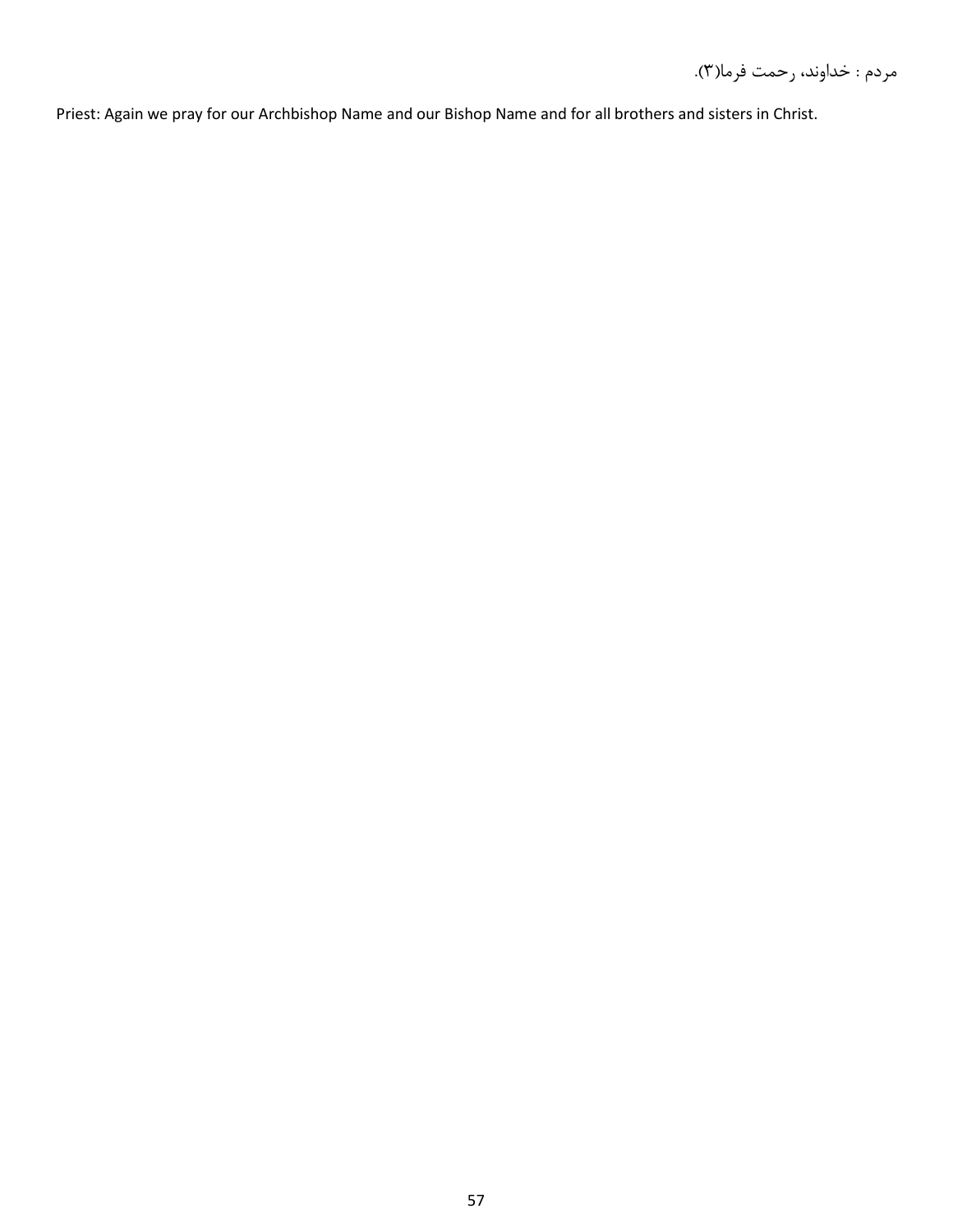مردم : خداوند، رحمت فرما(۳).

Priest: Again we pray for our Archbishop Name and our Bishop Name and for all brothers and sisters in Christ.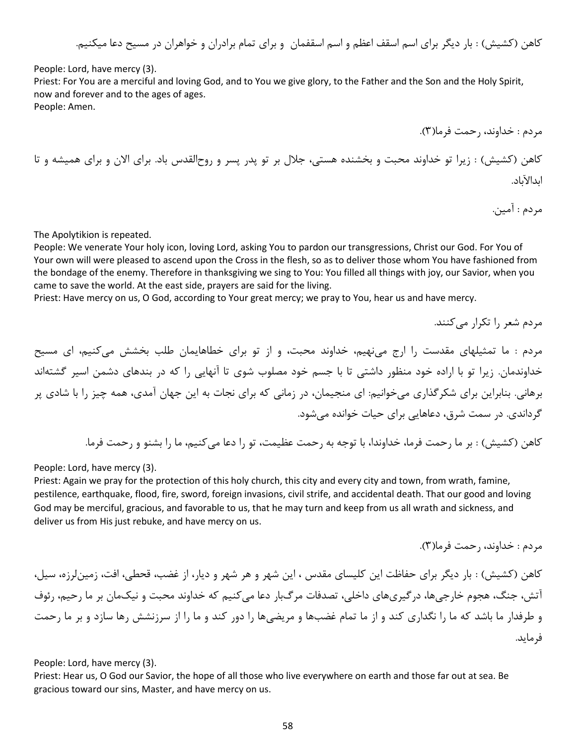کاهن (کشیش) : بار دیگر برای اسم اسقف اعظم و اسم اسقفمان  و برای تمام برادران و خواهران در مسیح دعا میکنیم.

People: Lord, have mercy (3).
Priest: For You are a merciful and loving God, and to You we give glory, to the Father and the Son and the Holy Spirit, now and forever and to the ages of ages.
People: Amen.

مردم : خداوند، رحمت فرما(۳).

کاهن (کشیش) : زیرا تو خداوند محبت و بخشنده هستی، جلال بر تو پدر پسر و روح‌القدس باد. برای الان و برای همیشه و تا ابدالآباد.

مردم : آمین.

The Apolytikion is repeated.
People: We venerate Your holy icon, loving Lord, asking You to pardon our transgressions, Christ our God. For You of Your own will were pleased to ascend upon the Cross in the flesh, so as to deliver those whom You have fashioned from the bondage of the enemy. Therefore in thanksgiving we sing to You: You filled all things with joy, our Savior, when you came to save the world. At the east side, prayers are said for the living.
Priest: Have mercy on us, O God, according to Your great mercy; we pray to You, hear us and have mercy.

مردم شعر را تکرار می‌کنند.

مردم : ما تمثیلهای مقدست را ارج می‌نهیم، خداوند محبت، و از تو برای خطاهایمان طلب بخشش می‌کنیم، ای مسیح خداوندمان. زیرا تو با اراده خود منظور داشتی تا با جسم خود مصلوب شوی تا آنهایی را که در بندهای دشمن اسیر گشته‌اند برهانی. بنابراین برای شکرگذاری می‌خوانیم: ای منجیمان، در زمانی که برای نجات به این جهان آمدی، همه چیز را با شادی پر گرداندی. در سمت شرق، دعاهایی برای حیات خوانده می‌شود.

کاهن (کشیش) : بر ما رحمت فرما، خداوندا، با توجه به رحمت عظیمت، تو را دعا می‌کنیم، ما را بشنو و رحمت فرما.

People: Lord, have mercy (3).
Priest: Again we pray for the protection of this holy church, this city and every city and town, from wrath, famine, pestilence, earthquake, flood, fire, sword, foreign invasions, civil strife, and accidental death. That our good and loving God may be merciful, gracious, and favorable to us, that he may turn and keep from us all wrath and sickness, and deliver us from His just rebuke, and have mercy on us.

مردم : خداوند، رحمت فرما(۳).

کاهن (کشیش) : بار دیگر برای حفاظت این کلیسای مقدس ، این شهر و هر شهر و دیار، از غضب، قحطی، افت، زمین‌لرزه، سیل، آتش، جنگ، هجوم خارجی‌ها، درگیری‌های داخلی، تصدفات مرگ‌بار دعا می‌کنیم که خداوند محبت و نیک‌مان بر ما رحیم، رئوف و طرفدار ما باشد که ما را نگداری کند و از ما تمام غضبها و مریضی‌ها را دور کند و ما را از سرزنشش رها سازد و بر ما رحمت فرماید.

People: Lord, have mercy (3).
Priest: Hear us, O God our Savior, the hope of all those who live everywhere on earth and those far out at sea. Be gracious toward our sins, Master, and have mercy on us.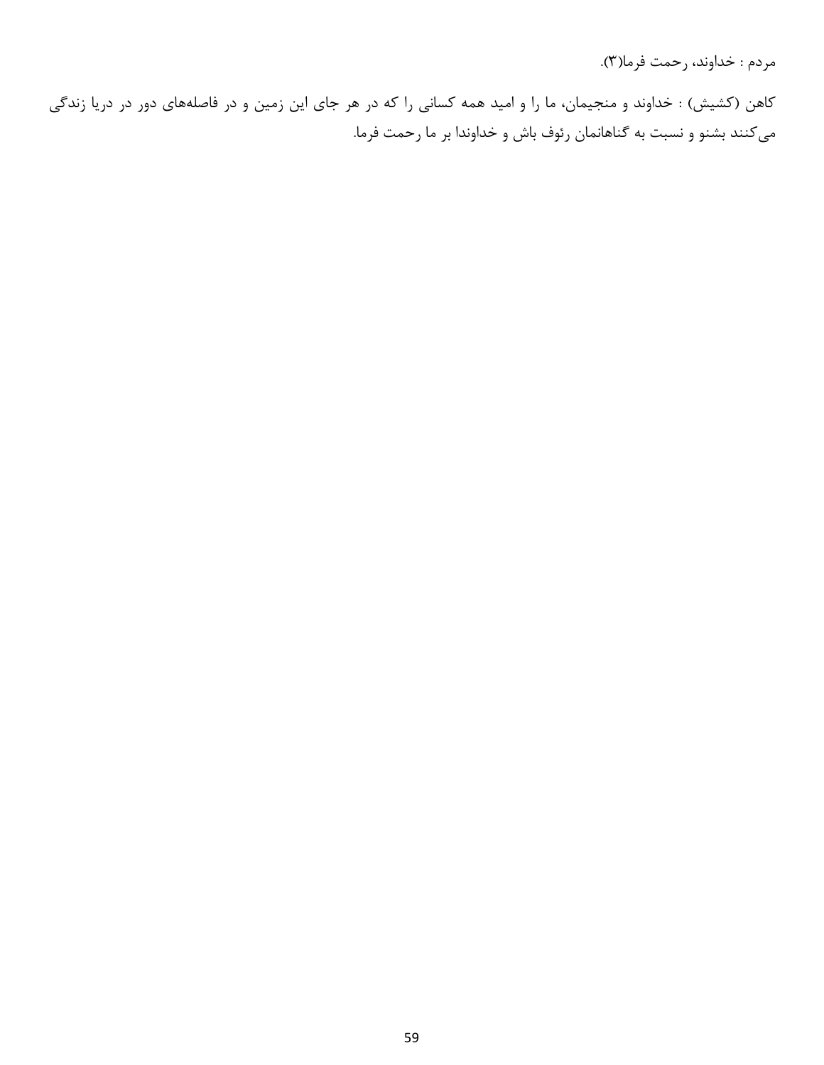مردم : خداوند، رحمت فرما(۳).

کاهن (کشیش) : خداوند و منجیمان، ما را و امید همه کسانی را که در هر جای این زمین و در فاصله‌های دور در دریا زندگی می‌کنند بشنو و نسبت به گناهانمان رئوف باش و خداوندا بر ما رحمت فرما.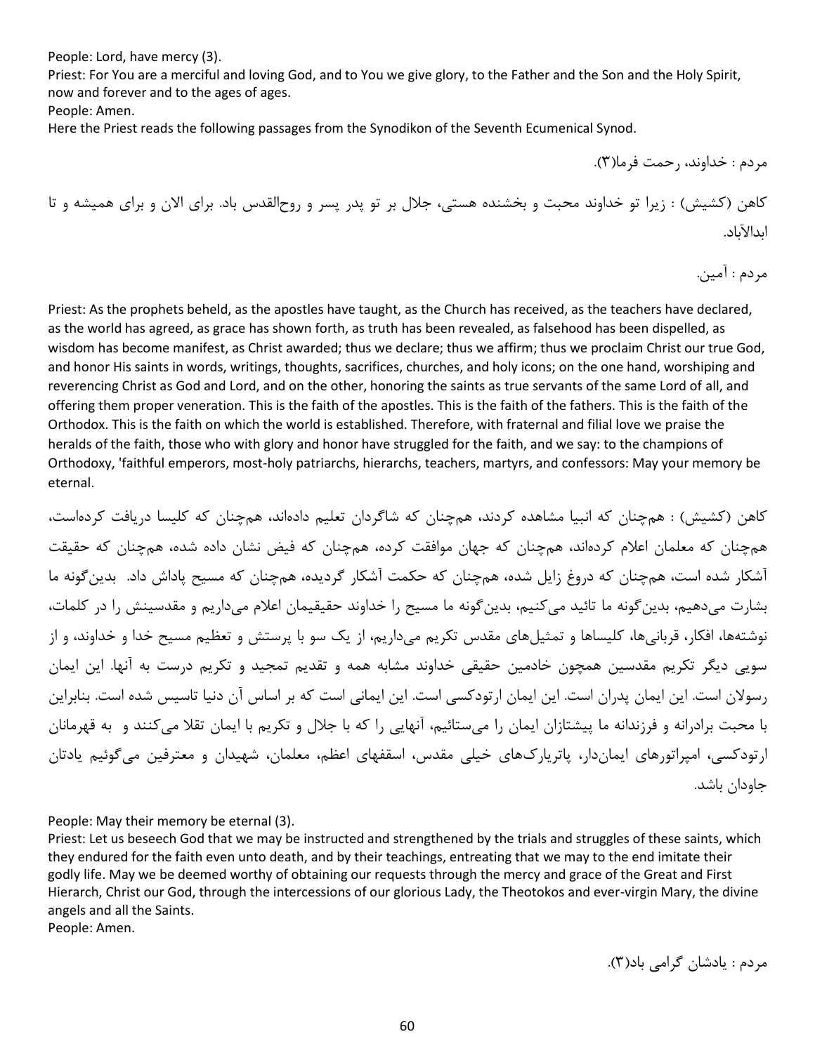People: Lord, have mercy (3).
Priest: For You are a merciful and loving God, and to You we give glory, to the Father and the Son and the Holy Spirit, now and forever and to the ages of ages.
People: Amen.
Here the Priest reads the following passages from the Synodikon of the Seventh Ecumenical Synod.

مردم : خداوند، رحمت فرما(۳).

کاهن (کشیش) : زیرا تو خداوند محبت و بخشنده هستی، جلال بر تو پدر پسر و روح‌القدس باد. برای الان و برای همیشه و تا ابدالآباد.

مردم : آمین.

Priest: As the prophets beheld, as the apostles have taught, as the Church has received, as the teachers have declared, as the world has agreed, as grace has shown forth, as truth has been revealed, as falsehood has been dispelled, as wisdom has become manifest, as Christ awarded; thus we declare; thus we affirm; thus we proclaim Christ our true God, and honor His saints in words, writings, thoughts, sacrifices, churches, and holy icons; on the one hand, worshiping and reverencing Christ as God and Lord, and on the other, honoring the saints as true servants of the same Lord of all, and offering them proper veneration. This is the faith of the apostles. This is the faith of the fathers. This is the faith of the Orthodox. This is the faith on which the world is established. Therefore, with fraternal and filial love we praise the heralds of the faith, those who with glory and honor have struggled for the faith, and we say: to the champions of Orthodoxy, 'faithful emperors, most-holy patriarchs, hierarchs, teachers, martyrs, and confessors: May your memory be eternal.

کاهن (کشیش) : همچنان که انبیا مشاهده کردند، همچنان که شاگردان تعلیم داده‌اند، همچنان که کلیسا دریافت کرده‌است، همچنان که معلمان اعلام کرده‌اند، همچنان که جهان موافقت کرده، همچنان که فیض نشان داده شده، همچنان که حقیقت آشکار شده است، همچنان که دروغ زایل شده، همچنان که حکمت آشکار گردیده، همچنان که مسیح پاداش داد. بدین‌گونه ما بشارت می‌دهیم، بدین‌گونه ما تائید می‌کنیم، بدین‌گونه ما مسیح را خداوند حقیقیمان اعلام می‌داریم و مقدسینش را در کلمات، نوشته‌ها، افکار، قربانی‌ها، کلیساها و تمثیل‌های مقدس تکریم می‌داریم، از یک سو با پرستش و تعظیم مسیح خدا و خداوند، و از سویی دیگر تکریم مقدسین همچون خادمین حقیقی خداوند مشابه همه و تقدیم تمجید و تکریم درست به آنها. این ایمان رسولان است. این ایمان پدران است. این ایمان ارتودکسی است. این ایمانی است که بر اساس آن دنیا تاسیس شده است. بنابراین با محبت برادرانه و فرزندانه ما پیشتازان ایمان را می‌ستائیم، آنهایی را که با جلال و تکریم با ایمان تقلا می‌کنند و به قهرمانان ارتودکسی، امپراتورهای ایمان‌دار، پاتریارک‌های خیلی مقدس، اسقفهای اعظم، معلمان، شهیدان و معترفین می‌گوئیم یادتان جاودان باشد.

People: May their memory be eternal (3).
Priest: Let us beseech God that we may be instructed and strengthened by the trials and struggles of these saints, which they endured for the faith even unto death, and by their teachings, entreating that we may to the end imitate their godly life. May we be deemed worthy of obtaining our requests through the mercy and grace of the Great and First Hierarch, Christ our God, through the intercessions of our glorious Lady, the Theotokos and ever-virgin Mary, the divine angels and all the Saints.
People: Amen.

مردم : یادشان گرامی باد(۳).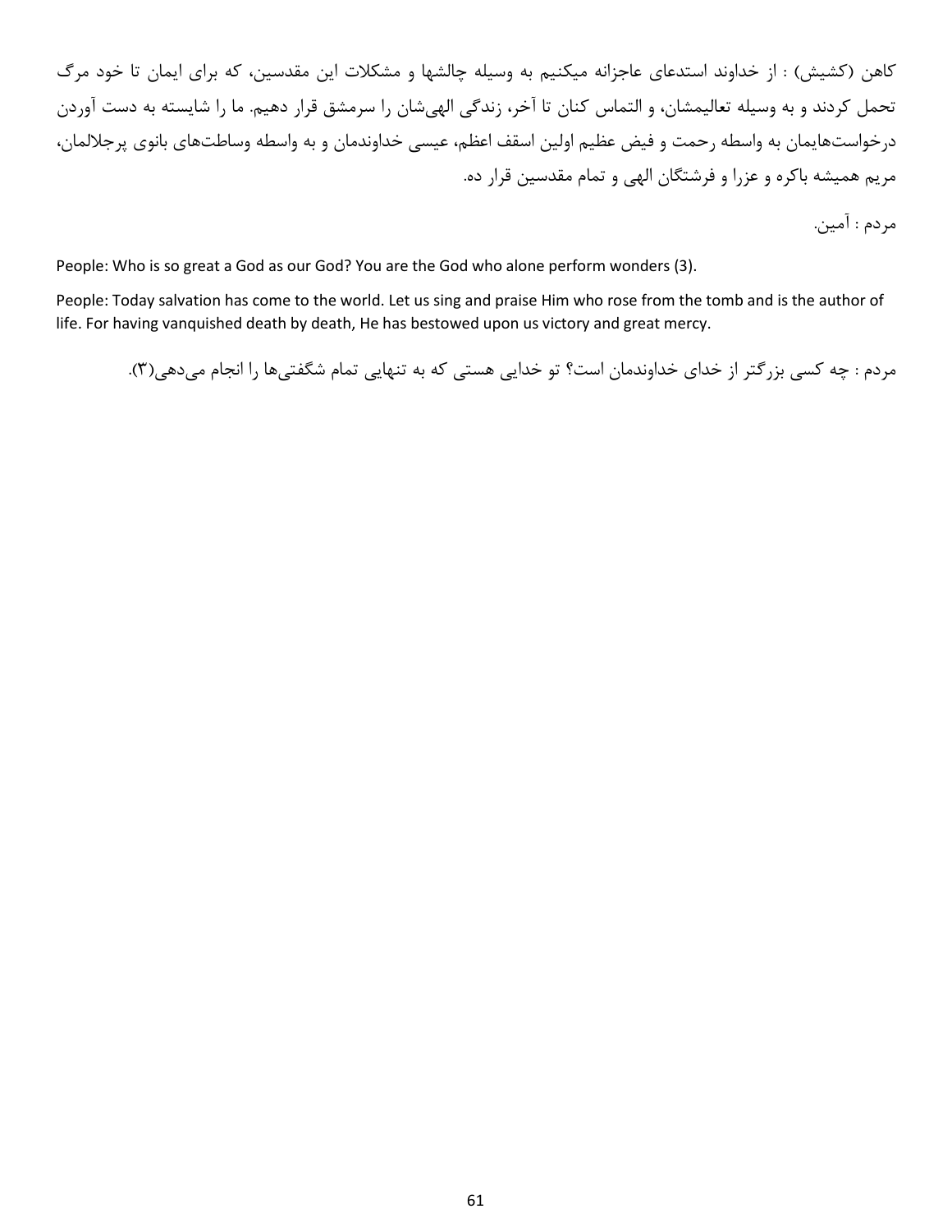کاهن (کشیش) : از خداوند استدعای عاجزانه میکنیم به وسیله چالشها و مشکلات این مقدسین، که برای ایمان تا خود مرگ تحمل کردند و به وسیله تعالیمشان، و التماس کنان تا آخر، زندگی الهی‌شان را سرمشق قرار دهیم. ما را شایسته به دست آوردن درخواست‌هایمان به واسطه رحمت و فیض عظیم اولین اسقف اعظم، عیسی خداوندمان و به واسطه وساطت‌های بانوی پرجلالمان، مریم همیشه باکره و عزرا و فرشتگان الهی و تمام مقدسین قرار ده.

مردم : آمین.

People: Who is so great a God as our God? You are the God who alone perform wonders (3).

People: Today salvation has come to the world. Let us sing and praise Him who rose from the tomb and is the author of life. For having vanquished death by death, He has bestowed upon us victory and great mercy.

مردم : چه کسی بزرگتر از خدای خداوندمان است؟ تو خدایی هستی که به تنهایی تمام شگفتی‌ها را انجام می‌دهی(۳).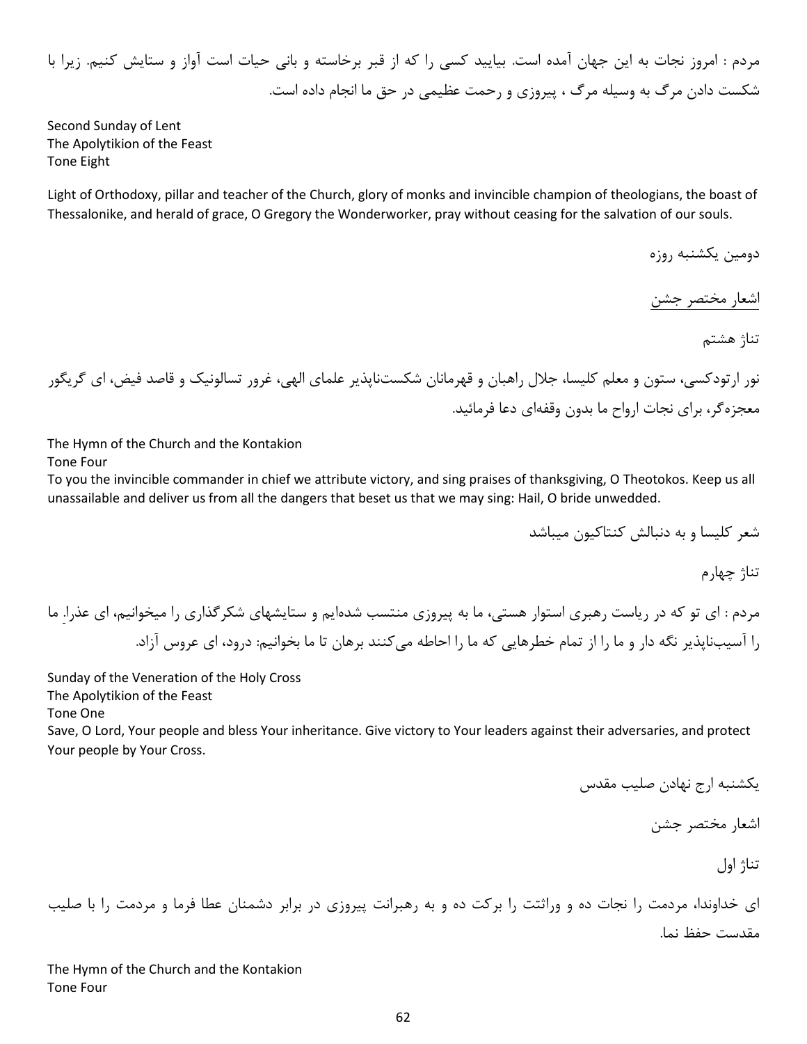مردم : امروز نجات به این جهان آمده است. بیایید کسی را که از قبر برخاسته و بانی حیات است آواز و ستایش کنیم. زیرا با شکست دادن مرگ به وسیله مرگ ، پیروزی و رحمت عظیمی در حق ما انجام داده است.

Second Sunday of Lent
The Apolytikion of the Feast
Tone Eight

Light of Orthodoxy, pillar and teacher of the Church, glory of monks and invincible champion of theologians, the boast of Thessalonike, and herald of grace, O Gregory the Wonderworker, pray without ceasing for the salvation of our souls.

دومین یکشنبه روزه

اشعار مختصر جشن

تناژ هشتم

نور ارتودکسی، ستون و معلم کلیسا، جلال راهبان و قهرمانان شکست‌ناپذیر علمای الهی، غرور تسالونیک و قاصد فیض، ای گریگور معجزه‌گر، برای نجات ارواح ما بدون وقفه‌ای دعا فرمائید.

The Hymn of the Church and the Kontakion
Tone Four
To you the invincible commander in chief we attribute victory, and sing praises of thanksgiving, O Theotokos. Keep us all unassailable and deliver us from all the dangers that beset us that we may sing: Hail, O bride unwedded.

شعر کلیسا و به دنبالش کنتاکیون میباشد

تناژ چهارم

مردم : ای تو که در ریاست رهبری استوار هستی، ما به پیروزی منتسب شده‌ایم و ستایشهای شکرگذاری را میخوانیم، ای عذرا. ما را آسیب‌ناپذیر نگه دار و ما را از تمام خطرهایی که ما را احاطه می‌کنند برهان تا ما بخوانیم: درود، ای عروس آزاد.

Sunday of the Veneration of the Holy Cross
The Apolytikion of the Feast
Tone One
Save, O Lord, Your people and bless Your inheritance. Give victory to Your leaders against their adversaries, and protect Your people by Your Cross.

یکشنبه ارج نهادن صلیب مقدس

اشعار مختصر جشن

تناژ اول

ای خداوندا، مردمت را نجات ده و وراثتت را برکت ده و به رهبرانت پیروزی در برابر دشمنان عطا فرما و مردمت را با صلیب مقدست حفظ نما.

The Hymn of the Church and the Kontakion
Tone Four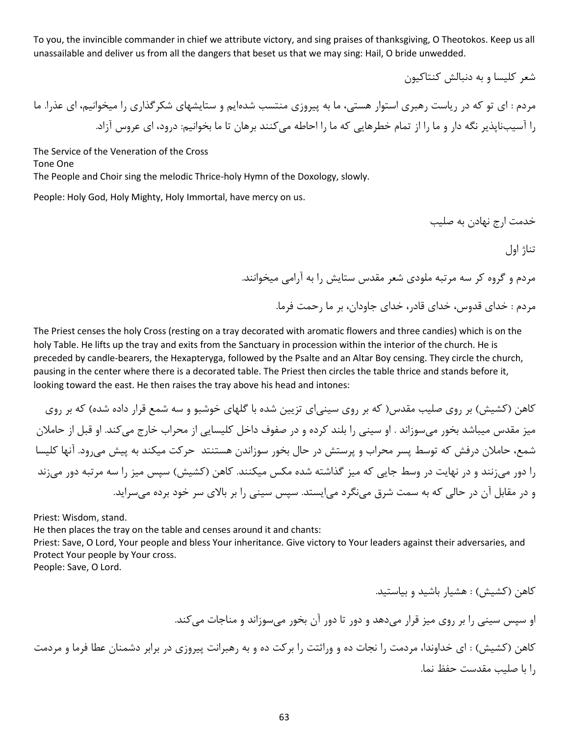To you, the invincible commander in chief we attribute victory, and sing praises of thanksgiving, O Theotokos. Keep us all unassailable and deliver us from all the dangers that beset us that we may sing: Hail, O bride unwedded.

شعر کلیسا و به دنبالش کنتاکیون

مردم : ای تو که در ریاست رهبری استوار هستی، ما به پیروزی منتسب شده‌ایم و ستایشهای شکرگذاری را میخوانیم، ای عذرا. ما را آسیب‌ناپذیر نگه دار و ما را از تمام خطرهایی که ما را احاطه می‌کنند برهان تا ما بخوانیم: درود، ای عروس آزاد.

The Service of the Veneration of the Cross
Tone One
The People and Choir sing the melodic Thrice-holy Hymn of the Doxology, slowly.

People: Holy God, Holy Mighty, Holy Immortal, have mercy on us.

خدمت ارج نهادن به صلیب

تناژ اول

مردم و گروه کر سه مرتبه ملودی شعر مقدس ستایش را به آرامی میخوانند.

مردم : خدای قدوس، خدای قادر، خدای جاودان، بر ما رحمت فرما.

The Priest censes the holy Cross (resting on a tray decorated with aromatic flowers and three candies) which is on the holy Table. He lifts up the tray and exits from the Sanctuary in procession within the interior of the church. He is preceded by candle-bearers, the Hexapteryga, followed by the Psalte and an Altar Boy censing. They circle the church, pausing in the center where there is a decorated table. The Priest then circles the table thrice and stands before it, looking toward the east. He then raises the tray above his head and intones:

کاهن (کشیش) بر روی صلیب مقدس( که بر روی سینی‌ای تزیین شده با گلهای خوشبو و سه شمع قرار داده شده) که بر روی میز مقدس میباشد بخور می‌سوزاند . او سینی را بلند کرده و در صفوف داخل کلیسایی از محراب خارج می‌کند. او قبل از حاملان شمع، حاملان درفش که توسط پسر محراب و پرستش در حال بخور سوزاندن هستنتد حرکت میکند به پیش می‌رود. آنها کلیسا را دور می‌زنند و در نهایت در وسط جایی که میز گذاشته شده مکس میکنند. کاهن (کشیش) سپس میز را سه مرتبه دور می‌زند و در مقابل آن در حالی که به سمت شرق می‌نگرد می‌ایستد. سپس سینی را بر بالای سر خود برده می‌سراید.

Priest: Wisdom, stand.
He then places the tray on the table and censes around it and chants:
Priest: Save, O Lord, Your people and bless Your inheritance. Give victory to Your leaders against their adversaries, and Protect Your people by Your cross.
People: Save, O Lord.

کاهن (کشیش) : هشیار باشید و بیاستید.

او سپس سینی را بر روی میز قرار می‌دهد و دور تا دور آن بخور می‌سوزاند و مناجات می‌کند.

کاهن (کشیش) : ای خداوندا، مردمت را نجات ده و وراثتت را برکت ده و به رهبرانت پیروزی در برابر دشمنان عطا فرما و مردمت را با صلیب مقدست حفظ نما.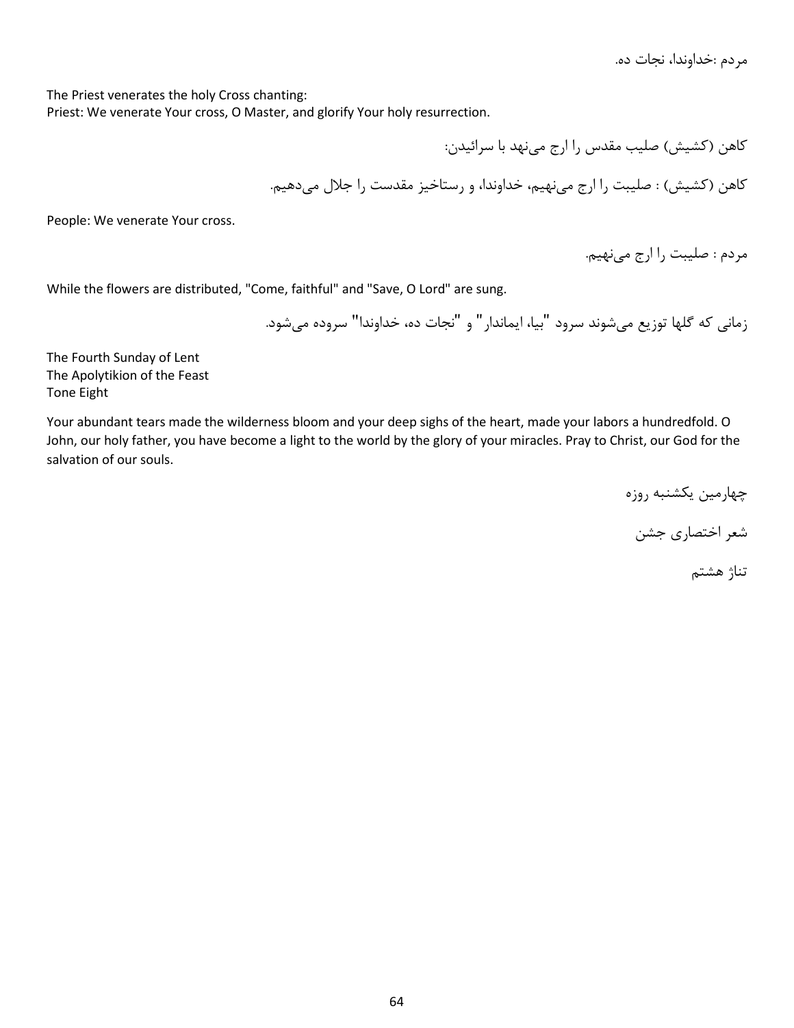مردم :خداوندا، نجات ده.

The Priest venerates the holy Cross chanting:
Priest: We venerate Your cross, O Master, and glorify Your holy resurrection.

کاهن (کشیش) صلیب مقدس را ارج می‌نهد با سرائیدن:

کاهن (کشیش) : صلیبت را ارج می‌نهیم، خداوندا، و رستاخیز مقدست را جلال می‌دهیم.

People: We venerate Your cross.

مردم : صلیبت را ارج می‌نهیم.

While the flowers are distributed, "Come, faithful" and "Save, O Lord" are sung.

زمانی که گلها توزیع می‌شوند سرود "بیا، ایماندار" و "نجات ده، خداوندا" سروده می‌شود.

The Fourth Sunday of Lent
The Apolytikion of the Feast
Tone Eight

Your abundant tears made the wilderness bloom and your deep sighs of the heart, made your labors a hundredfold. O John, our holy father, you have become a light to the world by the glory of your miracles. Pray to Christ, our God for the salvation of our souls.

چهارمین یکشنبه روزه

شعر اختصاری جشن

تناژ هشتم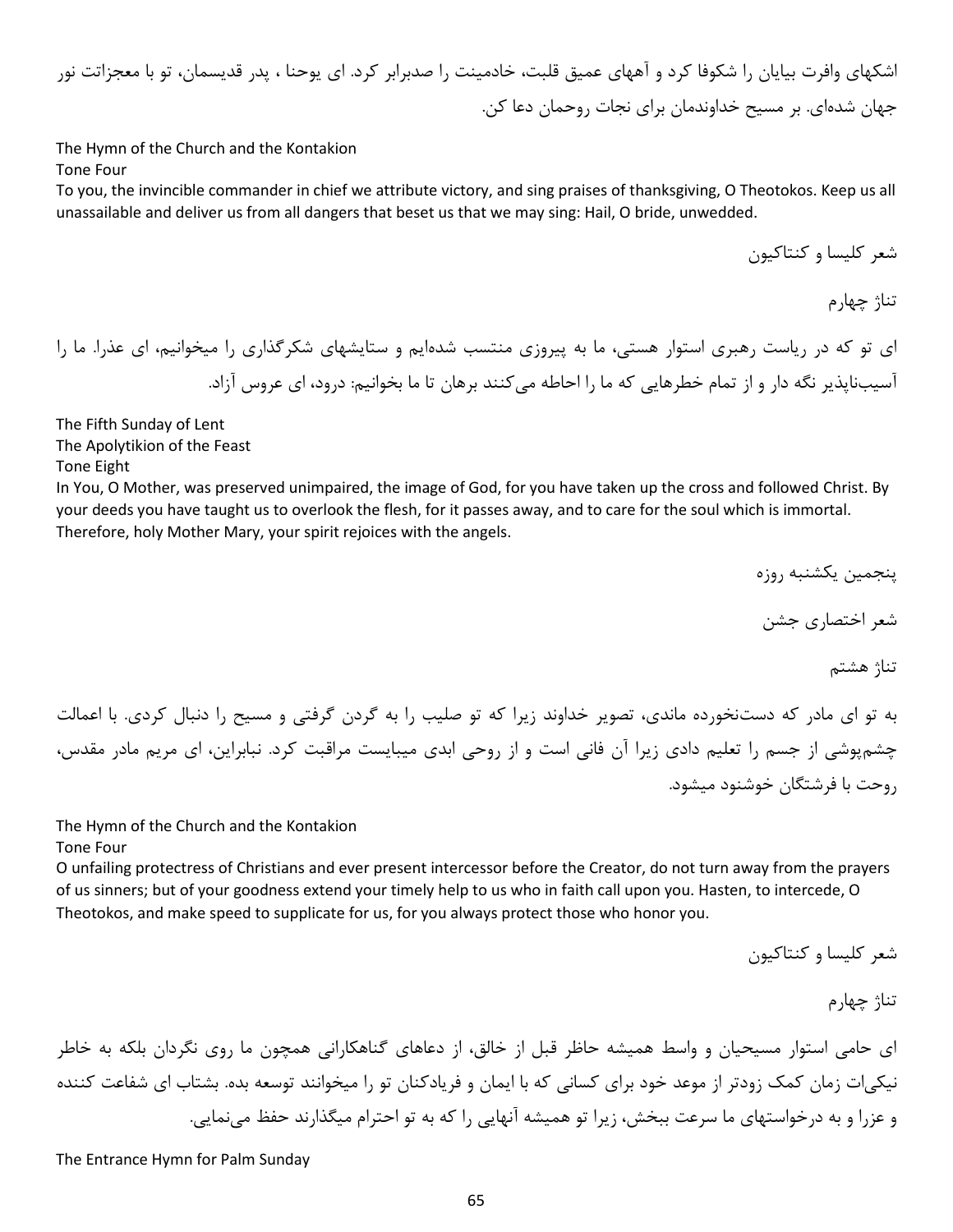اشکهای وافرت بیابان را شکوفا کرد و آههای عمیق قلبت، خادمینت را صدبرابر کرد. ای یوحنا ، پدر قدیسمان، تو با معجزاتت نور جهان شده‌ای. بر مسیح خداوندمان برای نجات روحمان دعا کن.

The Hymn of the Church and the Kontakion
Tone Four
To you, the invincible commander in chief we attribute victory, and sing praises of thanksgiving, O Theotokos. Keep us all unassailable and deliver us from all dangers that beset us that we may sing: Hail, O bride, unwedded.

شعر کلیسا و کنتاکیون

تناژ چهارم

ای تو که در ریاست رهبری استوار هستی، ما به پیروزی منتسب شده‌ایم و ستایشهای شکرگذاری را میخوانیم، ای عذرا. ما را آسیب‌ناپذیر نگه دار و از تمام خطرهایی که ما را احاطه می‌کنند برهان تا ما بخوانیم: درود، ای عروس آزاد.

The Fifth Sunday of Lent
The Apolytikion of the Feast
Tone Eight
In You, O Mother, was preserved unimpaired, the image of God, for you have taken up the cross and followed Christ. By your deeds you have taught us to overlook the flesh, for it passes away, and to care for the soul which is immortal. Therefore, holy Mother Mary, your spirit rejoices with the angels.

پنجمین یکشنبه روزه

شعر اختصاری جشن

تناژ هشتم

به تو ای مادر که دست‌نخورده ماندی، تصویر خداوند زیرا که تو صلیب را به گردن گرفتی و مسیح را دنبال کردی. با اعمالت چشم‌پوشی از جسم را تعلیم دادی زیرا آن فانی است و از روحی ابدی میبایست مراقبت کرد. نبابراین، ای مریم مادر مقدس، روحت با فرشتگان خوشنود میشود.

The Hymn of the Church and the Kontakion
Tone Four
O unfailing protectress of Christians and ever present intercessor before the Creator, do not turn away from the prayers of us sinners; but of your goodness extend your timely help to us who in faith call upon you. Hasten, to intercede, O Theotokos, and make speed to supplicate for us, for you always protect those who honor you.

شعر کلیسا و کنتاکیون

تناژ چهارم

ای حامی استوار مسیحیان و واسط همیشه حاظر قبل از خالق، از دعاهای گناهکارانی همچون ما روی نگردان بلکه به خاطر نیکی‌ات زمان کمک زودتر از موعد خود برای کسانی که با ایمان و فریادکنان تو را میخوانند توسعه بده. بشتاب ای شفاعت کننده و عزرا و به درخواستهای ما سرعت ببخش، زیرا تو همیشه آنهایی را که به تو احترام میگذارند حفظ می‌نمایی.

The Entrance Hymn for Palm Sunday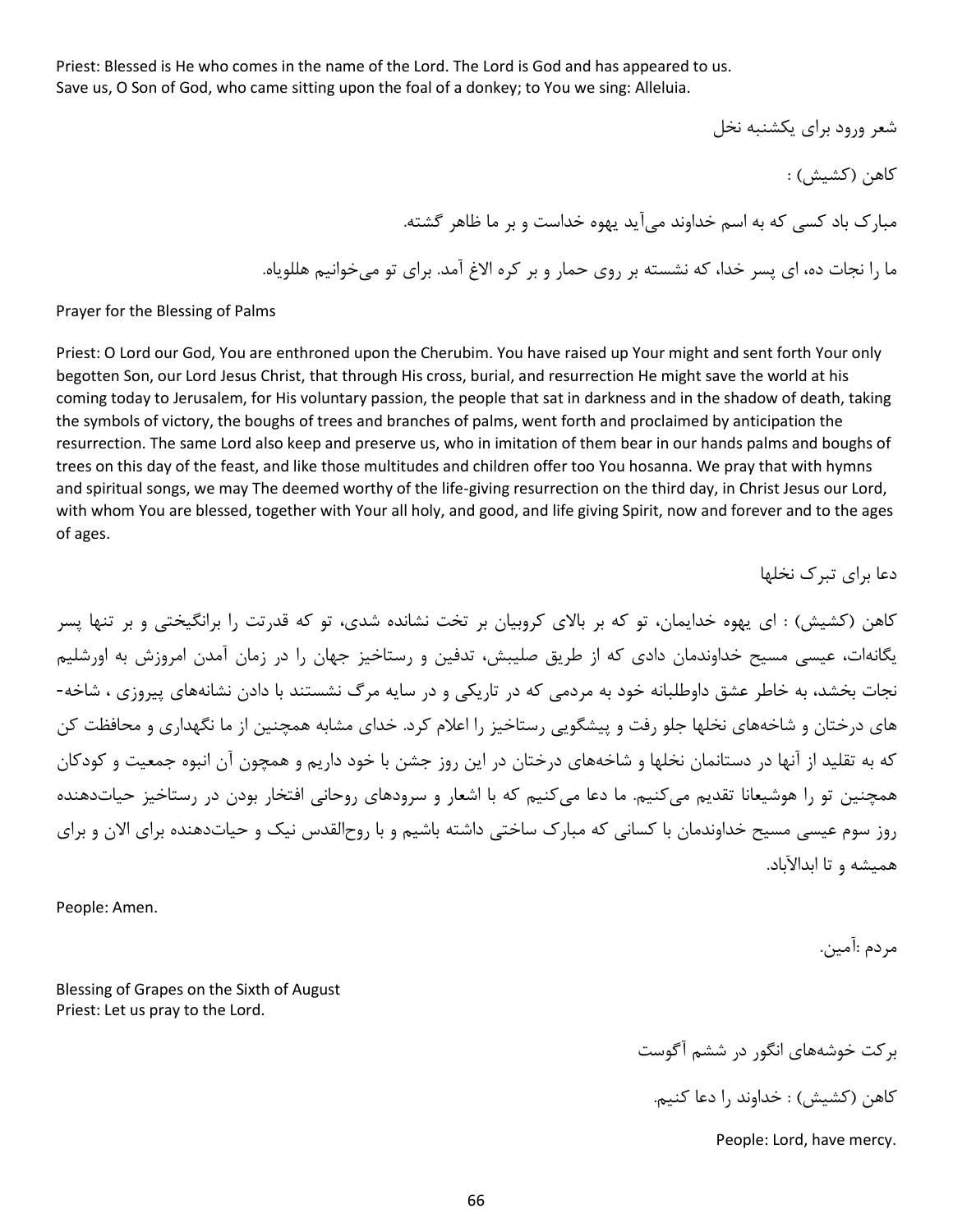Priest: Blessed is He who comes in the name of the Lord. The Lord is God and has appeared to us.
Save us, O Son of God, who came sitting upon the foal of a donkey; to You we sing: Alleluia.

شعر ورود برای یکشنبه نخل

کاهن (کشیش) :

مبارک باد کسی که به اسم خداوند می‌آید یهوه خداست و بر ما ظاهر گشته.

ما را نجات ده، ای پسر خدا، که نشسته بر روی حمار و بر کره الاغ آمد. برای تو می‌خوانیم هللویاه.

Prayer for the Blessing of Palms

Priest: O Lord our God, You are enthroned upon the Cherubim. You have raised up Your might and sent forth Your only begotten Son, our Lord Jesus Christ, that through His cross, burial, and resurrection He might save the world at his coming today to Jerusalem, for His voluntary passion, the people that sat in darkness and in the shadow of death, taking the symbols of victory, the boughs of trees and branches of palms, went forth and proclaimed by anticipation the resurrection. The same Lord also keep and preserve us, who in imitation of them bear in our hands palms and boughs of trees on this day of the feast, and like those multitudes and children offer too You hosanna. We pray that with hymns and spiritual songs, we may The deemed worthy of the life-giving resurrection on the third day, in Christ Jesus our Lord, with whom You are blessed, together with Your all holy, and good, and life giving Spirit, now and forever and to the ages of ages.

دعا برای تبرک نخلها

کاهن (کشیش) : ای یهوه خدایمان، تو که بر بالای کروبیان بر تخت نشانده شدی، تو که قدرتت را برانگیختی و بر تنها پسر یگانه‌ات، عیسی مسیح خداوندمان دادی که از طریق صلیبش، تدفین و رستاخیز جهان را در زمان آمدن امروزش به اورشلیم نجات بخشد، به خاطر عشق داوطلبانه خود به مردمی که در تاریکی و در سایه مرگ نشستند با دادن نشانه‌های پیروزی ، شاخه-های درختان و شاخه‌های نخلها جلو رفت و پیشگویی رستاخیز را اعلام کرد. خدای مشابه همچنین از ما نگهداری و محافظت کن که به تقلید از آنها در دستانمان نخلها و شاخه‌های درختان در این روز جشن با خود داریم و همچون آن انبوه جمعیت و کودکان همچنین تو را هوشیعانا تقدیم می‌کنیم. ما دعا می‌کنیم که با اشعار و سرودهای روحانی افتخار بودن در رستاخیز حیات‌دهنده روز سوم عیسی مسیح خداوندمان با کسانی که مبارک ساختی داشته باشیم و با روح‌القدس نیک و حیات‌دهنده برای الان و برای همیشه و تا ابدالآباد.

People: Amen.

مردم :آمین.

Blessing of Grapes on the Sixth of August
Priest: Let us pray to the Lord.

برکت خوشه‌های انگور در ششم آگوست

کاهن (کشیش) : خداوند را دعا کنیم.

People: Lord, have mercy.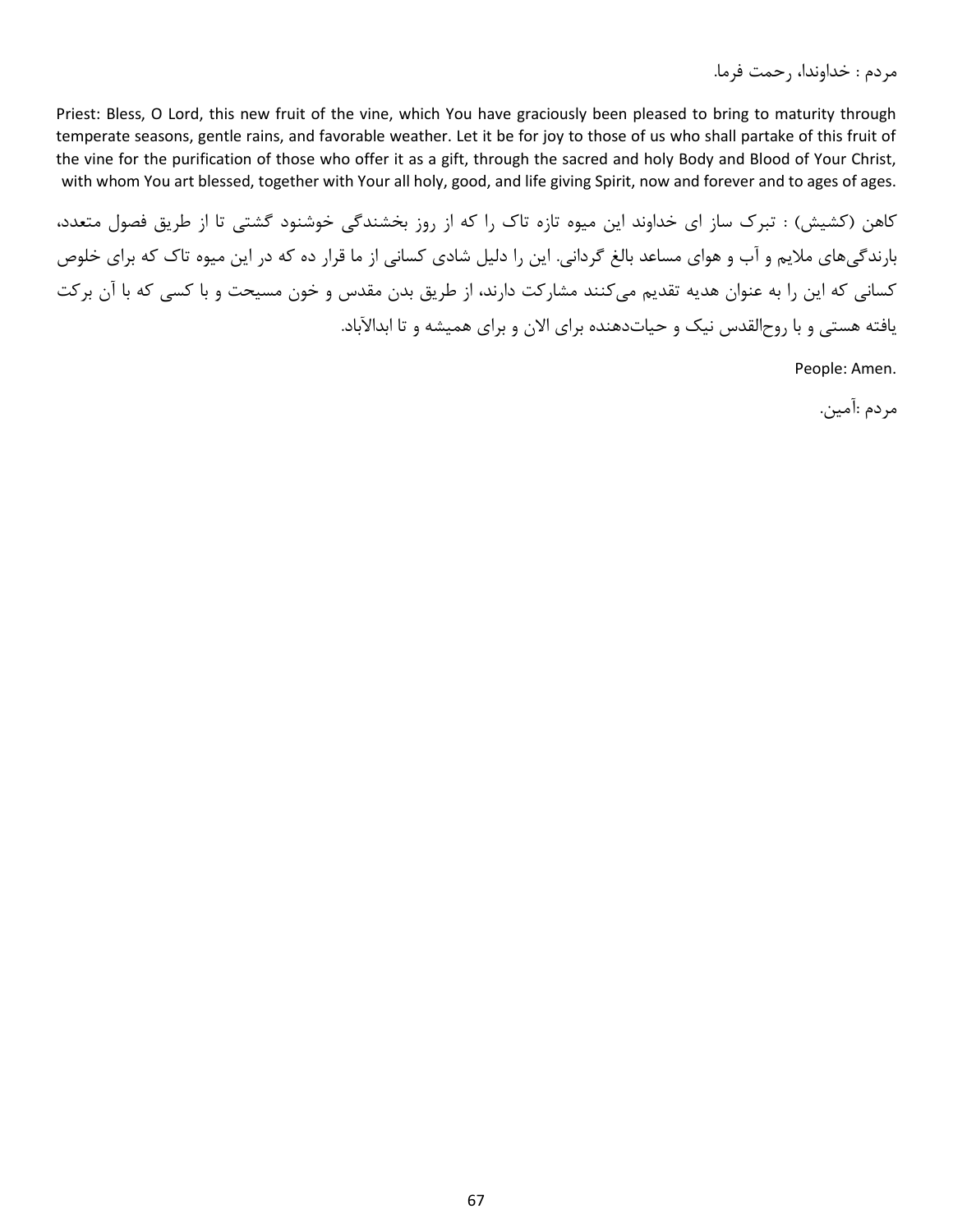مردم : خداوندا، رحمت فرما.

Priest: Bless, O Lord, this new fruit of the vine, which You have graciously been pleased to bring to maturity through temperate seasons, gentle rains, and favorable weather. Let it be for joy to those of us who shall partake of this fruit of the vine for the purification of those who offer it as a gift, through the sacred and holy Body and Blood of Your Christ, with whom You art blessed, together with Your all holy, good, and life giving Spirit, now and forever and to ages of ages.

کاهن (کشیش) : تبرک ساز ای خداوند این میوه تازه تاک را که از روز بخشندگی خوشنود گشتی تا از طریق فصول متعدد، بارندگی‌های ملایم و آب و هوای مساعد بالغ گردانی. این را دلیل شادی کسانی از ما قرار ده که در این میوه تاک که برای خلوص کسانی که این را به عنوان هدیه تقدیم می‌کنند مشارکت دارند، از طریق بدن مقدس و خون مسیحت و با کسی که با آن برکت یافته هستی و با روح‌القدس نیک و حیات‌دهنده برای الان و برای همیشه و تا ابدالآباد.

People: Amen.

مردم :آمین.